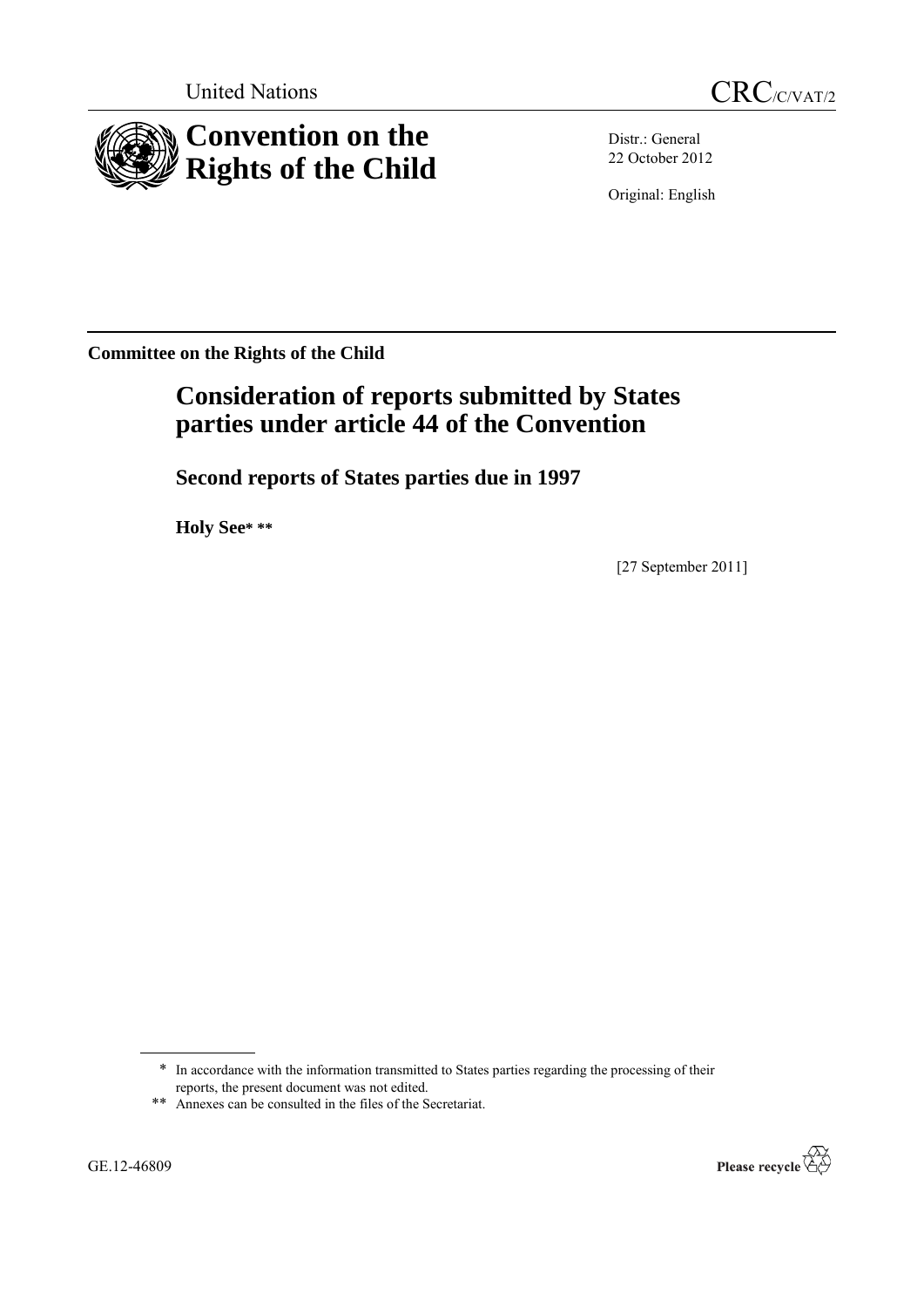United Nations

CRC/C/VAT/2

# Convention on the Rights of the Child

Distr.: General
22 October 2012

Original: English

**Committee on the Rights of the Child**

## Consideration of reports submitted by States parties under article 44 of the Convention

### Second reports of States parties due in 1997

**Holy See**\* \*\*

[27 September 2011]

---

\* In accordance with the information transmitted to States parties regarding the processing of their reports, the present document was not edited.

\*\* Annexes can be consulted in the files of the Secretariat.

GE.12-46809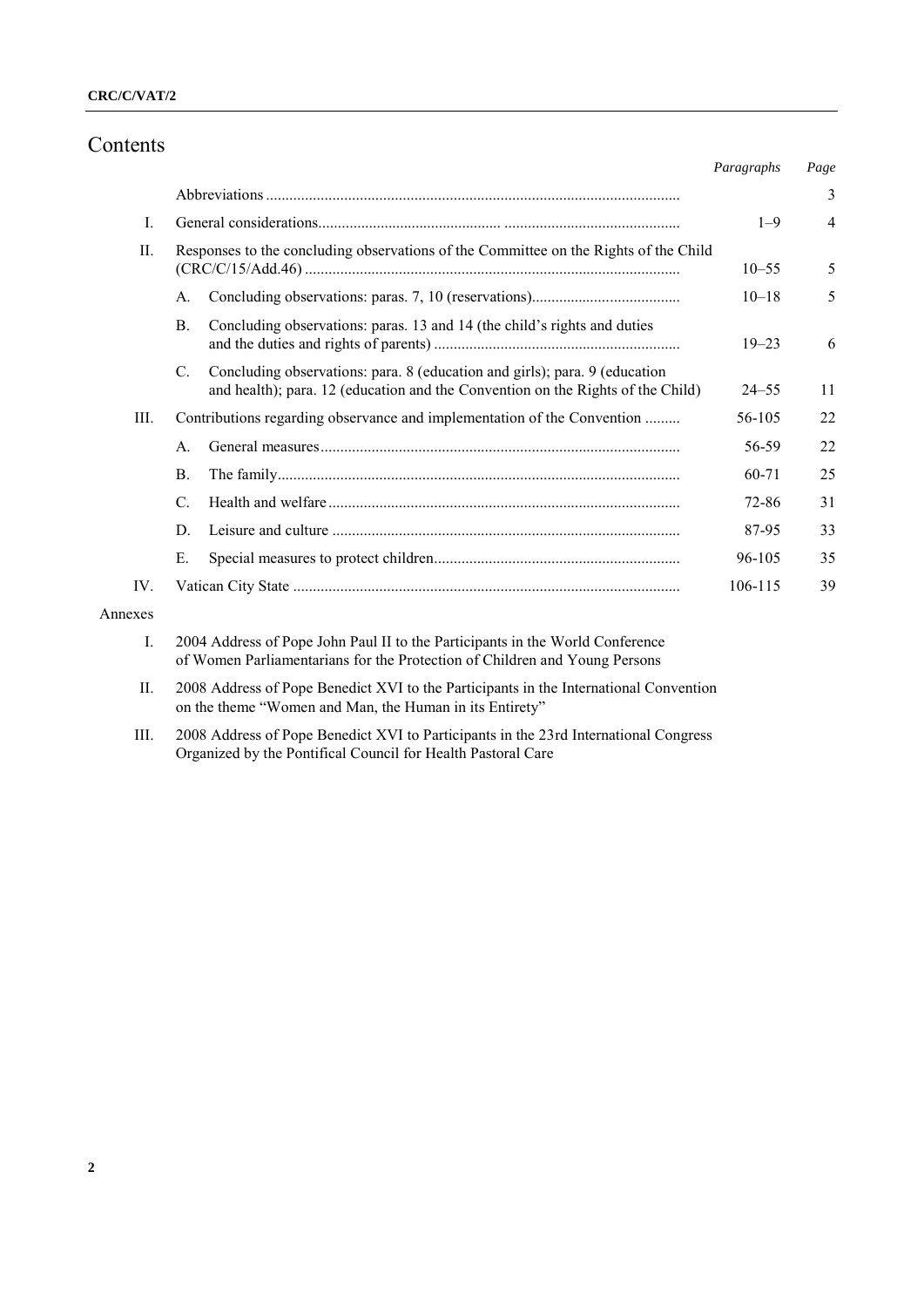# Contents

| | | Paragraphs | Page |
|---|---|---|---|
| | Abbreviations | | 3 |
| I. | General considerations | 1–9 | 4 |
| II. | Responses to the concluding observations of the Committee on the Rights of the Child (CRC/C/15/Add.46) | 10–55 | 5 |
| | A. Concluding observations: paras. 7, 10 (reservations) | 10–18 | 5 |
| | B. Concluding observations: paras. 13 and 14 (the child's rights and duties and the duties and rights of parents) | 19–23 | 6 |
| | C. Concluding observations: para. 8 (education and girls); para. 9 (education and health); para. 12 (education and the Convention on the Rights of the Child) | 24–55 | 11 |
| III. | Contributions regarding observance and implementation of the Convention | 56-105 | 22 |
| | A. General measures | 56-59 | 22 |
| | B. The family | 60-71 | 25 |
| | C. Health and welfare | 72-86 | 31 |
| | D. Leisure and culture | 87-95 | 33 |
| | E. Special measures to protect children | 96-105 | 35 |
| IV. | Vatican City State | 106-115 | 39 |

Annexes

I. 2004 Address of Pope John Paul II to the Participants in the World Conference of Women Parliamentarians for the Protection of Children and Young Persons

II. 2008 Address of Pope Benedict XVI to the Participants in the International Convention on the theme "Women and Man, the Human in its Entirety"

III. 2008 Address of Pope Benedict XVI to Participants in the 23rd International Congress Organized by the Pontifical Council for Health Pastoral Care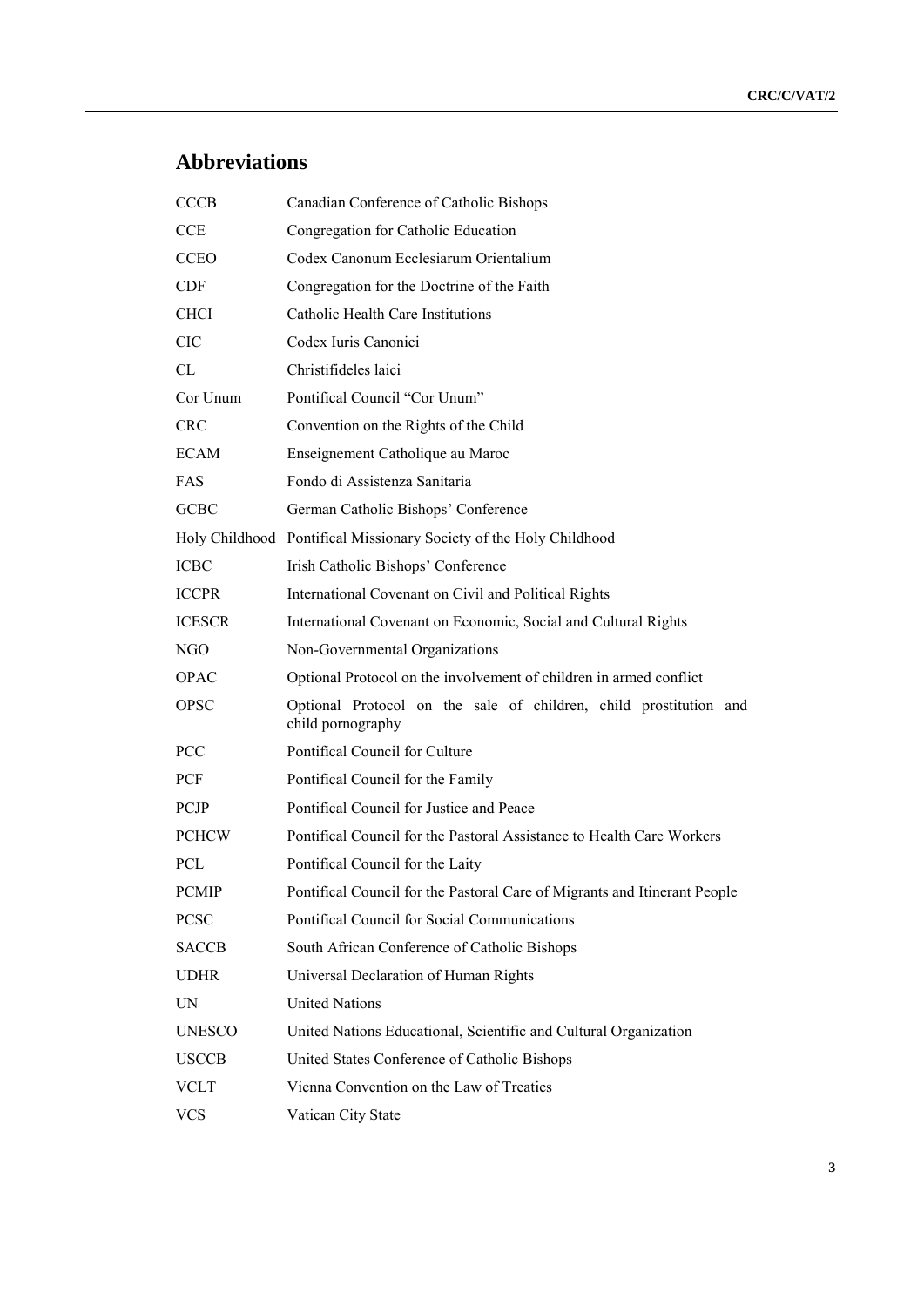## Abbreviations

| | |
|---|---|
| CCCB | Canadian Conference of Catholic Bishops |
| CCE | Congregation for Catholic Education |
| CCEO | Codex Canonum Ecclesiarum Orientalium |
| CDF | Congregation for the Doctrine of the Faith |
| CHCI | Catholic Health Care Institutions |
| CIC | Codex Iuris Canonici |
| CL | Christifideles laici |
| Cor Unum | Pontifical Council "Cor Unum" |
| CRC | Convention on the Rights of the Child |
| ECAM | Enseignement Catholique au Maroc |
| FAS | Fondo di Assistenza Sanitaria |
| GCBC | German Catholic Bishops' Conference |
| Holy Childhood | Pontifical Missionary Society of the Holy Childhood |
| ICBC | Irish Catholic Bishops' Conference |
| ICCPR | International Covenant on Civil and Political Rights |
| ICESCR | International Covenant on Economic, Social and Cultural Rights |
| NGO | Non-Governmental Organizations |
| OPAC | Optional Protocol on the involvement of children in armed conflict |
| OPSC | Optional Protocol on the sale of children, child prostitution and child pornography |
| PCC | Pontifical Council for Culture |
| PCF | Pontifical Council for the Family |
| PCJP | Pontifical Council for Justice and Peace |
| PCHCW | Pontifical Council for the Pastoral Assistance to Health Care Workers |
| PCL | Pontifical Council for the Laity |
| PCMIP | Pontifical Council for the Pastoral Care of Migrants and Itinerant People |
| PCSC | Pontifical Council for Social Communications |
| SACCB | South African Conference of Catholic Bishops |
| UDHR | Universal Declaration of Human Rights |
| UN | United Nations |
| UNESCO | United Nations Educational, Scientific and Cultural Organization |
| USCCB | United States Conference of Catholic Bishops |
| VCLT | Vienna Convention on the Law of Treaties |
| VCS | Vatican City State |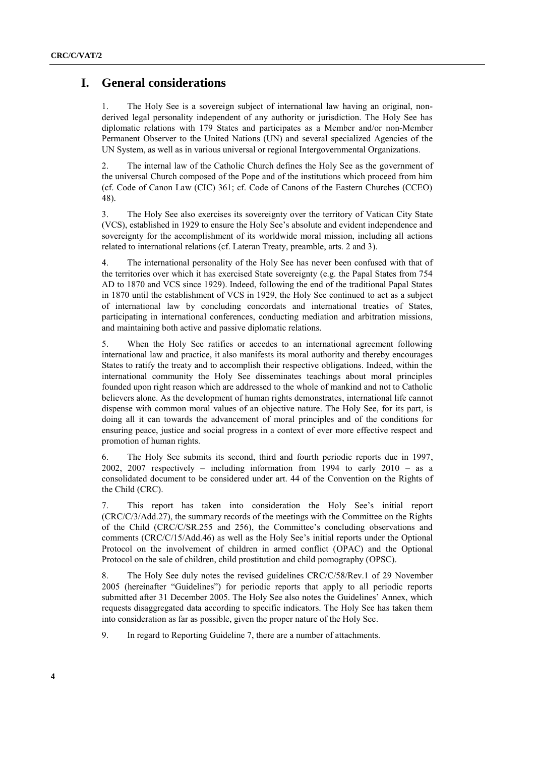# I. General considerations

1. The Holy See is a sovereign subject of international law having an original, non-derived legal personality independent of any authority or jurisdiction. The Holy See has diplomatic relations with 179 States and participates as a Member and/or non-Member Permanent Observer to the United Nations (UN) and several specialized Agencies of the UN System, as well as in various universal or regional Intergovernmental Organizations.

2. The internal law of the Catholic Church defines the Holy See as the government of the universal Church composed of the Pope and of the institutions which proceed from him (cf. Code of Canon Law (CIC) 361; cf. Code of Canons of the Eastern Churches (CCEO) 48).

3. The Holy See also exercises its sovereignty over the territory of Vatican City State (VCS), established in 1929 to ensure the Holy See's absolute and evident independence and sovereignty for the accomplishment of its worldwide moral mission, including all actions related to international relations (cf. Lateran Treaty, preamble, arts. 2 and 3).

4. The international personality of the Holy See has never been confused with that of the territories over which it has exercised State sovereignty (e.g. the Papal States from 754 AD to 1870 and VCS since 1929). Indeed, following the end of the traditional Papal States in 1870 until the establishment of VCS in 1929, the Holy See continued to act as a subject of international law by concluding concordats and international treaties of States, participating in international conferences, conducting mediation and arbitration missions, and maintaining both active and passive diplomatic relations.

5. When the Holy See ratifies or accedes to an international agreement following international law and practice, it also manifests its moral authority and thereby encourages States to ratify the treaty and to accomplish their respective obligations. Indeed, within the international community the Holy See disseminates teachings about moral principles founded upon right reason which are addressed to the whole of mankind and not to Catholic believers alone. As the development of human rights demonstrates, international life cannot dispense with common moral values of an objective nature. The Holy See, for its part, is doing all it can towards the advancement of moral principles and of the conditions for ensuring peace, justice and social progress in a context of ever more effective respect and promotion of human rights.

6. The Holy See submits its second, third and fourth periodic reports due in 1997, 2002, 2007 respectively – including information from 1994 to early 2010 – as a consolidated document to be considered under art. 44 of the Convention on the Rights of the Child (CRC).

7. This report has taken into consideration the Holy See's initial report (CRC/C/3/Add.27), the summary records of the meetings with the Committee on the Rights of the Child (CRC/C/SR.255 and 256), the Committee's concluding observations and comments (CRC/C/15/Add.46) as well as the Holy See's initial reports under the Optional Protocol on the involvement of children in armed conflict (OPAC) and the Optional Protocol on the sale of children, child prostitution and child pornography (OPSC).

8. The Holy See duly notes the revised guidelines CRC/C/58/Rev.1 of 29 November 2005 (hereinafter "Guidelines") for periodic reports that apply to all periodic reports submitted after 31 December 2005. The Holy See also notes the Guidelines' Annex, which requests disaggregated data according to specific indicators. The Holy See has taken them into consideration as far as possible, given the proper nature of the Holy See.

9. In regard to Reporting Guideline 7, there are a number of attachments.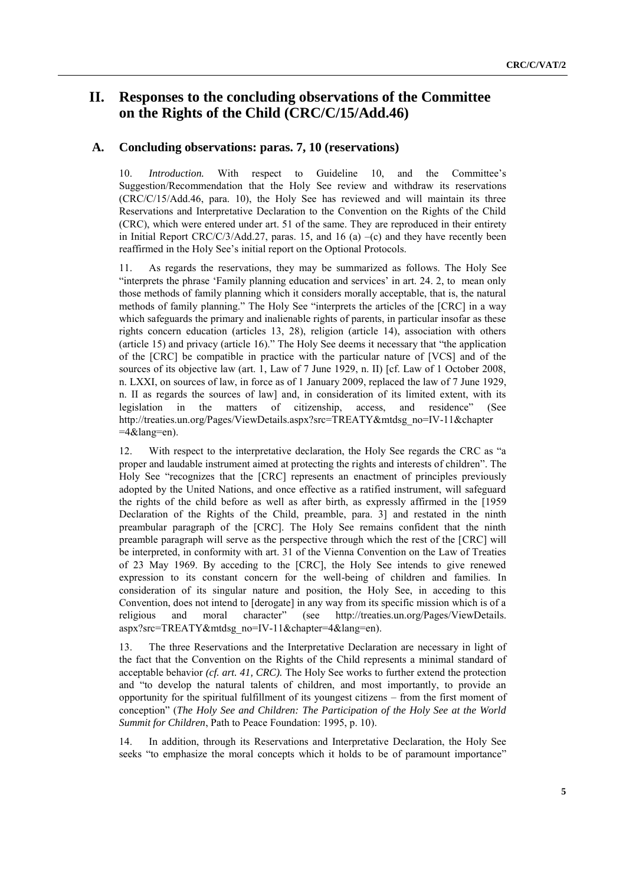# II. Responses to the concluding observations of the Committee on the Rights of the Child (CRC/C/15/Add.46)

## A. Concluding observations: paras. 7, 10 (reservations)

10. *Introduction.* With respect to Guideline 10, and the Committee's Suggestion/Recommendation that the Holy See review and withdraw its reservations (CRC/C/15/Add.46, para. 10), the Holy See has reviewed and will maintain its three Reservations and Interpretative Declaration to the Convention on the Rights of the Child (CRC), which were entered under art. 51 of the same. They are reproduced in their entirety in Initial Report CRC/C/3/Add.27, paras. 15, and 16 (a) –(c) and they have recently been reaffirmed in the Holy See's initial report on the Optional Protocols.

11. As regards the reservations, they may be summarized as follows. The Holy See "interprets the phrase 'Family planning education and services' in art. 24. 2, to mean only those methods of family planning which it considers morally acceptable, that is, the natural methods of family planning." The Holy See "interprets the articles of the [CRC] in a way which safeguards the primary and inalienable rights of parents, in particular insofar as these rights concern education (articles 13, 28), religion (article 14), association with others (article 15) and privacy (article 16)." The Holy See deems it necessary that "the application of the [CRC] be compatible in practice with the particular nature of [VCS] and of the sources of its objective law (art. 1, Law of 7 June 1929, n. II) [cf. Law of 1 October 2008, n. LXXI, on sources of law, in force as of 1 January 2009, replaced the law of 7 June 1929, n. II as regards the sources of law] and, in consideration of its limited extent, with its legislation in the matters of citizenship, access, and residence" (See http://treaties.un.org/Pages/ViewDetails.aspx?src=TREATY&mtdsg_no=IV-11&chapter=4&lang=en).

12. With respect to the interpretative declaration, the Holy See regards the CRC as "a proper and laudable instrument aimed at protecting the rights and interests of children". The Holy See "recognizes that the [CRC] represents an enactment of principles previously adopted by the United Nations, and once effective as a ratified instrument, will safeguard the rights of the child before as well as after birth, as expressly affirmed in the [1959 Declaration of the Rights of the Child, preamble, para. 3] and restated in the ninth preambular paragraph of the [CRC]. The Holy See remains confident that the ninth preamble paragraph will serve as the perspective through which the rest of the [CRC] will be interpreted, in conformity with art. 31 of the Vienna Convention on the Law of Treaties of 23 May 1969. By acceding to the [CRC], the Holy See intends to give renewed expression to its constant concern for the well-being of children and families. In consideration of its singular nature and position, the Holy See, in acceding to this Convention, does not intend to [derogate] in any way from its specific mission which is of a religious and moral character" (see http://treaties.un.org/Pages/ViewDetails.aspx?src=TREATY&mtdsg_no=IV-11&chapter=4&lang=en).

13. The three Reservations and the Interpretative Declaration are necessary in light of the fact that the Convention on the Rights of the Child represents a minimal standard of acceptable behavior *(cf. art. 41, CRC).* The Holy See works to further extend the protection and "to develop the natural talents of children, and most importantly, to provide an opportunity for the spiritual fulfillment of its youngest citizens – from the first moment of conception" (*The Holy See and Children: The Participation of the Holy See at the World Summit for Children*, Path to Peace Foundation: 1995, p. 10).

14. In addition, through its Reservations and Interpretative Declaration, the Holy See seeks "to emphasize the moral concepts which it holds to be of paramount importance"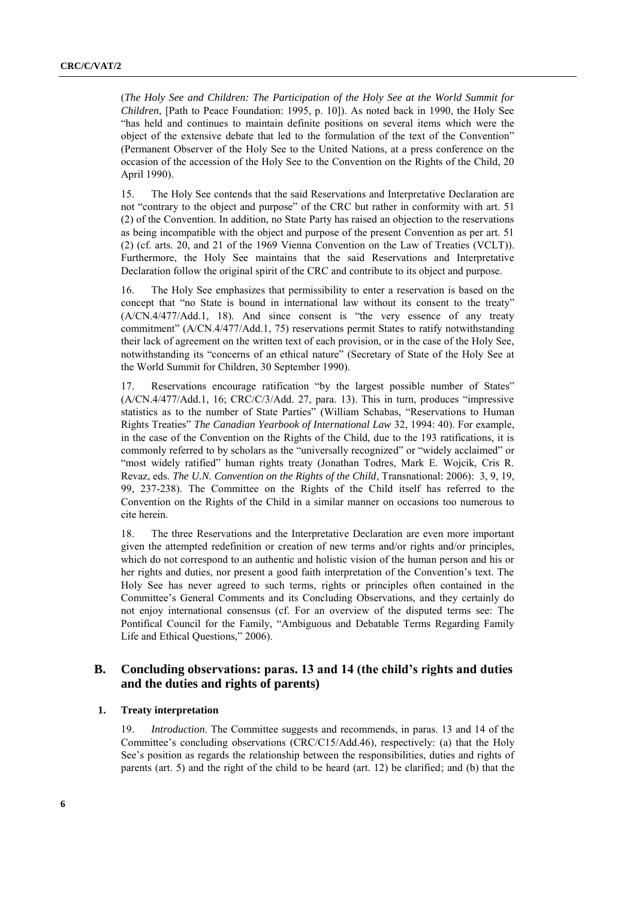(*The Holy See and Children: The Participation of the Holy See at the World Summit for Children*, [Path to Peace Foundation: 1995, p. 10]). As noted back in 1990, the Holy See "has held and continues to maintain definite positions on several items which were the object of the extensive debate that led to the formulation of the text of the Convention" (Permanent Observer of the Holy See to the United Nations, at a press conference on the occasion of the accession of the Holy See to the Convention on the Rights of the Child, 20 April 1990).

15. The Holy See contends that the said Reservations and Interpretative Declaration are not "contrary to the object and purpose" of the CRC but rather in conformity with art. 51 (2) of the Convention. In addition, no State Party has raised an objection to the reservations as being incompatible with the object and purpose of the present Convention as per art. 51 (2) (cf. arts. 20, and 21 of the 1969 Vienna Convention on the Law of Treaties (VCLT)). Furthermore, the Holy See maintains that the said Reservations and Interpretative Declaration follow the original spirit of the CRC and contribute to its object and purpose.

16. The Holy See emphasizes that permissibility to enter a reservation is based on the concept that "no State is bound in international law without its consent to the treaty" (A/CN.4/477/Add.1, 18). And since consent is "the very essence of any treaty commitment" (A/CN.4/477/Add.1, 75) reservations permit States to ratify notwithstanding their lack of agreement on the written text of each provision, or in the case of the Holy See, notwithstanding its "concerns of an ethical nature" (Secretary of State of the Holy See at the World Summit for Children, 30 September 1990).

17. Reservations encourage ratification "by the largest possible number of States" (A/CN.4/477/Add.1, 16; CRC/C/3/Add. 27, para. 13). This in turn, produces "impressive statistics as to the number of State Parties" (William Schabas, "Reservations to Human Rights Treaties" *The Canadian Yearbook of International Law* 32, 1994: 40). For example, in the case of the Convention on the Rights of the Child, due to the 193 ratifications, it is commonly referred to by scholars as the "universally recognized" or "widely acclaimed" or "most widely ratified" human rights treaty (Jonathan Todres, Mark E. Wojcik, Cris R. Revaz, eds. *The U.N. Convention on the Rights of the Child*, Transnational: 2006): 3, 9, 19, 99, 237-238). The Committee on the Rights of the Child itself has referred to the Convention on the Rights of the Child in a similar manner on occasions too numerous to cite herein.

18. The three Reservations and the Interpretative Declaration are even more important given the attempted redefinition or creation of new terms and/or rights and/or principles, which do not correspond to an authentic and holistic vision of the human person and his or her rights and duties, nor present a good faith interpretation of the Convention's text. The Holy See has never agreed to such terms, rights or principles often contained in the Committee's General Comments and its Concluding Observations, and they certainly do not enjoy international consensus (cf. For an overview of the disputed terms see: The Pontifical Council for the Family, "Ambiguous and Debatable Terms Regarding Family Life and Ethical Questions," 2006).

## B. Concluding observations: paras. 13 and 14 (the child's rights and duties and the duties and rights of parents)

### 1. Treaty interpretation

19. *Introduction*. The Committee suggests and recommends, in paras. 13 and 14 of the Committee's concluding observations (CRC/C15/Add.46), respectively: (a) that the Holy See's position as regards the relationship between the responsibilities, duties and rights of parents (art. 5) and the right of the child to be heard (art. 12) be clarified; and (b) that the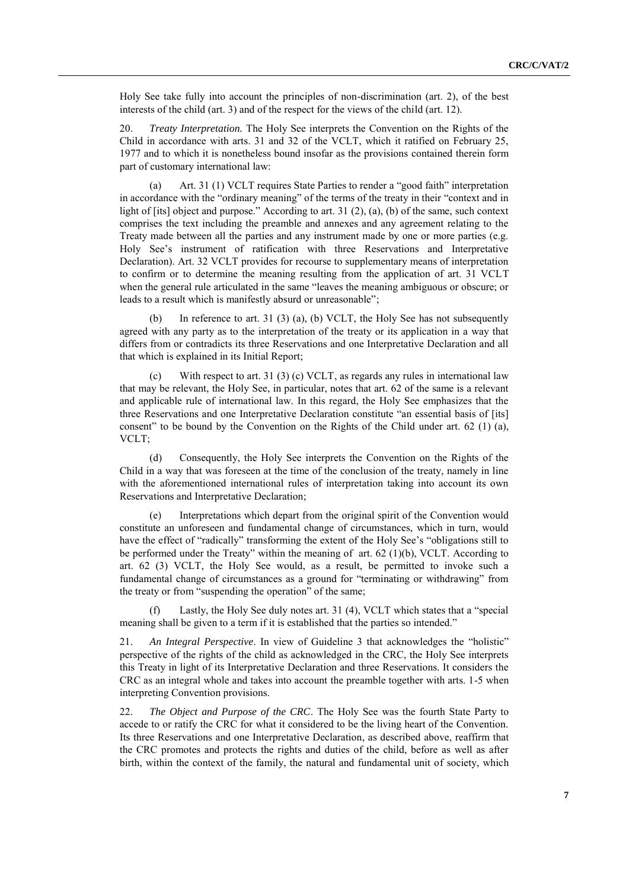Holy See take fully into account the principles of non-discrimination (art. 2), of the best interests of the child (art. 3) and of the respect for the views of the child (art. 12).

20. *Treaty Interpretation.* The Holy See interprets the Convention on the Rights of the Child in accordance with arts. 31 and 32 of the VCLT, which it ratified on February 25, 1977 and to which it is nonetheless bound insofar as the provisions contained therein form part of customary international law:

(a) Art. 31 (1) VCLT requires State Parties to render a "good faith" interpretation in accordance with the "ordinary meaning" of the terms of the treaty in their "context and in light of [its] object and purpose." According to art. 31 (2), (a), (b) of the same, such context comprises the text including the preamble and annexes and any agreement relating to the Treaty made between all the parties and any instrument made by one or more parties (e.g. Holy See's instrument of ratification with three Reservations and Interpretative Declaration). Art. 32 VCLT provides for recourse to supplementary means of interpretation to confirm or to determine the meaning resulting from the application of art. 31 VCLT when the general rule articulated in the same "leaves the meaning ambiguous or obscure; or leads to a result which is manifestly absurd or unreasonable";

(b) In reference to art. 31 (3) (a), (b) VCLT, the Holy See has not subsequently agreed with any party as to the interpretation of the treaty or its application in a way that differs from or contradicts its three Reservations and one Interpretative Declaration and all that which is explained in its Initial Report;

(c) With respect to art. 31 (3) (c) VCLT, as regards any rules in international law that may be relevant, the Holy See, in particular, notes that art. 62 of the same is a relevant and applicable rule of international law. In this regard, the Holy See emphasizes that the three Reservations and one Interpretative Declaration constitute "an essential basis of [its] consent" to be bound by the Convention on the Rights of the Child under art. 62 (1) (a), VCLT;

(d) Consequently, the Holy See interprets the Convention on the Rights of the Child in a way that was foreseen at the time of the conclusion of the treaty, namely in line with the aforementioned international rules of interpretation taking into account its own Reservations and Interpretative Declaration;

(e) Interpretations which depart from the original spirit of the Convention would constitute an unforeseen and fundamental change of circumstances, which in turn, would have the effect of "radically" transforming the extent of the Holy See's "obligations still to be performed under the Treaty" within the meaning of art. 62 (1)(b), VCLT. According to art. 62 (3) VCLT, the Holy See would, as a result, be permitted to invoke such a fundamental change of circumstances as a ground for "terminating or withdrawing" from the treaty or from "suspending the operation" of the same;

(f) Lastly, the Holy See duly notes art. 31 (4), VCLT which states that a "special meaning shall be given to a term if it is established that the parties so intended."

21. *An Integral Perspective*. In view of Guideline 3 that acknowledges the "holistic" perspective of the rights of the child as acknowledged in the CRC, the Holy See interprets this Treaty in light of its Interpretative Declaration and three Reservations. It considers the CRC as an integral whole and takes into account the preamble together with arts. 1-5 when interpreting Convention provisions.

22. *The Object and Purpose of the CRC*. The Holy See was the fourth State Party to accede to or ratify the CRC for what it considered to be the living heart of the Convention. Its three Reservations and one Interpretative Declaration, as described above, reaffirm that the CRC promotes and protects the rights and duties of the child, before as well as after birth, within the context of the family, the natural and fundamental unit of society, which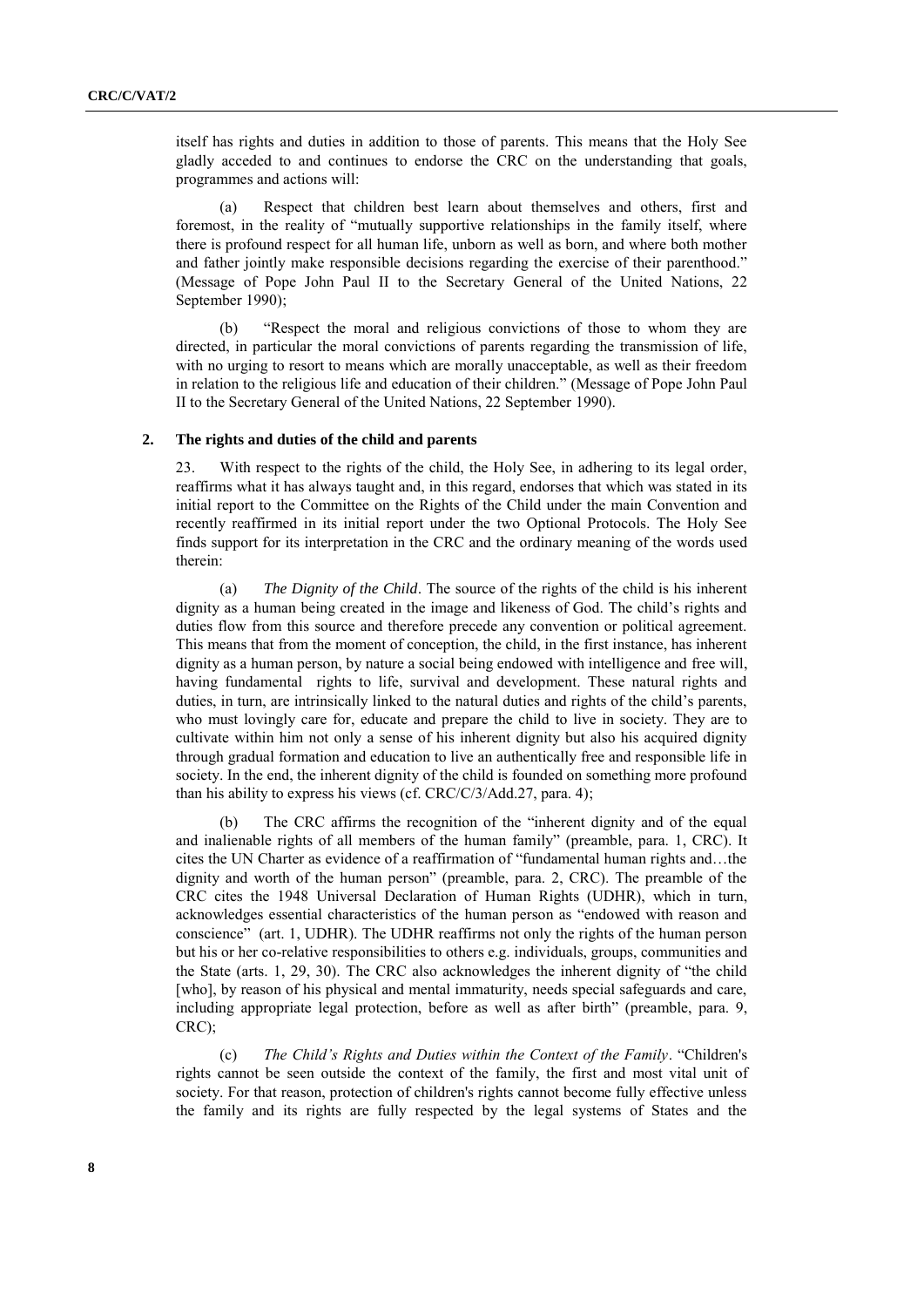itself has rights and duties in addition to those of parents. This means that the Holy See gladly acceded to and continues to endorse the CRC on the understanding that goals, programmes and actions will:

(a) Respect that children best learn about themselves and others, first and foremost, in the reality of "mutually supportive relationships in the family itself, where there is profound respect for all human life, unborn as well as born, and where both mother and father jointly make responsible decisions regarding the exercise of their parenthood." (Message of Pope John Paul II to the Secretary General of the United Nations, 22 September 1990);

(b) "Respect the moral and religious convictions of those to whom they are directed, in particular the moral convictions of parents regarding the transmission of life, with no urging to resort to means which are morally unacceptable, as well as their freedom in relation to the religious life and education of their children." (Message of Pope John Paul II to the Secretary General of the United Nations, 22 September 1990).

## 2. The rights and duties of the child and parents

23. With respect to the rights of the child, the Holy See, in adhering to its legal order, reaffirms what it has always taught and, in this regard, endorses that which was stated in its initial report to the Committee on the Rights of the Child under the main Convention and recently reaffirmed in its initial report under the two Optional Protocols. The Holy See finds support for its interpretation in the CRC and the ordinary meaning of the words used therein:

(a) *The Dignity of the Child*. The source of the rights of the child is his inherent dignity as a human being created in the image and likeness of God. The child's rights and duties flow from this source and therefore precede any convention or political agreement. This means that from the moment of conception, the child, in the first instance, has inherent dignity as a human person, by nature a social being endowed with intelligence and free will, having fundamental rights to life, survival and development. These natural rights and duties, in turn, are intrinsically linked to the natural duties and rights of the child's parents, who must lovingly care for, educate and prepare the child to live in society. They are to cultivate within him not only a sense of his inherent dignity but also his acquired dignity through gradual formation and education to live an authentically free and responsible life in society. In the end, the inherent dignity of the child is founded on something more profound than his ability to express his views (cf. CRC/C/3/Add.27, para. 4);

(b) The CRC affirms the recognition of the "inherent dignity and of the equal and inalienable rights of all members of the human family" (preamble, para. 1, CRC). It cites the UN Charter as evidence of a reaffirmation of "fundamental human rights and…the dignity and worth of the human person" (preamble, para. 2, CRC). The preamble of the CRC cites the 1948 Universal Declaration of Human Rights (UDHR), which in turn, acknowledges essential characteristics of the human person as "endowed with reason and conscience" (art. 1, UDHR). The UDHR reaffirms not only the rights of the human person but his or her co-relative responsibilities to others e.g. individuals, groups, communities and the State (arts. 1, 29, 30). The CRC also acknowledges the inherent dignity of "the child [who], by reason of his physical and mental immaturity, needs special safeguards and care, including appropriate legal protection, before as well as after birth" (preamble, para. 9, CRC);

(c) *The Child's Rights and Duties within the Context of the Family*. "Children's rights cannot be seen outside the context of the family, the first and most vital unit of society. For that reason, protection of children's rights cannot become fully effective unless the family and its rights are fully respected by the legal systems of States and the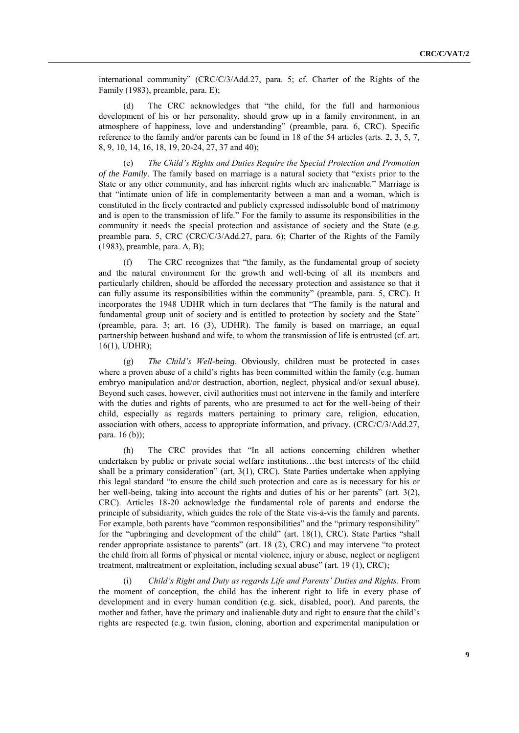international community" (CRC/C/3/Add.27, para. 5; cf. Charter of the Rights of the Family (1983), preamble, para. E);

(d) The CRC acknowledges that "the child, for the full and harmonious development of his or her personality, should grow up in a family environment, in an atmosphere of happiness, love and understanding" (preamble, para. 6, CRC). Specific reference to the family and/or parents can be found in 18 of the 54 articles (arts. 2, 3, 5, 7, 8, 9, 10, 14, 16, 18, 19, 20-24, 27, 37 and 40);

(e) *The Child's Rights and Duties Require the Special Protection and Promotion of the Family*. The family based on marriage is a natural society that "exists prior to the State or any other community, and has inherent rights which are inalienable." Marriage is that "intimate union of life in complementarity between a man and a woman, which is constituted in the freely contracted and publicly expressed indissoluble bond of matrimony and is open to the transmission of life." For the family to assume its responsibilities in the community it needs the special protection and assistance of society and the State (e.g. preamble para. 5, CRC (CRC/C/3/Add.27, para. 6); Charter of the Rights of the Family (1983), preamble, para. A, B);

(f) The CRC recognizes that "the family, as the fundamental group of society and the natural environment for the growth and well-being of all its members and particularly children, should be afforded the necessary protection and assistance so that it can fully assume its responsibilities within the community" (preamble, para. 5, CRC). It incorporates the 1948 UDHR which in turn declares that "The family is the natural and fundamental group unit of society and is entitled to protection by society and the State" (preamble, para. 3; art. 16 (3), UDHR). The family is based on marriage, an equal partnership between husband and wife, to whom the transmission of life is entrusted (cf. art. 16(1), UDHR);

(g) *The Child's Well-being*. Obviously, children must be protected in cases where a proven abuse of a child's rights has been committed within the family (e.g. human embryo manipulation and/or destruction, abortion, neglect, physical and/or sexual abuse). Beyond such cases, however, civil authorities must not intervene in the family and interfere with the duties and rights of parents, who are presumed to act for the well-being of their child, especially as regards matters pertaining to primary care, religion, education, association with others, access to appropriate information, and privacy. (CRC/C/3/Add.27, para. 16 (b));

(h) The CRC provides that "In all actions concerning children whether undertaken by public or private social welfare institutions…the best interests of the child shall be a primary consideration" (art, 3(1), CRC). State Parties undertake when applying this legal standard "to ensure the child such protection and care as is necessary for his or her well-being, taking into account the rights and duties of his or her parents" (art. 3(2), CRC). Articles 18-20 acknowledge the fundamental role of parents and endorse the principle of subsidiarity, which guides the role of the State vis-à-vis the family and parents. For example, both parents have "common responsibilities" and the "primary responsibility" for the "upbringing and development of the child" (art. 18(1), CRC). State Parties "shall render appropriate assistance to parents" (art. 18 (2), CRC) and may intervene "to protect the child from all forms of physical or mental violence, injury or abuse, neglect or negligent treatment, maltreatment or exploitation, including sexual abuse" (art. 19 (1), CRC);

(i) *Child's Right and Duty as regards Life and Parents' Duties and Rights*. From the moment of conception, the child has the inherent right to life in every phase of development and in every human condition (e.g. sick, disabled, poor). And parents, the mother and father, have the primary and inalienable duty and right to ensure that the child's rights are respected (e.g. twin fusion, cloning, abortion and experimental manipulation or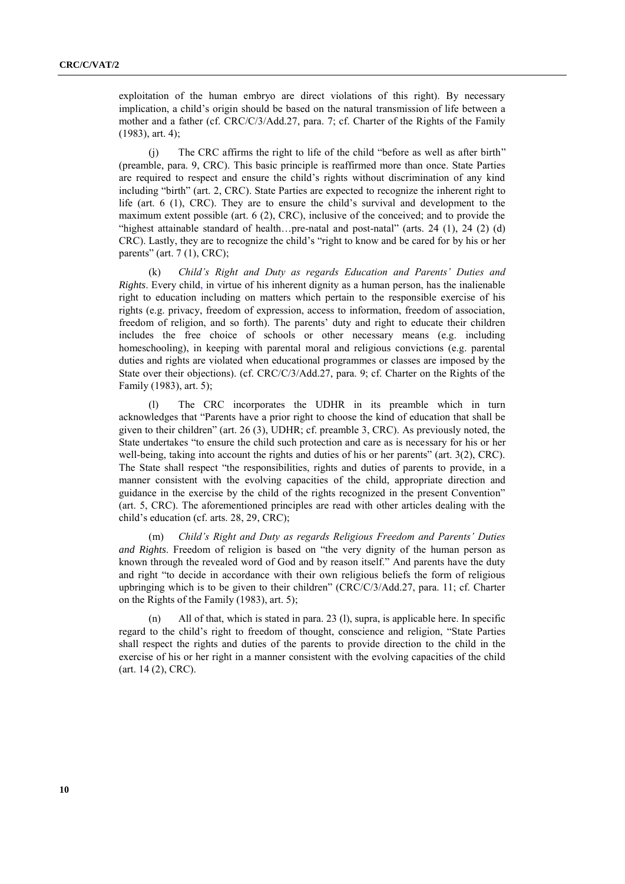exploitation of the human embryo are direct violations of this right). By necessary implication, a child's origin should be based on the natural transmission of life between a mother and a father (cf. CRC/C/3/Add.27, para. 7; cf. Charter of the Rights of the Family (1983), art. 4);

(j) The CRC affirms the right to life of the child "before as well as after birth" (preamble, para. 9, CRC). This basic principle is reaffirmed more than once. State Parties are required to respect and ensure the child's rights without discrimination of any kind including "birth" (art. 2, CRC). State Parties are expected to recognize the inherent right to life (art. 6 (1), CRC). They are to ensure the child's survival and development to the maximum extent possible (art. 6 (2), CRC), inclusive of the conceived; and to provide the "highest attainable standard of health…pre-natal and post-natal" (arts. 24 (1), 24 (2) (d) CRC). Lastly, they are to recognize the child's "right to know and be cared for by his or her parents" (art. 7 (1), CRC);

(k) *Child's Right and Duty as regards Education and Parents' Duties and Rights*. Every child, in virtue of his inherent dignity as a human person, has the inalienable right to education including on matters which pertain to the responsible exercise of his rights (e.g. privacy, freedom of expression, access to information, freedom of association, freedom of religion, and so forth). The parents' duty and right to educate their children includes the free choice of schools or other necessary means (e.g. including homeschooling), in keeping with parental moral and religious convictions (e.g. parental duties and rights are violated when educational programmes or classes are imposed by the State over their objections). (cf. CRC/C/3/Add.27, para. 9; cf. Charter on the Rights of the Family (1983), art. 5);

(l) The CRC incorporates the UDHR in its preamble which in turn acknowledges that "Parents have a prior right to choose the kind of education that shall be given to their children" (art. 26 (3), UDHR; cf. preamble 3, CRC). As previously noted, the State undertakes "to ensure the child such protection and care as is necessary for his or her well-being, taking into account the rights and duties of his or her parents" (art. 3(2), CRC). The State shall respect "the responsibilities, rights and duties of parents to provide, in a manner consistent with the evolving capacities of the child, appropriate direction and guidance in the exercise by the child of the rights recognized in the present Convention" (art. 5, CRC). The aforementioned principles are read with other articles dealing with the child's education (cf. arts. 28, 29, CRC);

(m) *Child's Right and Duty as regards Religious Freedom and Parents' Duties and Rights*. Freedom of religion is based on "the very dignity of the human person as known through the revealed word of God and by reason itself." And parents have the duty and right "to decide in accordance with their own religious beliefs the form of religious upbringing which is to be given to their children" (CRC/C/3/Add.27, para. 11; cf. Charter on the Rights of the Family (1983), art. 5);

(n) All of that, which is stated in para. 23 (l), supra, is applicable here. In specific regard to the child's right to freedom of thought, conscience and religion, "State Parties shall respect the rights and duties of the parents to provide direction to the child in the exercise of his or her right in a manner consistent with the evolving capacities of the child (art. 14 (2), CRC).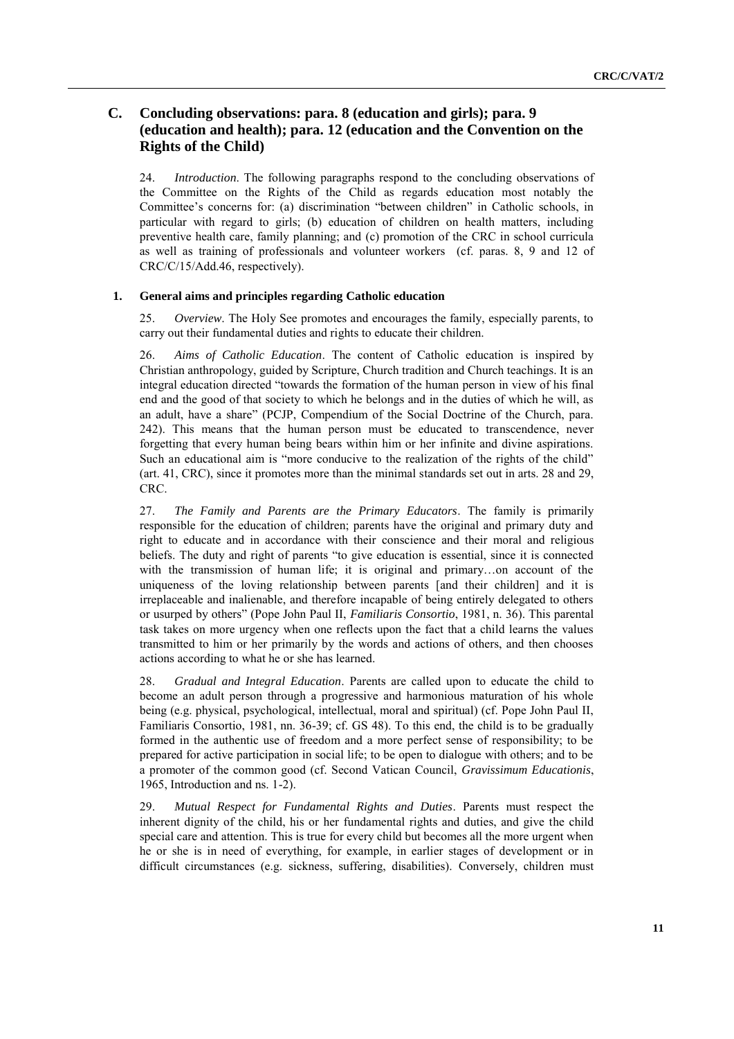## C. Concluding observations: para. 8 (education and girls); para. 9 (education and health); para. 12 (education and the Convention on the Rights of the Child)

24. *Introduction*. The following paragraphs respond to the concluding observations of the Committee on the Rights of the Child as regards education most notably the Committee's concerns for: (a) discrimination "between children" in Catholic schools, in particular with regard to girls; (b) education of children on health matters, including preventive health care, family planning; and (c) promotion of the CRC in school curricula as well as training of professionals and volunteer workers (cf. paras. 8, 9 and 12 of CRC/C/15/Add.46, respectively).

### 1. General aims and principles regarding Catholic education

25. *Overview*. The Holy See promotes and encourages the family, especially parents, to carry out their fundamental duties and rights to educate their children.

26. *Aims of Catholic Education*. The content of Catholic education is inspired by Christian anthropology, guided by Scripture, Church tradition and Church teachings. It is an integral education directed "towards the formation of the human person in view of his final end and the good of that society to which he belongs and in the duties of which he will, as an adult, have a share" (PCJP, Compendium of the Social Doctrine of the Church, para. 242). This means that the human person must be educated to transcendence, never forgetting that every human being bears within him or her infinite and divine aspirations. Such an educational aim is "more conducive to the realization of the rights of the child" (art. 41, CRC), since it promotes more than the minimal standards set out in arts. 28 and 29, CRC.

27. *The Family and Parents are the Primary Educators*. The family is primarily responsible for the education of children; parents have the original and primary duty and right to educate and in accordance with their conscience and their moral and religious beliefs. The duty and right of parents "to give education is essential, since it is connected with the transmission of human life; it is original and primary…on account of the uniqueness of the loving relationship between parents [and their children] and it is irreplaceable and inalienable, and therefore incapable of being entirely delegated to others or usurped by others" (Pope John Paul II, *Familiaris Consortio*, 1981, n. 36). This parental task takes on more urgency when one reflects upon the fact that a child learns the values transmitted to him or her primarily by the words and actions of others, and then chooses actions according to what he or she has learned.

28. *Gradual and Integral Education*. Parents are called upon to educate the child to become an adult person through a progressive and harmonious maturation of his whole being (e.g. physical, psychological, intellectual, moral and spiritual) (cf. Pope John Paul II, Familiaris Consortio, 1981, nn. 36-39; cf. GS 48). To this end, the child is to be gradually formed in the authentic use of freedom and a more perfect sense of responsibility; to be prepared for active participation in social life; to be open to dialogue with others; and to be a promoter of the common good (cf. Second Vatican Council, *Gravissimum Educationis*, 1965, Introduction and ns. 1-2).

29. *Mutual Respect for Fundamental Rights and Duties*. Parents must respect the inherent dignity of the child, his or her fundamental rights and duties, and give the child special care and attention. This is true for every child but becomes all the more urgent when he or she is in need of everything, for example, in earlier stages of development or in difficult circumstances (e.g. sickness, suffering, disabilities). Conversely, children must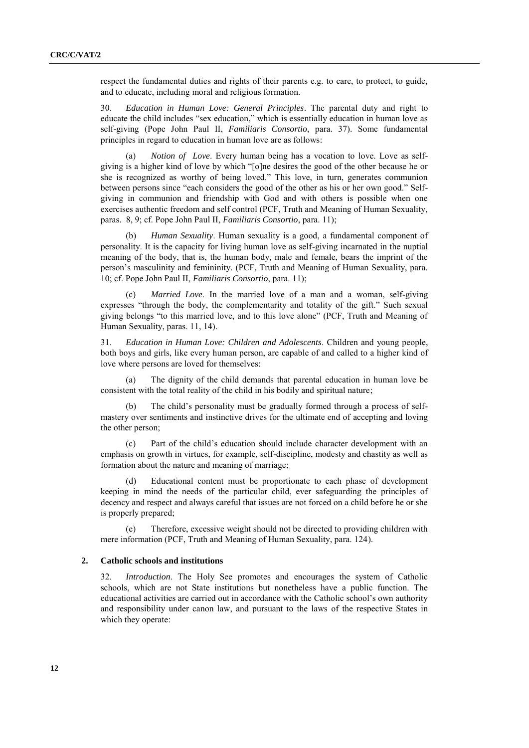respect the fundamental duties and rights of their parents e.g. to care, to protect, to guide, and to educate, including moral and religious formation.

30. *Education in Human Love: General Principles*. The parental duty and right to educate the child includes "sex education," which is essentially education in human love as self-giving (Pope John Paul II, *Familiaris Consortio*, para. 37). Some fundamental principles in regard to education in human love are as follows:

(a) *Notion of Love*. Every human being has a vocation to love. Love as self-giving is a higher kind of love by which "[o]ne desires the good of the other because he or she is recognized as worthy of being loved." This love, in turn, generates communion between persons since "each considers the good of the other as his or her own good." Self-giving in communion and friendship with God and with others is possible when one exercises authentic freedom and self control (PCF, Truth and Meaning of Human Sexuality, paras. 8, 9; cf. Pope John Paul II, *Familiaris Consortio*, para. 11);

(b) *Human Sexuality*. Human sexuality is a good, a fundamental component of personality. It is the capacity for living human love as self-giving incarnated in the nuptial meaning of the body, that is, the human body, male and female, bears the imprint of the person's masculinity and femininity. (PCF, Truth and Meaning of Human Sexuality, para. 10; cf. Pope John Paul II, *Familiaris Consortio*, para. 11);

(c) *Married Love*. In the married love of a man and a woman, self-giving expresses "through the body, the complementarity and totality of the gift." Such sexual giving belongs "to this married love, and to this love alone" (PCF, Truth and Meaning of Human Sexuality, paras. 11, 14).

31. *Education in Human Love: Children and Adolescents*. Children and young people, both boys and girls, like every human person, are capable of and called to a higher kind of love where persons are loved for themselves:

(a) The dignity of the child demands that parental education in human love be consistent with the total reality of the child in his bodily and spiritual nature;

(b) The child's personality must be gradually formed through a process of self-mastery over sentiments and instinctive drives for the ultimate end of accepting and loving the other person;

(c) Part of the child's education should include character development with an emphasis on growth in virtues, for example, self-discipline, modesty and chastity as well as formation about the nature and meaning of marriage;

(d) Educational content must be proportionate to each phase of development keeping in mind the needs of the particular child, ever safeguarding the principles of decency and respect and always careful that issues are not forced on a child before he or she is properly prepared;

(e) Therefore, excessive weight should not be directed to providing children with mere information (PCF, Truth and Meaning of Human Sexuality, para. 124).

## 2. Catholic schools and institutions

32. *Introduction*. The Holy See promotes and encourages the system of Catholic schools, which are not State institutions but nonetheless have a public function. The educational activities are carried out in accordance with the Catholic school's own authority and responsibility under canon law, and pursuant to the laws of the respective States in which they operate: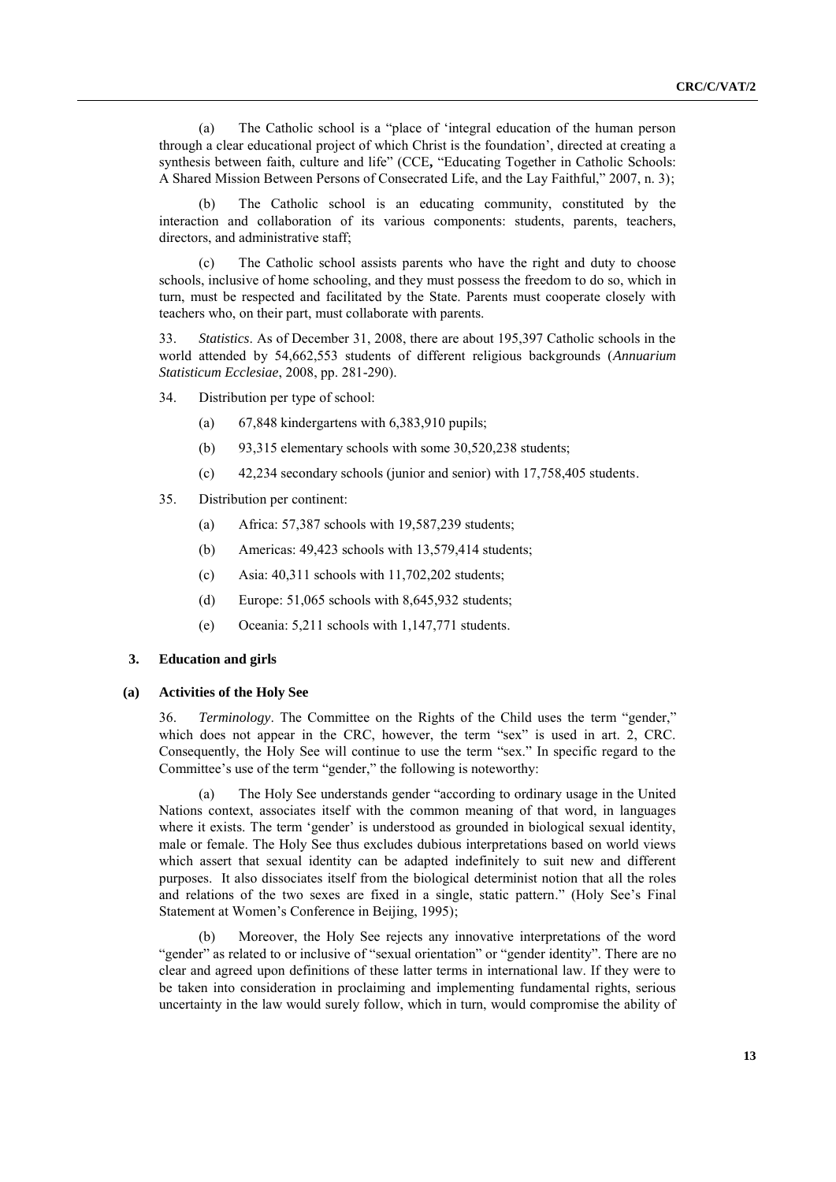(a) The Catholic school is a "place of 'integral education of the human person through a clear educational project of which Christ is the foundation', directed at creating a synthesis between faith, culture and life" (CCE**,** "Educating Together in Catholic Schools: A Shared Mission Between Persons of Consecrated Life, and the Lay Faithful," 2007, n. 3);

(b) The Catholic school is an educating community, constituted by the interaction and collaboration of its various components: students, parents, teachers, directors, and administrative staff;

(c) The Catholic school assists parents who have the right and duty to choose schools, inclusive of home schooling, and they must possess the freedom to do so, which in turn, must be respected and facilitated by the State. Parents must cooperate closely with teachers who, on their part, must collaborate with parents.

33. *Statistics*. As of December 31, 2008, there are about 195,397 Catholic schools in the world attended by 54,662,553 students of different religious backgrounds (*Annuarium Statisticum Ecclesiae*, 2008, pp. 281-290).

34. Distribution per type of school:

(a) 67,848 kindergartens with 6,383,910 pupils;

(b) 93,315 elementary schools with some 30,520,238 students;

(c) 42,234 secondary schools (junior and senior) with 17,758,405 students.

35. Distribution per continent:

(a) Africa: 57,387 schools with 19,587,239 students;

(b) Americas: 49,423 schools with 13,579,414 students;

(c) Asia: 40,311 schools with 11,702,202 students;

(d) Europe: 51,065 schools with 8,645,932 students;

(e) Oceania: 5,211 schools with 1,147,771 students.

### 3. Education and girls

#### (a) Activities of the Holy See

36. *Terminology*. The Committee on the Rights of the Child uses the term "gender," which does not appear in the CRC, however, the term "sex" is used in art. 2, CRC. Consequently, the Holy See will continue to use the term "sex." In specific regard to the Committee's use of the term "gender," the following is noteworthy:

(a) The Holy See understands gender "according to ordinary usage in the United Nations context, associates itself with the common meaning of that word, in languages where it exists. The term 'gender' is understood as grounded in biological sexual identity, male or female. The Holy See thus excludes dubious interpretations based on world views which assert that sexual identity can be adapted indefinitely to suit new and different purposes. It also dissociates itself from the biological determinist notion that all the roles and relations of the two sexes are fixed in a single, static pattern." (Holy See's Final Statement at Women's Conference in Beijing, 1995);

(b) Moreover, the Holy See rejects any innovative interpretations of the word "gender" as related to or inclusive of "sexual orientation" or "gender identity". There are no clear and agreed upon definitions of these latter terms in international law. If they were to be taken into consideration in proclaiming and implementing fundamental rights, serious uncertainty in the law would surely follow, which in turn, would compromise the ability of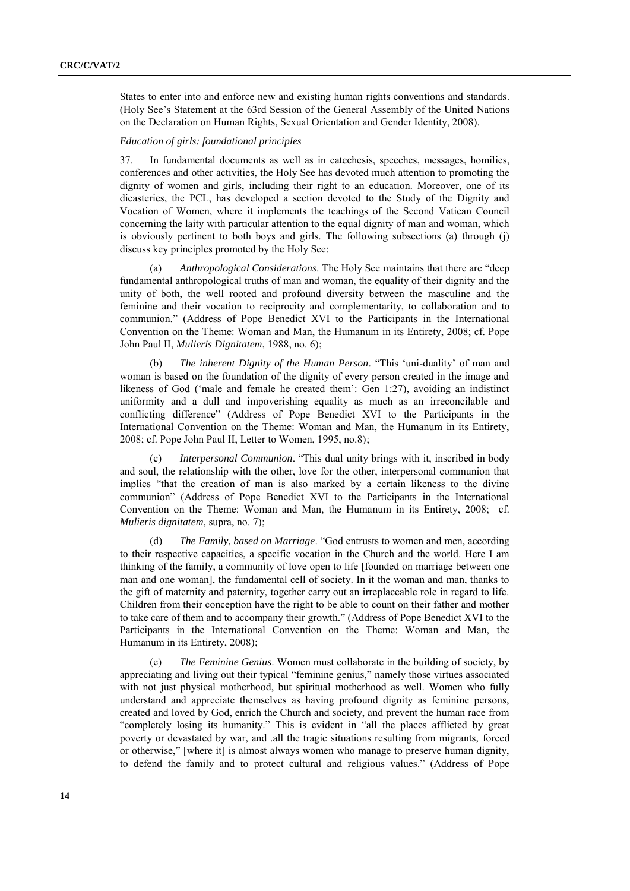States to enter into and enforce new and existing human rights conventions and standards. (Holy See's Statement at the 63rd Session of the General Assembly of the United Nations on the Declaration on Human Rights, Sexual Orientation and Gender Identity, 2008).

*Education of girls: foundational principles*

37. In fundamental documents as well as in catechesis, speeches, messages, homilies, conferences and other activities, the Holy See has devoted much attention to promoting the dignity of women and girls, including their right to an education. Moreover, one of its dicasteries, the PCL, has developed a section devoted to the Study of the Dignity and Vocation of Women, where it implements the teachings of the Second Vatican Council concerning the laity with particular attention to the equal dignity of man and woman, which is obviously pertinent to both boys and girls. The following subsections (a) through (j) discuss key principles promoted by the Holy See:

(a) *Anthropological Considerations*. The Holy See maintains that there are "deep fundamental anthropological truths of man and woman, the equality of their dignity and the unity of both, the well rooted and profound diversity between the masculine and the feminine and their vocation to reciprocity and complementarity, to collaboration and to communion." (Address of Pope Benedict XVI to the Participants in the International Convention on the Theme: Woman and Man, the Humanum in its Entirety, 2008; cf. Pope John Paul II, *Mulieris Dignitatem*, 1988, no. 6);

(b) *The inherent Dignity of the Human Person*. "This 'uni-duality' of man and woman is based on the foundation of the dignity of every person created in the image and likeness of God ('male and female he created them': Gen 1:27), avoiding an indistinct uniformity and a dull and impoverishing equality as much as an irreconcilable and conflicting difference" (Address of Pope Benedict XVI to the Participants in the International Convention on the Theme: Woman and Man, the Humanum in its Entirety, 2008; cf. Pope John Paul II, Letter to Women, 1995, no.8);

(c) *Interpersonal Communion*. "This dual unity brings with it, inscribed in body and soul, the relationship with the other, love for the other, interpersonal communion that implies "that the creation of man is also marked by a certain likeness to the divine communion" (Address of Pope Benedict XVI to the Participants in the International Convention on the Theme: Woman and Man, the Humanum in its Entirety, 2008; cf. *Mulieris dignitatem*, supra, no. 7);

(d) *The Family, based on Marriage*. "God entrusts to women and men, according to their respective capacities, a specific vocation in the Church and the world. Here I am thinking of the family, a community of love open to life [founded on marriage between one man and one woman], the fundamental cell of society. In it the woman and man, thanks to the gift of maternity and paternity, together carry out an irreplaceable role in regard to life. Children from their conception have the right to be able to count on their father and mother to take care of them and to accompany their growth." (Address of Pope Benedict XVI to the Participants in the International Convention on the Theme: Woman and Man, the Humanum in its Entirety, 2008);

(e) *The Feminine Genius*. Women must collaborate in the building of society, by appreciating and living out their typical "feminine genius," namely those virtues associated with not just physical motherhood, but spiritual motherhood as well. Women who fully understand and appreciate themselves as having profound dignity as feminine persons, created and loved by God, enrich the Church and society, and prevent the human race from "completely losing its humanity." This is evident in "all the places afflicted by great poverty or devastated by war, and .all the tragic situations resulting from migrants, forced or otherwise," [where it] is almost always women who manage to preserve human dignity, to defend the family and to protect cultural and religious values." (Address of Pope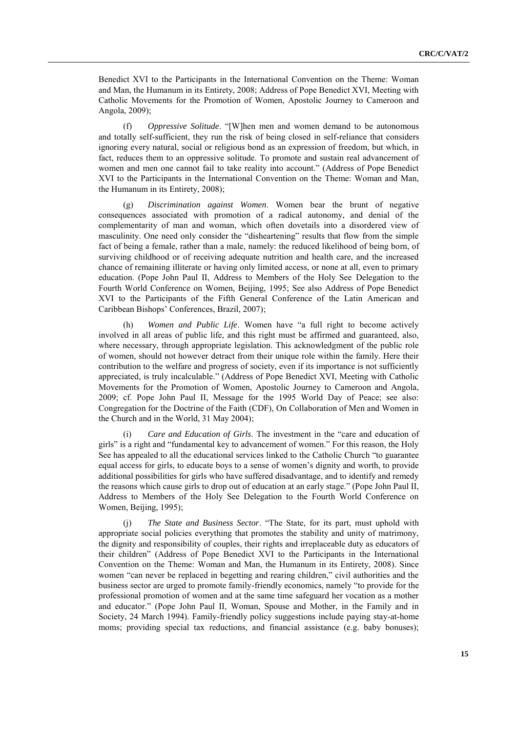Benedict XVI to the Participants in the International Convention on the Theme: Woman and Man, the Humanum in its Entirety, 2008; Address of Pope Benedict XVI, Meeting with Catholic Movements for the Promotion of Women, Apostolic Journey to Cameroon and Angola, 2009);

(f) *Oppressive Solitude*. "[W]hen men and women demand to be autonomous and totally self-sufficient, they run the risk of being closed in self-reliance that considers ignoring every natural, social or religious bond as an expression of freedom, but which, in fact, reduces them to an oppressive solitude. To promote and sustain real advancement of women and men one cannot fail to take reality into account." (Address of Pope Benedict XVI to the Participants in the International Convention on the Theme: Woman and Man, the Humanum in its Entirety, 2008);

(g) *Discrimination against Women*. Women bear the brunt of negative consequences associated with promotion of a radical autonomy, and denial of the complementarity of man and woman, which often dovetails into a disordered view of masculinity. One need only consider the "disheartening" results that flow from the simple fact of being a female, rather than a male, namely: the reduced likelihood of being born, of surviving childhood or of receiving adequate nutrition and health care, and the increased chance of remaining illiterate or having only limited access, or none at all, even to primary education. (Pope John Paul II, Address to Members of the Holy See Delegation to the Fourth World Conference on Women, Beijing, 1995; See also Address of Pope Benedict XVI to the Participants of the Fifth General Conference of the Latin American and Caribbean Bishops' Conferences, Brazil, 2007);

(h) *Women and Public Life*. Women have "a full right to become actively involved in all areas of public life, and this right must be affirmed and guaranteed, also, where necessary, through appropriate legislation. This acknowledgment of the public role of women, should not however detract from their unique role within the family. Here their contribution to the welfare and progress of society, even if its importance is not sufficiently appreciated, is truly incalculable." (Address of Pope Benedict XVI, Meeting with Catholic Movements for the Promotion of Women, Apostolic Journey to Cameroon and Angola, 2009; cf. Pope John Paul II, Message for the 1995 World Day of Peace; see also: Congregation for the Doctrine of the Faith (CDF), On Collaboration of Men and Women in the Church and in the World, 31 May 2004);

(i) *Care and Education of Girls*. The investment in the "care and education of girls" is a right and "fundamental key to advancement of women." For this reason, the Holy See has appealed to all the educational services linked to the Catholic Church "to guarantee equal access for girls, to educate boys to a sense of women's dignity and worth, to provide additional possibilities for girls who have suffered disadvantage, and to identify and remedy the reasons which cause girls to drop out of education at an early stage." (Pope John Paul II, Address to Members of the Holy See Delegation to the Fourth World Conference on Women, Beijing, 1995);

(j) *The State and Business Sector*. "The State, for its part, must uphold with appropriate social policies everything that promotes the stability and unity of matrimony, the dignity and responsibility of couples, their rights and irreplaceable duty as educators of their children" (Address of Pope Benedict XVI to the Participants in the International Convention on the Theme: Woman and Man, the Humanum in its Entirety, 2008). Since women "can never be replaced in begetting and rearing children," civil authorities and the business sector are urged to promote family-friendly economics, namely "to provide for the professional promotion of women and at the same time safeguard her vocation as a mother and educator." (Pope John Paul II, Woman, Spouse and Mother, in the Family and in Society, 24 March 1994). Family-friendly policy suggestions include paying stay-at-home moms; providing special tax reductions, and financial assistance (e.g. baby bonuses);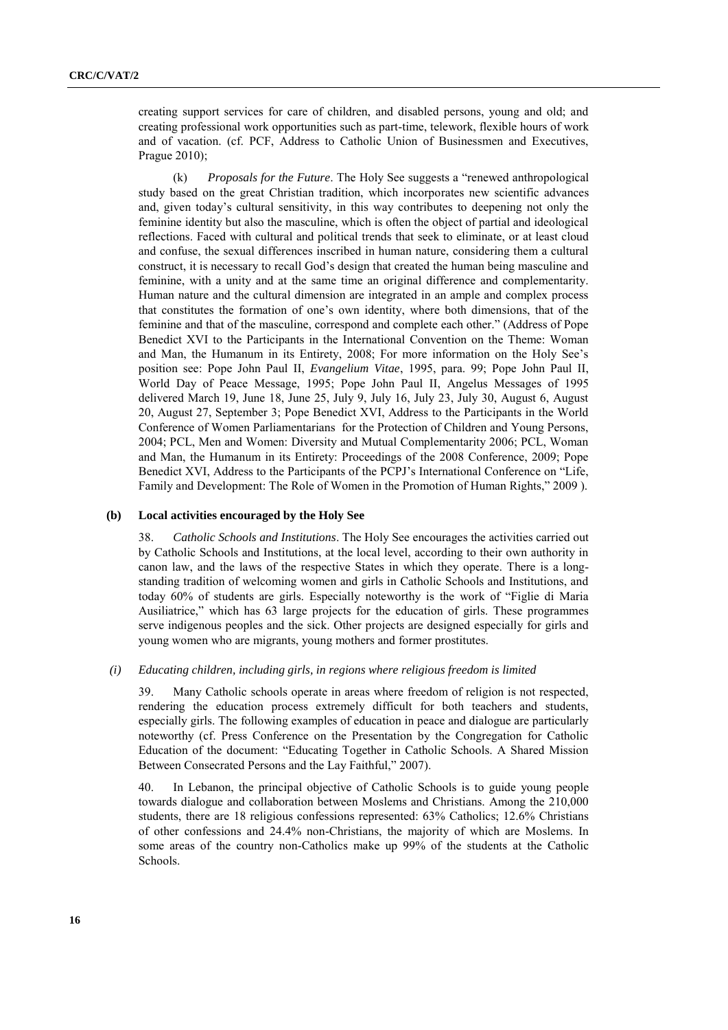creating support services for care of children, and disabled persons, young and old; and creating professional work opportunities such as part-time, telework, flexible hours of work and of vacation. (cf. PCF, Address to Catholic Union of Businessmen and Executives, Prague 2010);

(k) *Proposals for the Future*. The Holy See suggests a "renewed anthropological study based on the great Christian tradition, which incorporates new scientific advances and, given today's cultural sensitivity, in this way contributes to deepening not only the feminine identity but also the masculine, which is often the object of partial and ideological reflections. Faced with cultural and political trends that seek to eliminate, or at least cloud and confuse, the sexual differences inscribed in human nature, considering them a cultural construct, it is necessary to recall God's design that created the human being masculine and feminine, with a unity and at the same time an original difference and complementarity. Human nature and the cultural dimension are integrated in an ample and complex process that constitutes the formation of one's own identity, where both dimensions, that of the feminine and that of the masculine, correspond and complete each other." (Address of Pope Benedict XVI to the Participants in the International Convention on the Theme: Woman and Man, the Humanum in its Entirety, 2008; For more information on the Holy See's position see: Pope John Paul II, *Evangelium Vitae*, 1995, para. 99; Pope John Paul II, World Day of Peace Message, 1995; Pope John Paul II, Angelus Messages of 1995 delivered March 19, June 18, June 25, July 9, July 16, July 23, July 30, August 6, August 20, August 27, September 3; Pope Benedict XVI, Address to the Participants in the World Conference of Women Parliamentarians for the Protection of Children and Young Persons, 2004; PCL, Men and Women: Diversity and Mutual Complementarity 2006; PCL, Woman and Man, the Humanum in its Entirety: Proceedings of the 2008 Conference, 2009; Pope Benedict XVI, Address to the Participants of the PCPJ's International Conference on "Life, Family and Development: The Role of Women in the Promotion of Human Rights," 2009 ).

### (b) Local activities encouraged by the Holy See

38. *Catholic Schools and Institutions*. The Holy See encourages the activities carried out by Catholic Schools and Institutions, at the local level, according to their own authority in canon law, and the laws of the respective States in which they operate. There is a long-standing tradition of welcoming women and girls in Catholic Schools and Institutions, and today 60% of students are girls. Especially noteworthy is the work of "Figlie di Maria Ausiliatrice," which has 63 large projects for the education of girls. These programmes serve indigenous peoples and the sick. Other projects are designed especially for girls and young women who are migrants, young mothers and former prostitutes.

#### *(i) Educating children, including girls, in regions where religious freedom is limited*

39. Many Catholic schools operate in areas where freedom of religion is not respected, rendering the education process extremely difficult for both teachers and students, especially girls. The following examples of education in peace and dialogue are particularly noteworthy (cf. Press Conference on the Presentation by the Congregation for Catholic Education of the document: "Educating Together in Catholic Schools. A Shared Mission Between Consecrated Persons and the Lay Faithful," 2007).

40. In Lebanon, the principal objective of Catholic Schools is to guide young people towards dialogue and collaboration between Moslems and Christians. Among the 210,000 students, there are 18 religious confessions represented: 63% Catholics; 12.6% Christians of other confessions and 24.4% non-Christians, the majority of which are Moslems. In some areas of the country non-Catholics make up 99% of the students at the Catholic Schools.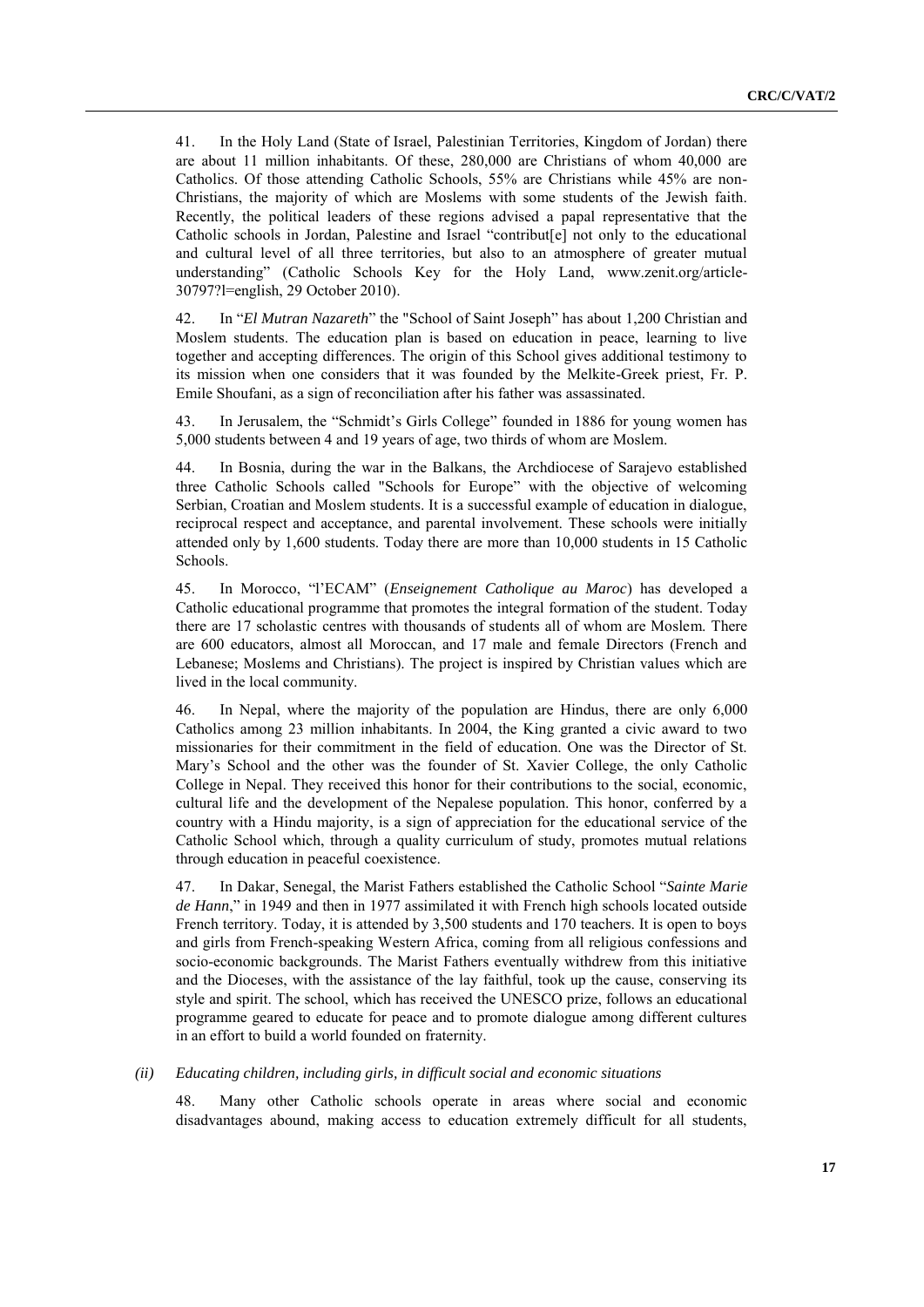41. In the Holy Land (State of Israel, Palestinian Territories, Kingdom of Jordan) there are about 11 million inhabitants. Of these, 280,000 are Christians of whom 40,000 are Catholics. Of those attending Catholic Schools, 55% are Christians while 45% are non-Christians, the majority of which are Moslems with some students of the Jewish faith. Recently, the political leaders of these regions advised a papal representative that the Catholic schools in Jordan, Palestine and Israel "contribut[e] not only to the educational and cultural level of all three territories, but also to an atmosphere of greater mutual understanding" (Catholic Schools Key for the Holy Land, www.zenit.org/article-30797?l=english, 29 October 2010).

42. In "*El Mutran Nazareth*" the "School of Saint Joseph" has about 1,200 Christian and Moslem students. The education plan is based on education in peace, learning to live together and accepting differences. The origin of this School gives additional testimony to its mission when one considers that it was founded by the Melkite-Greek priest, Fr. P. Emile Shoufani, as a sign of reconciliation after his father was assassinated.

43. In Jerusalem, the "Schmidt's Girls College" founded in 1886 for young women has 5,000 students between 4 and 19 years of age, two thirds of whom are Moslem.

44. In Bosnia, during the war in the Balkans, the Archdiocese of Sarajevo established three Catholic Schools called "Schools for Europe" with the objective of welcoming Serbian, Croatian and Moslem students. It is a successful example of education in dialogue, reciprocal respect and acceptance, and parental involvement. These schools were initially attended only by 1,600 students. Today there are more than 10,000 students in 15 Catholic Schools.

45. In Morocco, "l'ECAM" (*Enseignement Catholique au Maroc*) has developed a Catholic educational programme that promotes the integral formation of the student. Today there are 17 scholastic centres with thousands of students all of whom are Moslem. There are 600 educators, almost all Moroccan, and 17 male and female Directors (French and Lebanese; Moslems and Christians). The project is inspired by Christian values which are lived in the local community.

46. In Nepal, where the majority of the population are Hindus, there are only 6,000 Catholics among 23 million inhabitants. In 2004, the King granted a civic award to two missionaries for their commitment in the field of education. One was the Director of St. Mary's School and the other was the founder of St. Xavier College, the only Catholic College in Nepal. They received this honor for their contributions to the social, economic, cultural life and the development of the Nepalese population. This honor, conferred by a country with a Hindu majority, is a sign of appreciation for the educational service of the Catholic School which, through a quality curriculum of study, promotes mutual relations through education in peaceful coexistence.

47. In Dakar, Senegal, the Marist Fathers established the Catholic School "*Sainte Marie de Hann*," in 1949 and then in 1977 assimilated it with French high schools located outside French territory. Today, it is attended by 3,500 students and 170 teachers. It is open to boys and girls from French-speaking Western Africa, coming from all religious confessions and socio-economic backgrounds. The Marist Fathers eventually withdrew from this initiative and the Dioceses, with the assistance of the lay faithful, took up the cause, conserving its style and spirit. The school, which has received the UNESCO prize, follows an educational programme geared to educate for peace and to promote dialogue among different cultures in an effort to build a world founded on fraternity.

*(ii) Educating children, including girls, in difficult social and economic situations*

48. Many other Catholic schools operate in areas where social and economic disadvantages abound, making access to education extremely difficult for all students,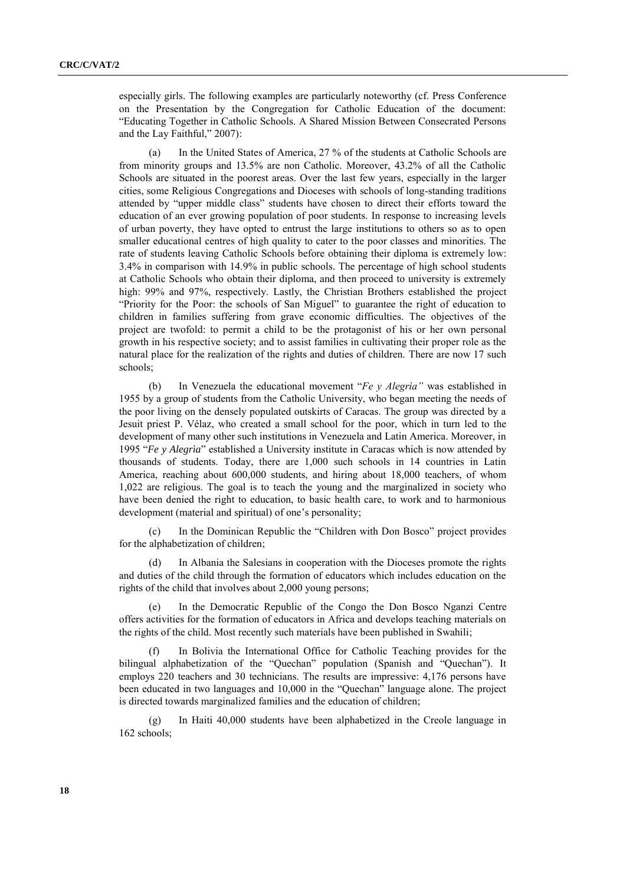especially girls. The following examples are particularly noteworthy (cf. Press Conference on the Presentation by the Congregation for Catholic Education of the document: "Educating Together in Catholic Schools. A Shared Mission Between Consecrated Persons and the Lay Faithful," 2007):

(a) In the United States of America, 27 % of the students at Catholic Schools are from minority groups and 13.5% are non Catholic. Moreover, 43.2% of all the Catholic Schools are situated in the poorest areas. Over the last few years, especially in the larger cities, some Religious Congregations and Dioceses with schools of long-standing traditions attended by "upper middle class" students have chosen to direct their efforts toward the education of an ever growing population of poor students. In response to increasing levels of urban poverty, they have opted to entrust the large institutions to others so as to open smaller educational centres of high quality to cater to the poor classes and minorities. The rate of students leaving Catholic Schools before obtaining their diploma is extremely low: 3.4% in comparison with 14.9% in public schools. The percentage of high school students at Catholic Schools who obtain their diploma, and then proceed to university is extremely high: 99% and 97%, respectively. Lastly, the Christian Brothers established the project "Priority for the Poor: the schools of San Miguel" to guarantee the right of education to children in families suffering from grave economic difficulties. The objectives of the project are twofold: to permit a child to be the protagonist of his or her own personal growth in his respective society; and to assist families in cultivating their proper role as the natural place for the realization of the rights and duties of children. There are now 17 such schools;

(b) In Venezuela the educational movement "*Fe y Alegrìa"* was established in 1955 by a group of students from the Catholic University, who began meeting the needs of the poor living on the densely populated outskirts of Caracas. The group was directed by a Jesuit priest P. Vélaz, who created a small school for the poor, which in turn led to the development of many other such institutions in Venezuela and Latin America. Moreover, in 1995 "*Fe y Alegrìa*" established a University institute in Caracas which is now attended by thousands of students. Today, there are 1,000 such schools in 14 countries in Latin America, reaching about 600,000 students, and hiring about 18,000 teachers, of whom 1,022 are religious. The goal is to teach the young and the marginalized in society who have been denied the right to education, to basic health care, to work and to harmonious development (material and spiritual) of one's personality;

(c) In the Dominican Republic the "Children with Don Bosco" project provides for the alphabetization of children;

(d) In Albania the Salesians in cooperation with the Dioceses promote the rights and duties of the child through the formation of educators which includes education on the rights of the child that involves about 2,000 young persons;

(e) In the Democratic Republic of the Congo the Don Bosco Nganzi Centre offers activities for the formation of educators in Africa and develops teaching materials on the rights of the child. Most recently such materials have been published in Swahili;

(f) In Bolivia the International Office for Catholic Teaching provides for the bilingual alphabetization of the "Quechan" population (Spanish and "Quechan"). It employs 220 teachers and 30 technicians. The results are impressive: 4,176 persons have been educated in two languages and 10,000 in the "Quechan" language alone. The project is directed towards marginalized families and the education of children;

(g) In Haiti 40,000 students have been alphabetized in the Creole language in 162 schools;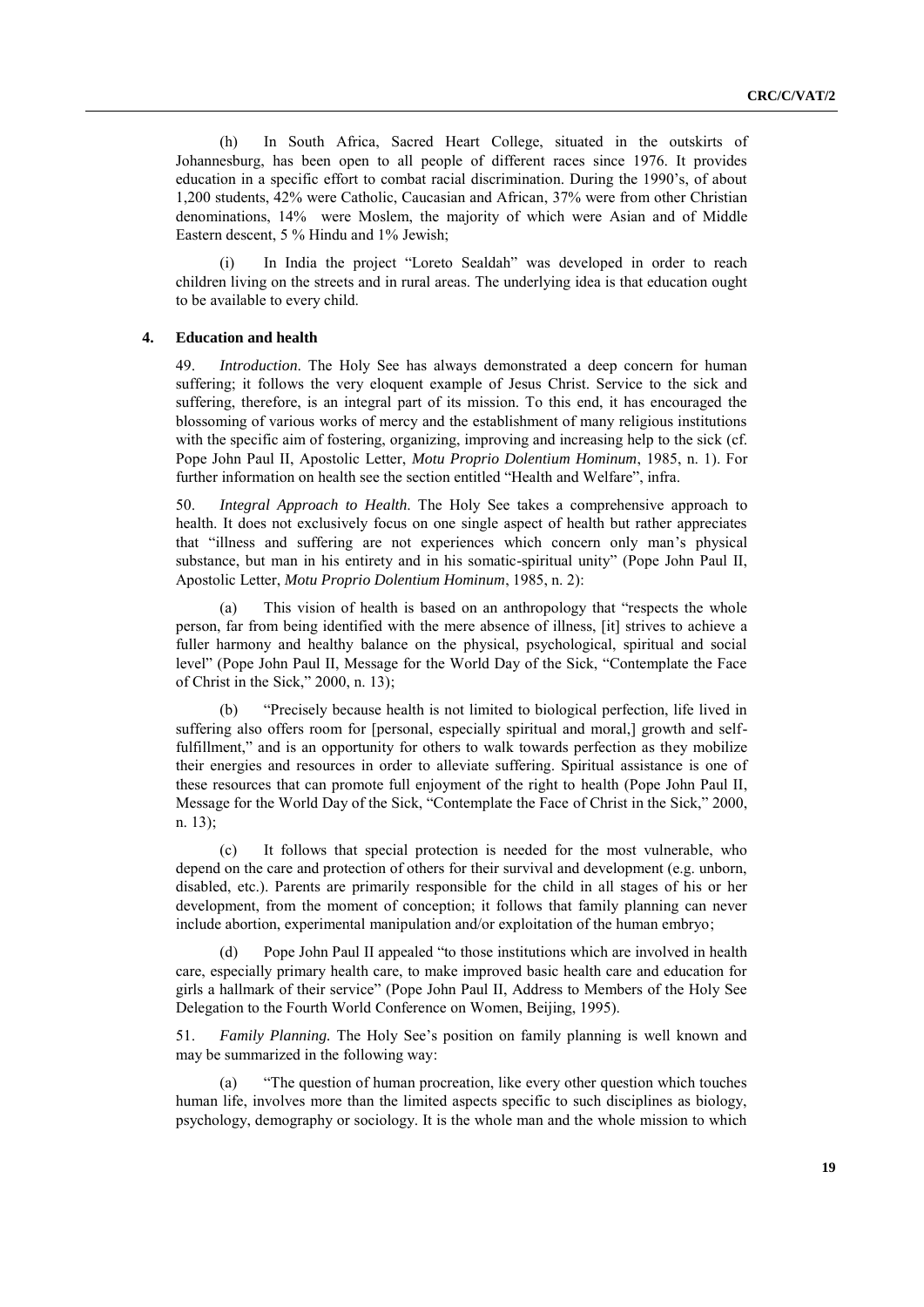(h) In South Africa, Sacred Heart College, situated in the outskirts of Johannesburg, has been open to all people of different races since 1976. It provides education in a specific effort to combat racial discrimination. During the 1990's, of about 1,200 students, 42% were Catholic, Caucasian and African, 37% were from other Christian denominations, 14% were Moslem, the majority of which were Asian and of Middle Eastern descent, 5 % Hindu and 1% Jewish;

(i) In India the project "Loreto Sealdah" was developed in order to reach children living on the streets and in rural areas. The underlying idea is that education ought to be available to every child.

### 4. Education and health

49. *Introduction*. The Holy See has always demonstrated a deep concern for human suffering; it follows the very eloquent example of Jesus Christ. Service to the sick and suffering, therefore, is an integral part of its mission. To this end, it has encouraged the blossoming of various works of mercy and the establishment of many religious institutions with the specific aim of fostering, organizing, improving and increasing help to the sick (cf. Pope John Paul II, Apostolic Letter, *Motu Proprio Dolentium Hominum*, 1985, n. 1). For further information on health see the section entitled "Health and Welfare", infra.

50. *Integral Approach to Health*. The Holy See takes a comprehensive approach to health. It does not exclusively focus on one single aspect of health but rather appreciates that "illness and suffering are not experiences which concern only man's physical substance, but man in his entirety and in his somatic-spiritual unity" (Pope John Paul II, Apostolic Letter, *Motu Proprio Dolentium Hominum*, 1985, n. 2):

(a) This vision of health is based on an anthropology that "respects the whole person, far from being identified with the mere absence of illness, [it] strives to achieve a fuller harmony and healthy balance on the physical, psychological, spiritual and social level" (Pope John Paul II, Message for the World Day of the Sick, "Contemplate the Face of Christ in the Sick," 2000, n. 13);

(b) "Precisely because health is not limited to biological perfection, life lived in suffering also offers room for [personal, especially spiritual and moral,] growth and self-fulfillment," and is an opportunity for others to walk towards perfection as they mobilize their energies and resources in order to alleviate suffering. Spiritual assistance is one of these resources that can promote full enjoyment of the right to health (Pope John Paul II, Message for the World Day of the Sick, "Contemplate the Face of Christ in the Sick," 2000, n. 13);

(c) It follows that special protection is needed for the most vulnerable, who depend on the care and protection of others for their survival and development (e.g. unborn, disabled, etc.). Parents are primarily responsible for the child in all stages of his or her development, from the moment of conception; it follows that family planning can never include abortion, experimental manipulation and/or exploitation of the human embryo;

(d) Pope John Paul II appealed "to those institutions which are involved in health care, especially primary health care, to make improved basic health care and education for girls a hallmark of their service" (Pope John Paul II, Address to Members of the Holy See Delegation to the Fourth World Conference on Women, Beijing, 1995).

51. *Family Planning.* The Holy See's position on family planning is well known and may be summarized in the following way:

(a) "The question of human procreation, like every other question which touches human life, involves more than the limited aspects specific to such disciplines as biology, psychology, demography or sociology. It is the whole man and the whole mission to which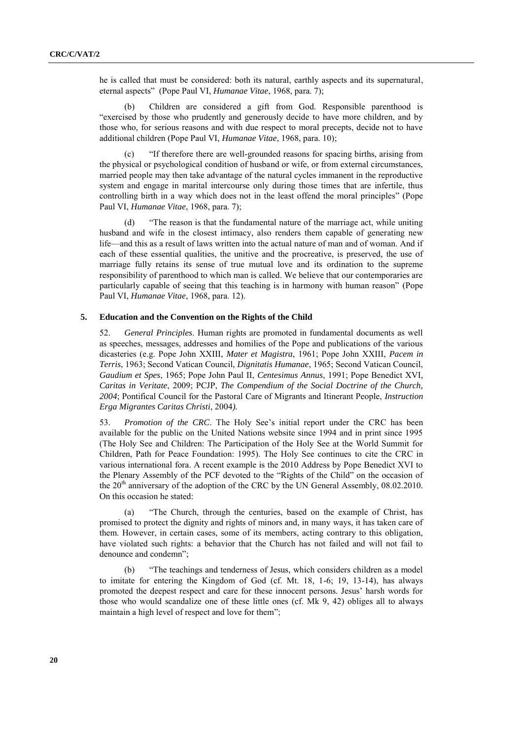he is called that must be considered: both its natural, earthly aspects and its supernatural, eternal aspects" (Pope Paul VI, *Humanae Vitae*, 1968, para. 7);

(b) Children are considered a gift from God. Responsible parenthood is "exercised by those who prudently and generously decide to have more children, and by those who, for serious reasons and with due respect to moral precepts, decide not to have additional children (Pope Paul VI, *Humanae Vitae*, 1968, para. 10);

(c) "If therefore there are well-grounded reasons for spacing births, arising from the physical or psychological condition of husband or wife, or from external circumstances, married people may then take advantage of the natural cycles immanent in the reproductive system and engage in marital intercourse only during those times that are infertile, thus controlling birth in a way which does not in the least offend the moral principles" (Pope Paul VI, *Humanae Vitae*, 1968, para. 7);

(d) "The reason is that the fundamental nature of the marriage act, while uniting husband and wife in the closest intimacy, also renders them capable of generating new life—and this as a result of laws written into the actual nature of man and of woman. And if each of these essential qualities, the unitive and the procreative, is preserved, the use of marriage fully retains its sense of true mutual love and its ordination to the supreme responsibility of parenthood to which man is called. We believe that our contemporaries are particularly capable of seeing that this teaching is in harmony with human reason" (Pope Paul VI, *Humanae Vitae*, 1968, para. 12).

## 5. Education and the Convention on the Rights of the Child

52. *General Principles*. Human rights are promoted in fundamental documents as well as speeches, messages, addresses and homilies of the Pope and publications of the various dicasteries (e.g. Pope John XXIII, *Mater et Magistra*, 1961; Pope John XXIII, *Pacem in Terris*, 1963; Second Vatican Council, *Dignitatis Humanae*, 1965; Second Vatican Council, *Gaudium et Spes*, 1965; Pope John Paul II, *Centesimus Annus*, 1991; Pope Benedict XVI, *Caritas in Veritate*, 2009; PCJP, *The Compendium of the Social Doctrine of the Church, 2004*; Pontifical Council for the Pastoral Care of Migrants and Itinerant People, *Instruction Erga Migrantes Caritas Christi*, 2004).

53. *Promotion of the CRC*. The Holy See's initial report under the CRC has been available for the public on the United Nations website since 1994 and in print since 1995 (The Holy See and Children: The Participation of the Holy See at the World Summit for Children, Path for Peace Foundation: 1995). The Holy See continues to cite the CRC in various international fora. A recent example is the 2010 Address by Pope Benedict XVI to the Plenary Assembly of the PCF devoted to the "Rights of the Child" on the occasion of the 20th anniversary of the adoption of the CRC by the UN General Assembly, 08.02.2010. On this occasion he stated:

(a) "The Church, through the centuries, based on the example of Christ, has promised to protect the dignity and rights of minors and, in many ways, it has taken care of them. However, in certain cases, some of its members, acting contrary to this obligation, have violated such rights: a behavior that the Church has not failed and will not fail to denounce and condemn";

(b) "The teachings and tenderness of Jesus, which considers children as a model to imitate for entering the Kingdom of God (cf. Mt. 18, 1-6; 19, 13-14), has always promoted the deepest respect and care for these innocent persons. Jesus' harsh words for those who would scandalize one of these little ones (cf. Mk 9, 42) obliges all to always maintain a high level of respect and love for them";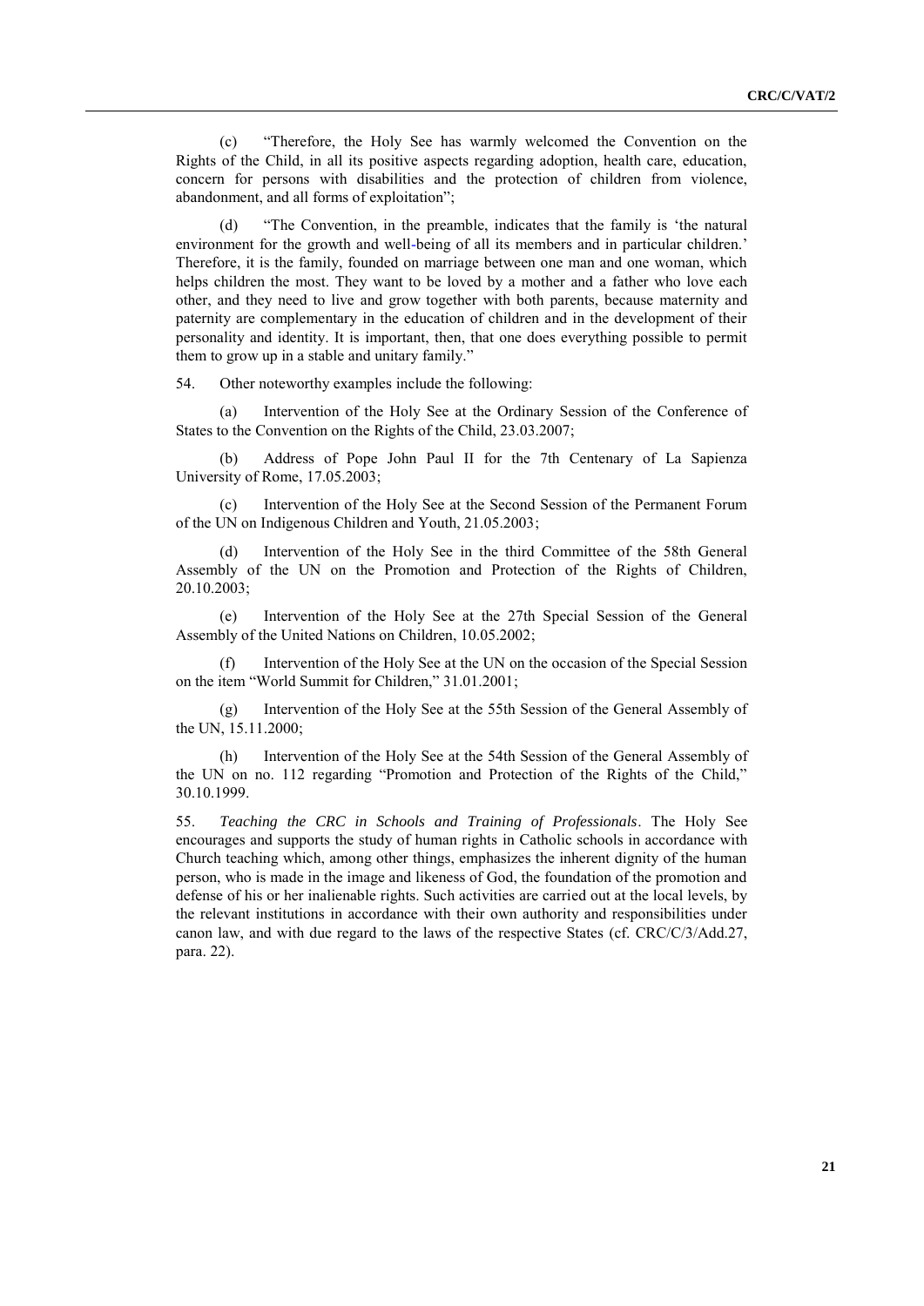(c) "Therefore, the Holy See has warmly welcomed the Convention on the Rights of the Child, in all its positive aspects regarding adoption, health care, education, concern for persons with disabilities and the protection of children from violence, abandonment, and all forms of exploitation";

(d) "The Convention, in the preamble, indicates that the family is 'the natural environment for the growth and well-being of all its members and in particular children.' Therefore, it is the family, founded on marriage between one man and one woman, which helps children the most. They want to be loved by a mother and a father who love each other, and they need to live and grow together with both parents, because maternity and paternity are complementary in the education of children and in the development of their personality and identity. It is important, then, that one does everything possible to permit them to grow up in a stable and unitary family."

54. Other noteworthy examples include the following:

(a) Intervention of the Holy See at the Ordinary Session of the Conference of States to the Convention on the Rights of the Child, 23.03.2007;

(b) Address of Pope John Paul II for the 7th Centenary of La Sapienza University of Rome, 17.05.2003;

(c) Intervention of the Holy See at the Second Session of the Permanent Forum of the UN on Indigenous Children and Youth, 21.05.2003;

(d) Intervention of the Holy See in the third Committee of the 58th General Assembly of the UN on the Promotion and Protection of the Rights of Children, 20.10.2003;

(e) Intervention of the Holy See at the 27th Special Session of the General Assembly of the United Nations on Children, 10.05.2002;

(f) Intervention of the Holy See at the UN on the occasion of the Special Session on the item "World Summit for Children," 31.01.2001;

(g) Intervention of the Holy See at the 55th Session of the General Assembly of the UN, 15.11.2000;

(h) Intervention of the Holy See at the 54th Session of the General Assembly of the UN on no. 112 regarding "Promotion and Protection of the Rights of the Child," 30.10.1999.

55. *Teaching the CRC in Schools and Training of Professionals*. The Holy See encourages and supports the study of human rights in Catholic schools in accordance with Church teaching which, among other things, emphasizes the inherent dignity of the human person, who is made in the image and likeness of God, the foundation of the promotion and defense of his or her inalienable rights. Such activities are carried out at the local levels, by the relevant institutions in accordance with their own authority and responsibilities under canon law, and with due regard to the laws of the respective States (cf. CRC/C/3/Add.27, para. 22).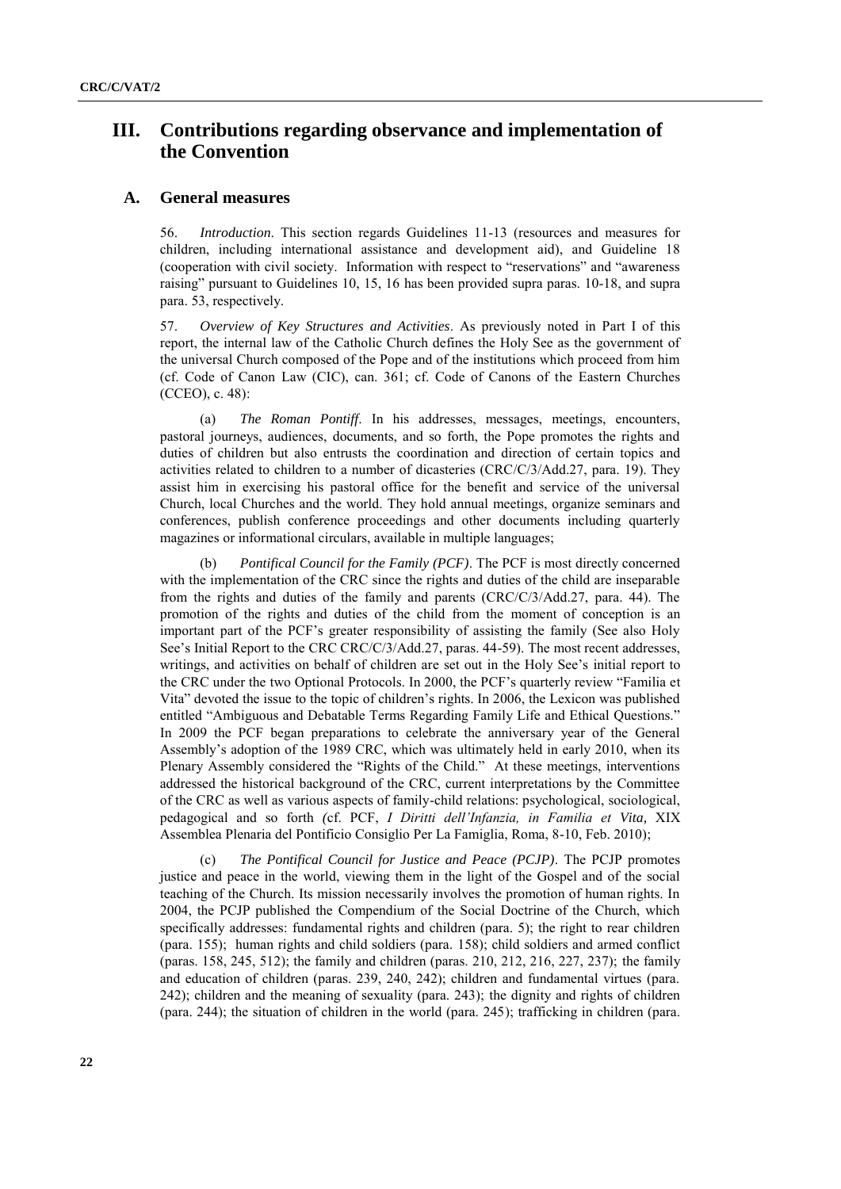# III. Contributions regarding observance and implementation of the Convention

## A. General measures

56. *Introduction*. This section regards Guidelines 11-13 (resources and measures for children, including international assistance and development aid), and Guideline 18 (cooperation with civil society. Information with respect to "reservations" and "awareness raising" pursuant to Guidelines 10, 15, 16 has been provided supra paras. 10-18, and supra para. 53, respectively.

57. *Overview of Key Structures and Activities*. As previously noted in Part I of this report, the internal law of the Catholic Church defines the Holy See as the government of the universal Church composed of the Pope and of the institutions which proceed from him (cf. Code of Canon Law (CIC), can. 361; cf. Code of Canons of the Eastern Churches (CCEO), c. 48):

(a) *The Roman Pontiff*. In his addresses, messages, meetings, encounters, pastoral journeys, audiences, documents, and so forth, the Pope promotes the rights and duties of children but also entrusts the coordination and direction of certain topics and activities related to children to a number of dicasteries (CRC/C/3/Add.27, para. 19). They assist him in exercising his pastoral office for the benefit and service of the universal Church, local Churches and the world. They hold annual meetings, organize seminars and conferences, publish conference proceedings and other documents including quarterly magazines or informational circulars, available in multiple languages;

(b) *Pontifical Council for the Family (PCF)*. The PCF is most directly concerned with the implementation of the CRC since the rights and duties of the child are inseparable from the rights and duties of the family and parents (CRC/C/3/Add.27, para. 44). The promotion of the rights and duties of the child from the moment of conception is an important part of the PCF's greater responsibility of assisting the family (See also Holy See's Initial Report to the CRC CRC/C/3/Add.27, paras. 44-59). The most recent addresses, writings, and activities on behalf of children are set out in the Holy See's initial report to the CRC under the two Optional Protocols. In 2000, the PCF's quarterly review "Familia et Vita" devoted the issue to the topic of children's rights. In 2006, the Lexicon was published entitled "Ambiguous and Debatable Terms Regarding Family Life and Ethical Questions." In 2009 the PCF began preparations to celebrate the anniversary year of the General Assembly's adoption of the 1989 CRC, which was ultimately held in early 2010, when its Plenary Assembly considered the "Rights of the Child." At these meetings, interventions addressed the historical background of the CRC, current interpretations by the Committee of the CRC as well as various aspects of family-child relations: psychological, sociological, pedagogical and so forth (cf. PCF, *I Diritti dell'Infanzia, in Familia et Vita,* XIX Assemblea Plenaria del Pontificio Consiglio Per La Famiglia, Roma, 8-10, Feb. 2010);

(c) *The Pontifical Council for Justice and Peace (PCJP)*. The PCJP promotes justice and peace in the world, viewing them in the light of the Gospel and of the social teaching of the Church. Its mission necessarily involves the promotion of human rights. In 2004, the PCJP published the Compendium of the Social Doctrine of the Church, which specifically addresses: fundamental rights and children (para. 5); the right to rear children (para. 155); human rights and child soldiers (para. 158); child soldiers and armed conflict (paras. 158, 245, 512); the family and children (paras. 210, 212, 216, 227, 237); the family and education of children (paras. 239, 240, 242); children and fundamental virtues (para. 242); children and the meaning of sexuality (para. 243); the dignity and rights of children (para. 244); the situation of children in the world (para. 245); trafficking in children (para.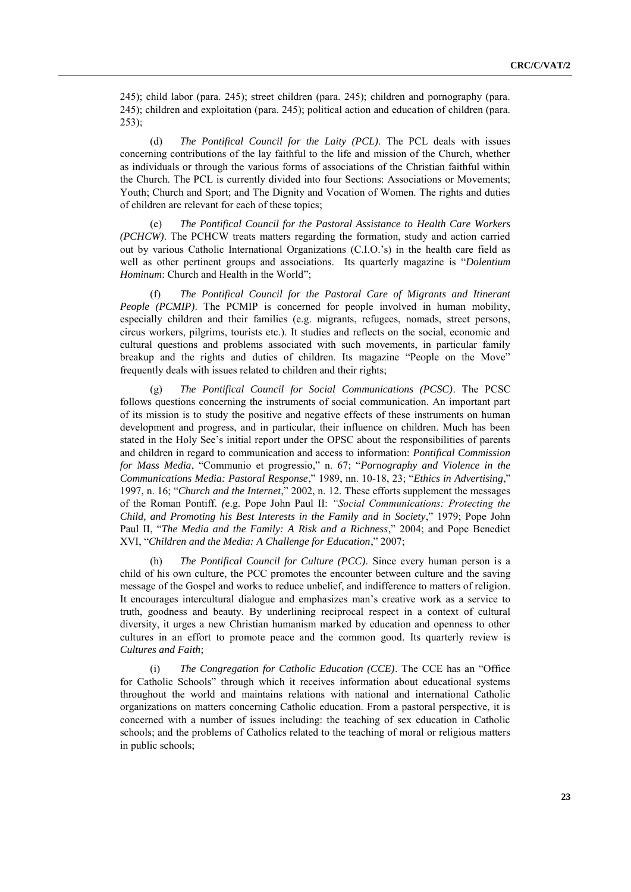245); child labor (para. 245); street children (para. 245); children and pornography (para. 245); children and exploitation (para. 245); political action and education of children (para. 253);

(d) *The Pontifical Council for the Laity (PCL)*. The PCL deals with issues concerning contributions of the lay faithful to the life and mission of the Church, whether as individuals or through the various forms of associations of the Christian faithful within the Church. The PCL is currently divided into four Sections: Associations or Movements; Youth; Church and Sport; and The Dignity and Vocation of Women. The rights and duties of children are relevant for each of these topics;

(e) *The Pontifical Council for the Pastoral Assistance to Health Care Workers (PCHCW)*. The PCHCW treats matters regarding the formation, study and action carried out by various Catholic International Organizations (C.I.O.'s) in the health care field as well as other pertinent groups and associations. Its quarterly magazine is "*Dolentium Hominum*: Church and Health in the World";

(f) *The Pontifical Council for the Pastoral Care of Migrants and Itinerant People (PCMIP)*. The PCMIP is concerned for people involved in human mobility, especially children and their families (e.g. migrants, refugees, nomads, street persons, circus workers, pilgrims, tourists etc.). It studies and reflects on the social, economic and cultural questions and problems associated with such movements, in particular family breakup and the rights and duties of children. Its magazine "People on the Move" frequently deals with issues related to children and their rights;

(g) *The Pontifical Council for Social Communications (PCSC)*. The PCSC follows questions concerning the instruments of social communication. An important part of its mission is to study the positive and negative effects of these instruments on human development and progress, and in particular, their influence on children. Much has been stated in the Holy See's initial report under the OPSC about the responsibilities of parents and children in regard to communication and access to information: *Pontifical Commission for Mass Media*, "Communio et progressio," n. 67; "*Pornography and Violence in the Communications Media: Pastoral Response*," 1989, nn. 10-18, 23; "*Ethics in Advertising*," 1997, n. 16; "*Church and the Internet*," 2002, n. 12. These efforts supplement the messages of the Roman Pontiff. (e.g. Pope John Paul II: *"Social Communications: Protecting the Child, and Promoting his Best Interests in the Family and in Society*," 1979; Pope John Paul II, "*The Media and the Family: A Risk and a Richness*," 2004; and Pope Benedict XVI, "*Children and the Media: A Challenge for Education*," 2007;

(h) *The Pontifical Council for Culture (PCC)*. Since every human person is a child of his own culture, the PCC promotes the encounter between culture and the saving message of the Gospel and works to reduce unbelief, and indifference to matters of religion. It encourages intercultural dialogue and emphasizes man's creative work as a service to truth, goodness and beauty. By underlining reciprocal respect in a context of cultural diversity, it urges a new Christian humanism marked by education and openness to other cultures in an effort to promote peace and the common good. Its quarterly review is *Cultures and Faith*;

(i) *The Congregation for Catholic Education (CCE)*. The CCE has an "Office for Catholic Schools" through which it receives information about educational systems throughout the world and maintains relations with national and international Catholic organizations on matters concerning Catholic education. From a pastoral perspective, it is concerned with a number of issues including: the teaching of sex education in Catholic schools; and the problems of Catholics related to the teaching of moral or religious matters in public schools;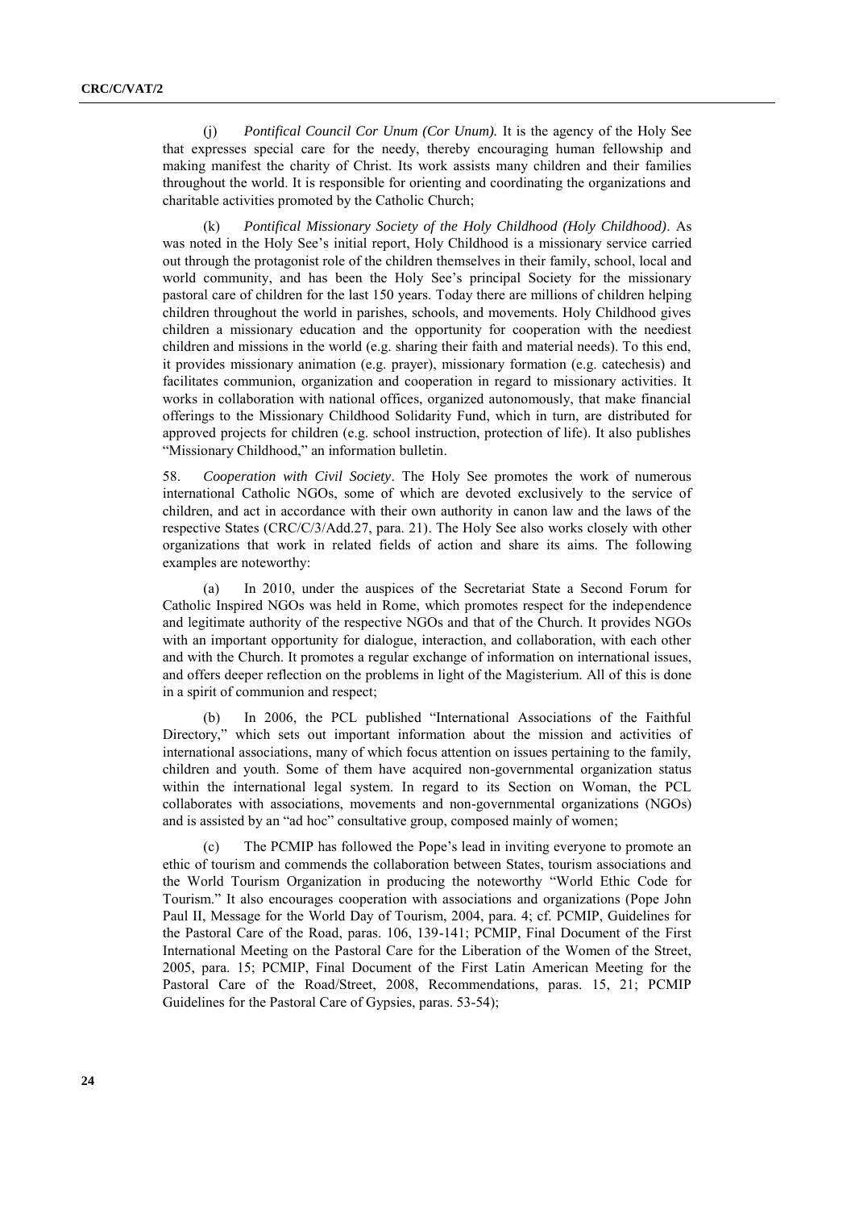(j) *Pontifical Council Cor Unum (Cor Unum).* It is the agency of the Holy See that expresses special care for the needy, thereby encouraging human fellowship and making manifest the charity of Christ. Its work assists many children and their families throughout the world. It is responsible for orienting and coordinating the organizations and charitable activities promoted by the Catholic Church;

(k) *Pontifical Missionary Society of the Holy Childhood (Holy Childhood)*. As was noted in the Holy See's initial report, Holy Childhood is a missionary service carried out through the protagonist role of the children themselves in their family, school, local and world community, and has been the Holy See's principal Society for the missionary pastoral care of children for the last 150 years. Today there are millions of children helping children throughout the world in parishes, schools, and movements. Holy Childhood gives children a missionary education and the opportunity for cooperation with the neediest children and missions in the world (e.g. sharing their faith and material needs). To this end, it provides missionary animation (e.g. prayer), missionary formation (e.g. catechesis) and facilitates communion, organization and cooperation in regard to missionary activities. It works in collaboration with national offices, organized autonomously, that make financial offerings to the Missionary Childhood Solidarity Fund, which in turn, are distributed for approved projects for children (e.g. school instruction, protection of life). It also publishes "Missionary Childhood," an information bulletin.

58. *Cooperation with Civil Society*. The Holy See promotes the work of numerous international Catholic NGOs, some of which are devoted exclusively to the service of children, and act in accordance with their own authority in canon law and the laws of the respective States (CRC/C/3/Add.27, para. 21). The Holy See also works closely with other organizations that work in related fields of action and share its aims. The following examples are noteworthy:

(a) In 2010, under the auspices of the Secretariat State a Second Forum for Catholic Inspired NGOs was held in Rome, which promotes respect for the independence and legitimate authority of the respective NGOs and that of the Church. It provides NGOs with an important opportunity for dialogue, interaction, and collaboration, with each other and with the Church. It promotes a regular exchange of information on international issues, and offers deeper reflection on the problems in light of the Magisterium. All of this is done in a spirit of communion and respect;

(b) In 2006, the PCL published "International Associations of the Faithful Directory," which sets out important information about the mission and activities of international associations, many of which focus attention on issues pertaining to the family, children and youth. Some of them have acquired non-governmental organization status within the international legal system. In regard to its Section on Woman, the PCL collaborates with associations, movements and non-governmental organizations (NGOs) and is assisted by an "ad hoc" consultative group, composed mainly of women;

(c) The PCMIP has followed the Pope's lead in inviting everyone to promote an ethic of tourism and commends the collaboration between States, tourism associations and the World Tourism Organization in producing the noteworthy "World Ethic Code for Tourism." It also encourages cooperation with associations and organizations (Pope John Paul II, Message for the World Day of Tourism, 2004, para. 4; cf. PCMIP, Guidelines for the Pastoral Care of the Road, paras. 106, 139-141; PCMIP, Final Document of the First International Meeting on the Pastoral Care for the Liberation of the Women of the Street, 2005, para. 15; PCMIP, Final Document of the First Latin American Meeting for the Pastoral Care of the Road/Street, 2008, Recommendations, paras. 15, 21; PCMIP Guidelines for the Pastoral Care of Gypsies, paras. 53-54);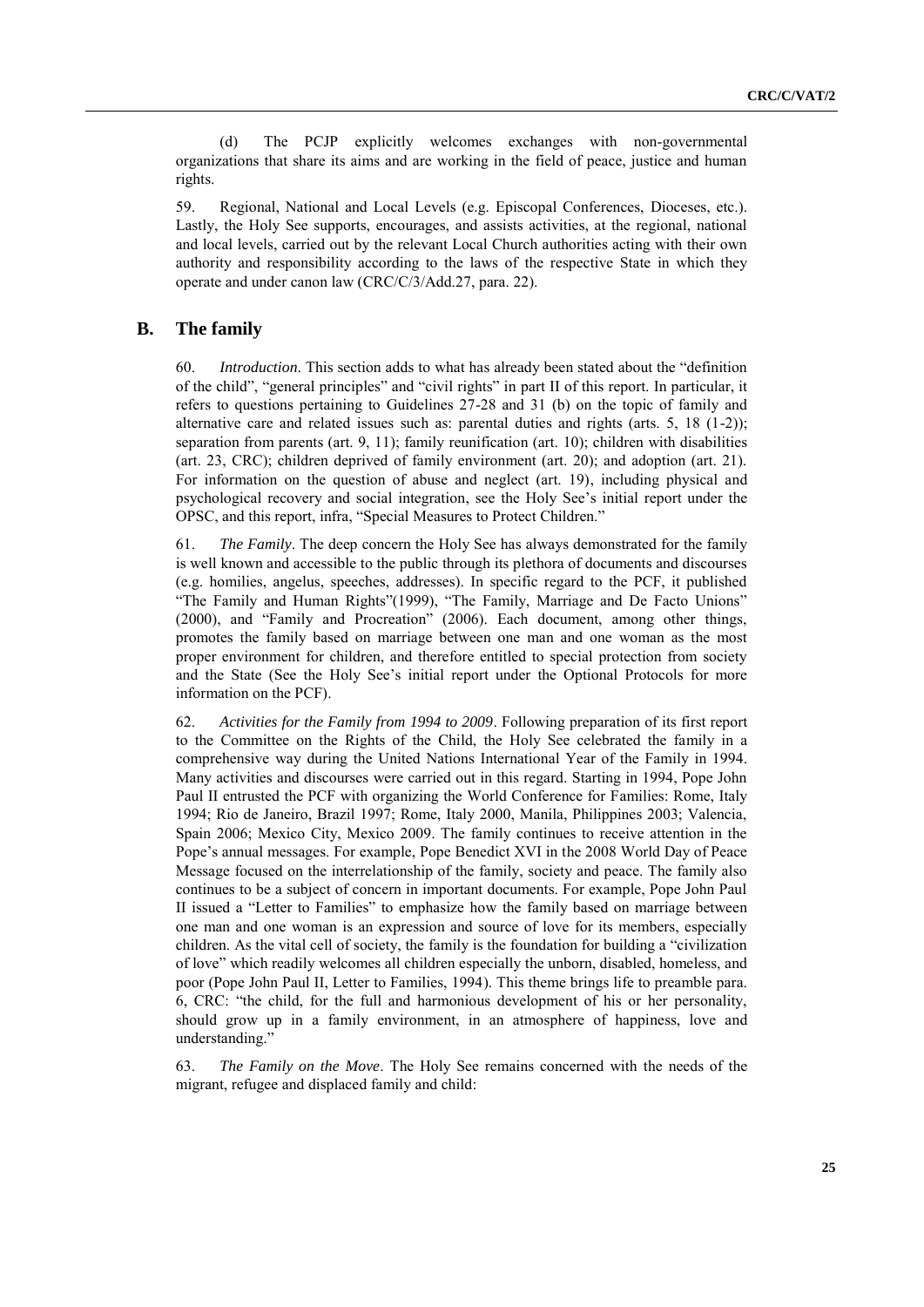(d) The PCJP explicitly welcomes exchanges with non-governmental organizations that share its aims and are working in the field of peace, justice and human rights.

59. Regional, National and Local Levels (e.g. Episcopal Conferences, Dioceses, etc.). Lastly, the Holy See supports, encourages, and assists activities, at the regional, national and local levels, carried out by the relevant Local Church authorities acting with their own authority and responsibility according to the laws of the respective State in which they operate and under canon law (CRC/C/3/Add.27, para. 22).

## B. The family

60. *Introduction*. This section adds to what has already been stated about the "definition of the child", "general principles" and "civil rights" in part II of this report. In particular, it refers to questions pertaining to Guidelines 27-28 and 31 (b) on the topic of family and alternative care and related issues such as: parental duties and rights (arts. 5, 18 (1-2)); separation from parents (art. 9, 11); family reunification (art. 10); children with disabilities (art. 23, CRC); children deprived of family environment (art. 20); and adoption (art. 21). For information on the question of abuse and neglect (art. 19), including physical and psychological recovery and social integration, see the Holy See's initial report under the OPSC, and this report, infra, "Special Measures to Protect Children."

61. *The Family*. The deep concern the Holy See has always demonstrated for the family is well known and accessible to the public through its plethora of documents and discourses (e.g. homilies, angelus, speeches, addresses). In specific regard to the PCF, it published "The Family and Human Rights"(1999), "The Family, Marriage and De Facto Unions" (2000), and "Family and Procreation" (2006). Each document, among other things, promotes the family based on marriage between one man and one woman as the most proper environment for children, and therefore entitled to special protection from society and the State (See the Holy See's initial report under the Optional Protocols for more information on the PCF).

62. *Activities for the Family from 1994 to 2009*. Following preparation of its first report to the Committee on the Rights of the Child, the Holy See celebrated the family in a comprehensive way during the United Nations International Year of the Family in 1994. Many activities and discourses were carried out in this regard. Starting in 1994, Pope John Paul II entrusted the PCF with organizing the World Conference for Families: Rome, Italy 1994; Rio de Janeiro, Brazil 1997; Rome, Italy 2000, Manila, Philippines 2003; Valencia, Spain 2006; Mexico City, Mexico 2009. The family continues to receive attention in the Pope's annual messages. For example, Pope Benedict XVI in the 2008 World Day of Peace Message focused on the interrelationship of the family, society and peace. The family also continues to be a subject of concern in important documents. For example, Pope John Paul II issued a "Letter to Families" to emphasize how the family based on marriage between one man and one woman is an expression and source of love for its members, especially children. As the vital cell of society, the family is the foundation for building a "civilization of love" which readily welcomes all children especially the unborn, disabled, homeless, and poor (Pope John Paul II, Letter to Families, 1994). This theme brings life to preamble para. 6, CRC: "the child, for the full and harmonious development of his or her personality, should grow up in a family environment, in an atmosphere of happiness, love and understanding."

63. *The Family on the Move*. The Holy See remains concerned with the needs of the migrant, refugee and displaced family and child: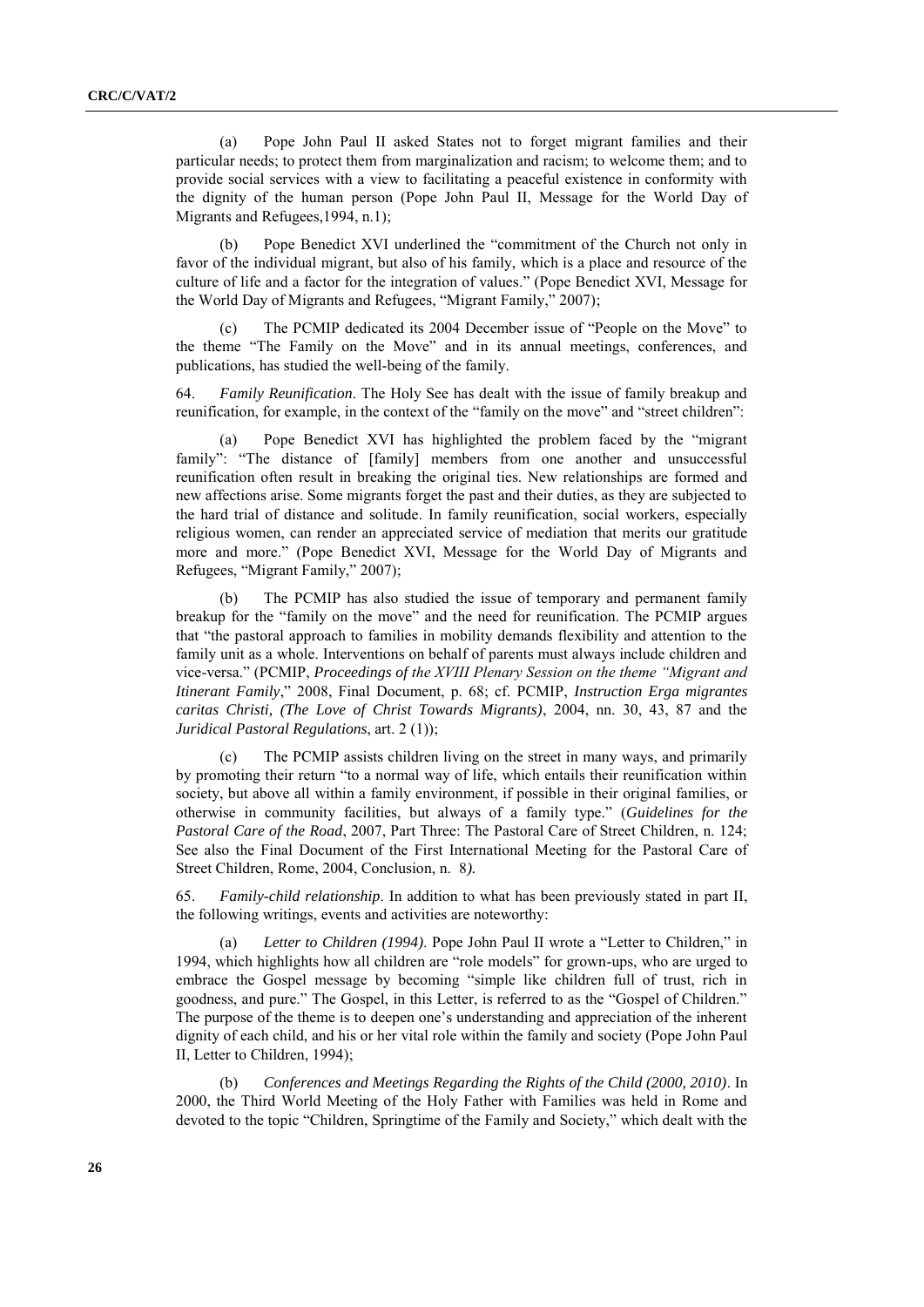(a) Pope John Paul II asked States not to forget migrant families and their particular needs; to protect them from marginalization and racism; to welcome them; and to provide social services with a view to facilitating a peaceful existence in conformity with the dignity of the human person (Pope John Paul II, Message for the World Day of Migrants and Refugees,1994, n.1);

(b) Pope Benedict XVI underlined the "commitment of the Church not only in favor of the individual migrant, but also of his family, which is a place and resource of the culture of life and a factor for the integration of values." (Pope Benedict XVI, Message for the World Day of Migrants and Refugees, "Migrant Family," 2007);

(c) The PCMIP dedicated its 2004 December issue of "People on the Move" to the theme "The Family on the Move" and in its annual meetings, conferences, and publications, has studied the well-being of the family.

64. *Family Reunification*. The Holy See has dealt with the issue of family breakup and reunification, for example, in the context of the "family on the move" and "street children":

(a) Pope Benedict XVI has highlighted the problem faced by the "migrant family": "The distance of [family] members from one another and unsuccessful reunification often result in breaking the original ties. New relationships are formed and new affections arise. Some migrants forget the past and their duties, as they are subjected to the hard trial of distance and solitude. In family reunification, social workers, especially religious women, can render an appreciated service of mediation that merits our gratitude more and more." (Pope Benedict XVI, Message for the World Day of Migrants and Refugees, "Migrant Family," 2007);

(b) The PCMIP has also studied the issue of temporary and permanent family breakup for the "family on the move" and the need for reunification. The PCMIP argues that "the pastoral approach to families in mobility demands flexibility and attention to the family unit as a whole. Interventions on behalf of parents must always include children and vice-versa." (PCMIP, *Proceedings of the XVIII Plenary Session on the theme "Migrant and Itinerant Family*," 2008, Final Document, p. 68; cf. PCMIP, *Instruction Erga migrantes caritas Christi, (The Love of Christ Towards Migrants)*, 2004, nn. 30, 43, 87 and the *Juridical Pastoral Regulations*, art. 2 (1));

(c) The PCMIP assists children living on the street in many ways, and primarily by promoting their return "to a normal way of life, which entails their reunification within society, but above all within a family environment, if possible in their original families, or otherwise in community facilities, but always of a family type." (*Guidelines for the Pastoral Care of the Road*, 2007, Part Three: The Pastoral Care of Street Children, n. 124; See also the Final Document of the First International Meeting for the Pastoral Care of Street Children, Rome, 2004, Conclusion, n. 8*).*

65. *Family-child relationship*. In addition to what has been previously stated in part II, the following writings, events and activities are noteworthy:

(a) *Letter to Children (1994)*. Pope John Paul II wrote a "Letter to Children," in 1994, which highlights how all children are "role models" for grown-ups, who are urged to embrace the Gospel message by becoming "simple like children full of trust, rich in goodness, and pure." The Gospel, in this Letter, is referred to as the "Gospel of Children." The purpose of the theme is to deepen one's understanding and appreciation of the inherent dignity of each child, and his or her vital role within the family and society (Pope John Paul II, Letter to Children, 1994);

(b) *Conferences and Meetings Regarding the Rights of the Child (2000, 2010)*. In 2000, the Third World Meeting of the Holy Father with Families was held in Rome and devoted to the topic "Children, Springtime of the Family and Society," which dealt with the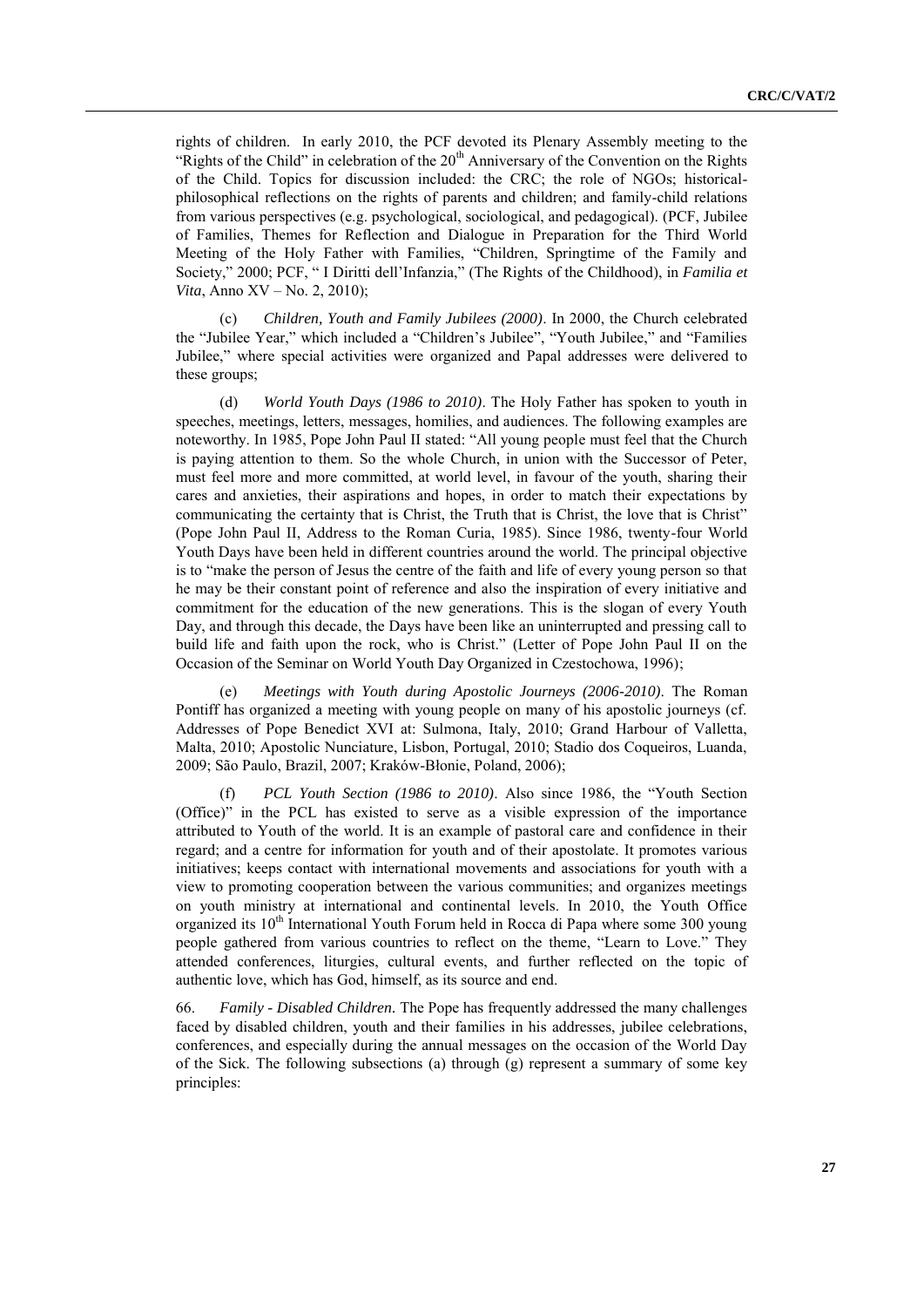rights of children. In early 2010, the PCF devoted its Plenary Assembly meeting to the "Rights of the Child" in celebration of the 20th Anniversary of the Convention on the Rights of the Child. Topics for discussion included: the CRC; the role of NGOs; historical-philosophical reflections on the rights of parents and children; and family-child relations from various perspectives (e.g. psychological, sociological, and pedagogical). (PCF, Jubilee of Families, Themes for Reflection and Dialogue in Preparation for the Third World Meeting of the Holy Father with Families, "Children, Springtime of the Family and Society," 2000; PCF, " I Diritti dell'Infanzia," (The Rights of the Childhood), in *Familia et Vita*, Anno XV – No. 2, 2010);

(c) *Children, Youth and Family Jubilees (2000)*. In 2000, the Church celebrated the "Jubilee Year," which included a "Children's Jubilee", "Youth Jubilee," and "Families Jubilee," where special activities were organized and Papal addresses were delivered to these groups;

(d) *World Youth Days (1986 to 2010)*. The Holy Father has spoken to youth in speeches, meetings, letters, messages, homilies, and audiences. The following examples are noteworthy. In 1985, Pope John Paul II stated: "All young people must feel that the Church is paying attention to them. So the whole Church, in union with the Successor of Peter, must feel more and more committed, at world level, in favour of the youth, sharing their cares and anxieties, their aspirations and hopes, in order to match their expectations by communicating the certainty that is Christ, the Truth that is Christ, the love that is Christ" (Pope John Paul II, Address to the Roman Curia, 1985). Since 1986, twenty-four World Youth Days have been held in different countries around the world. The principal objective is to "make the person of Jesus the centre of the faith and life of every young person so that he may be their constant point of reference and also the inspiration of every initiative and commitment for the education of the new generations. This is the slogan of every Youth Day, and through this decade, the Days have been like an uninterrupted and pressing call to build life and faith upon the rock, who is Christ." (Letter of Pope John Paul II on the Occasion of the Seminar on World Youth Day Organized in Czestochowa, 1996);

(e) *Meetings with Youth during Apostolic Journeys (2006-2010)*. The Roman Pontiff has organized a meeting with young people on many of his apostolic journeys (cf. Addresses of Pope Benedict XVI at: Sulmona, Italy, 2010; Grand Harbour of Valletta, Malta, 2010; Apostolic Nunciature, Lisbon, Portugal, 2010; Stadio dos Coqueiros, Luanda, 2009; São Paulo, Brazil, 2007; Kraków-Błonie, Poland, 2006);

(f) *PCL Youth Section (1986 to 2010)*. Also since 1986, the "Youth Section (Office)" in the PCL has existed to serve as a visible expression of the importance attributed to Youth of the world. It is an example of pastoral care and confidence in their regard; and a centre for information for youth and of their apostolate. It promotes various initiatives; keeps contact with international movements and associations for youth with a view to promoting cooperation between the various communities; and organizes meetings on youth ministry at international and continental levels. In 2010, the Youth Office organized its 10th International Youth Forum held in Rocca di Papa where some 300 young people gathered from various countries to reflect on the theme, "Learn to Love." They attended conferences, liturgies, cultural events, and further reflected on the topic of authentic love, which has God, himself, as its source and end.

66. *Family - Disabled Children.* The Pope has frequently addressed the many challenges faced by disabled children, youth and their families in his addresses, jubilee celebrations, conferences, and especially during the annual messages on the occasion of the World Day of the Sick. The following subsections (a) through (g) represent a summary of some key principles: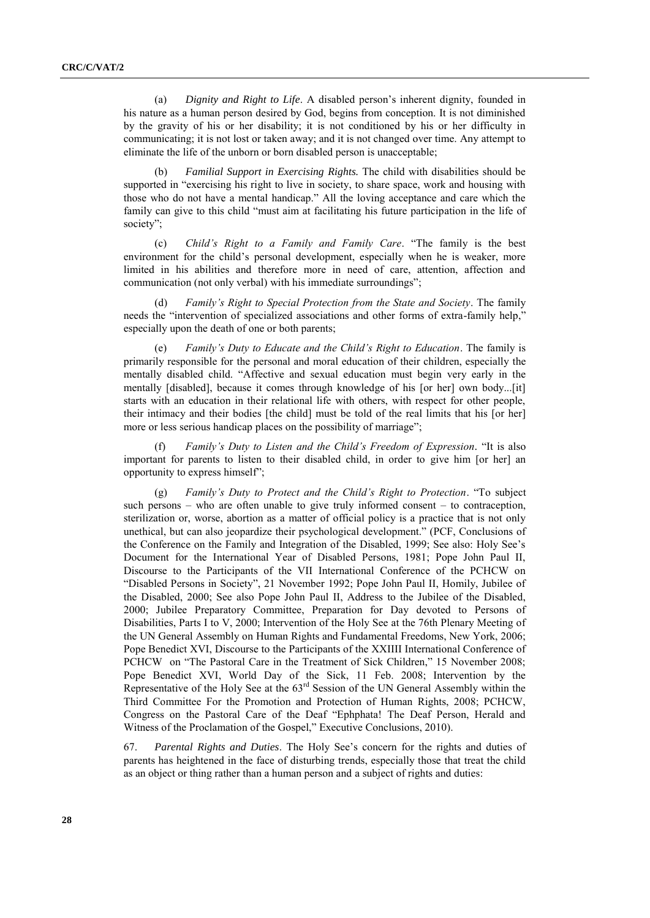(a) *Dignity and Right to Life*. A disabled person's inherent dignity, founded in his nature as a human person desired by God, begins from conception. It is not diminished by the gravity of his or her disability; it is not conditioned by his or her difficulty in communicating; it is not lost or taken away; and it is not changed over time. Any attempt to eliminate the life of the unborn or born disabled person is unacceptable;

(b) *Familial Support in Exercising Rights.* The child with disabilities should be supported in "exercising his right to live in society, to share space, work and housing with those who do not have a mental handicap." All the loving acceptance and care which the family can give to this child "must aim at facilitating his future participation in the life of society";

(c) *Child's Right to a Family and Family Care*. "The family is the best environment for the child's personal development, especially when he is weaker, more limited in his abilities and therefore more in need of care, attention, affection and communication (not only verbal) with his immediate surroundings";

(d) *Family's Right to Special Protection from the State and Society*. The family needs the "intervention of specialized associations and other forms of extra-family help," especially upon the death of one or both parents;

(e) *Family's Duty to Educate and the Child's Right to Education*. The family is primarily responsible for the personal and moral education of their children, especially the mentally disabled child. "Affective and sexual education must begin very early in the mentally [disabled], because it comes through knowledge of his [or her] own body...[it] starts with an education in their relational life with others, with respect for other people, their intimacy and their bodies [the child] must be told of the real limits that his [or her] more or less serious handicap places on the possibility of marriage";

(f) *Family's Duty to Listen and the Child's Freedom of Expression*. "It is also important for parents to listen to their disabled child, in order to give him [or her] an opportunity to express himself";

(g) *Family's Duty to Protect and the Child's Right to Protection*. "To subject such persons – who are often unable to give truly informed consent – to contraception, sterilization or, worse, abortion as a matter of official policy is a practice that is not only unethical, but can also jeopardize their psychological development." (PCF, Conclusions of the Conference on the Family and Integration of the Disabled, 1999; See also: Holy See's Document for the International Year of Disabled Persons, 1981; Pope John Paul II, Discourse to the Participants of the VII International Conference of the PCHCW on "Disabled Persons in Society", 21 November 1992; Pope John Paul II, Homily, Jubilee of the Disabled, 2000; See also Pope John Paul II, Address to the Jubilee of the Disabled, 2000; Jubilee Preparatory Committee, Preparation for Day devoted to Persons of Disabilities, Parts I to V, 2000; Intervention of the Holy See at the 76th Plenary Meeting of the UN General Assembly on Human Rights and Fundamental Freedoms, New York, 2006; Pope Benedict XVI, Discourse to the Participants of the XXIIII International Conference of PCHCW on "The Pastoral Care in the Treatment of Sick Children," 15 November 2008; Pope Benedict XVI, World Day of the Sick, 11 Feb. 2008; Intervention by the Representative of the Holy See at the 63rd Session of the UN General Assembly within the Third Committee For the Promotion and Protection of Human Rights, 2008; PCHCW, Congress on the Pastoral Care of the Deaf "Ephphata! The Deaf Person, Herald and Witness of the Proclamation of the Gospel," Executive Conclusions, 2010).

67. *Parental Rights and Duties*. The Holy See's concern for the rights and duties of parents has heightened in the face of disturbing trends, especially those that treat the child as an object or thing rather than a human person and a subject of rights and duties: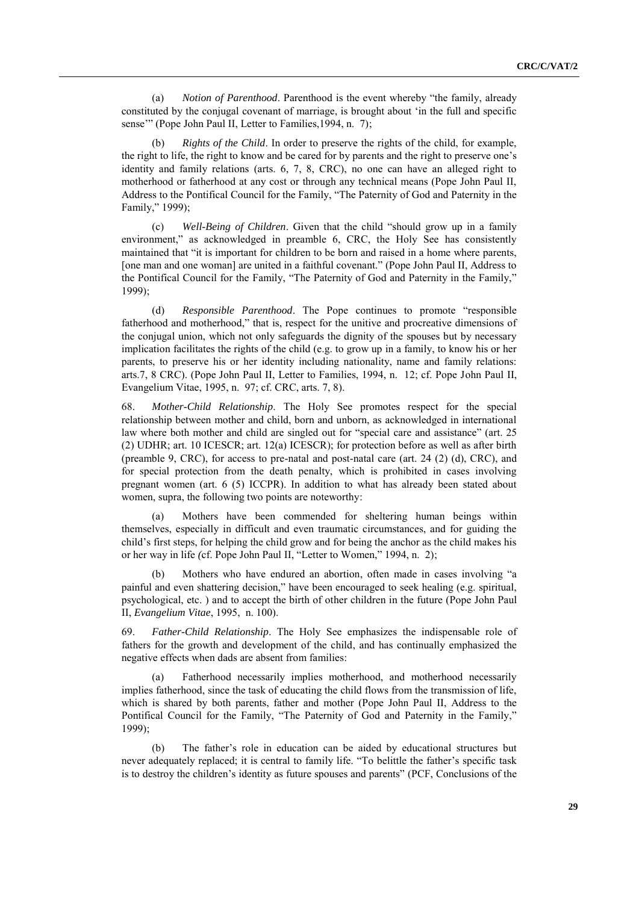(a) *Notion of Parenthood*. Parenthood is the event whereby "the family, already constituted by the conjugal covenant of marriage, is brought about 'in the full and specific sense'" (Pope John Paul II, Letter to Families,1994, n. 7);

(b) *Rights of the Child*. In order to preserve the rights of the child, for example, the right to life, the right to know and be cared for by parents and the right to preserve one's identity and family relations (arts. 6, 7, 8, CRC), no one can have an alleged right to motherhood or fatherhood at any cost or through any technical means (Pope John Paul II, Address to the Pontifical Council for the Family, "The Paternity of God and Paternity in the Family," 1999);

(c) *Well-Being of Children*. Given that the child "should grow up in a family environment," as acknowledged in preamble 6, CRC, the Holy See has consistently maintained that "it is important for children to be born and raised in a home where parents, [one man and one woman] are united in a faithful covenant." (Pope John Paul II, Address to the Pontifical Council for the Family, "The Paternity of God and Paternity in the Family," 1999);

(d) *Responsible Parenthood*. The Pope continues to promote "responsible fatherhood and motherhood," that is, respect for the unitive and procreative dimensions of the conjugal union, which not only safeguards the dignity of the spouses but by necessary implication facilitates the rights of the child (e.g. to grow up in a family, to know his or her parents, to preserve his or her identity including nationality, name and family relations: arts.7, 8 CRC). (Pope John Paul II, Letter to Families, 1994, n. 12; cf. Pope John Paul II, Evangelium Vitae, 1995, n. 97; cf. CRC, arts. 7, 8).

68. *Mother-Child Relationship*. The Holy See promotes respect for the special relationship between mother and child, born and unborn, as acknowledged in international law where both mother and child are singled out for "special care and assistance" (art. 25 (2) UDHR; art. 10 ICESCR; art. 12(a) ICESCR); for protection before as well as after birth (preamble 9, CRC), for access to pre-natal and post-natal care (art. 24 (2) (d), CRC), and for special protection from the death penalty, which is prohibited in cases involving pregnant women (art. 6 (5) ICCPR). In addition to what has already been stated about women, supra, the following two points are noteworthy:

(a) Mothers have been commended for sheltering human beings within themselves, especially in difficult and even traumatic circumstances, and for guiding the child's first steps, for helping the child grow and for being the anchor as the child makes his or her way in life (cf. Pope John Paul II, "Letter to Women," 1994, n. 2);

(b) Mothers who have endured an abortion, often made in cases involving "a painful and even shattering decision," have been encouraged to seek healing (e.g. spiritual, psychological, etc. ) and to accept the birth of other children in the future (Pope John Paul II, *Evangelium Vitae*, 1995, n. 100).

69. *Father-Child Relationship*. The Holy See emphasizes the indispensable role of fathers for the growth and development of the child, and has continually emphasized the negative effects when dads are absent from families:

(a) Fatherhood necessarily implies motherhood, and motherhood necessarily implies fatherhood, since the task of educating the child flows from the transmission of life, which is shared by both parents, father and mother (Pope John Paul II, Address to the Pontifical Council for the Family, "The Paternity of God and Paternity in the Family," 1999);

(b) The father's role in education can be aided by educational structures but never adequately replaced; it is central to family life. "To belittle the father's specific task is to destroy the children's identity as future spouses and parents" (PCF, Conclusions of the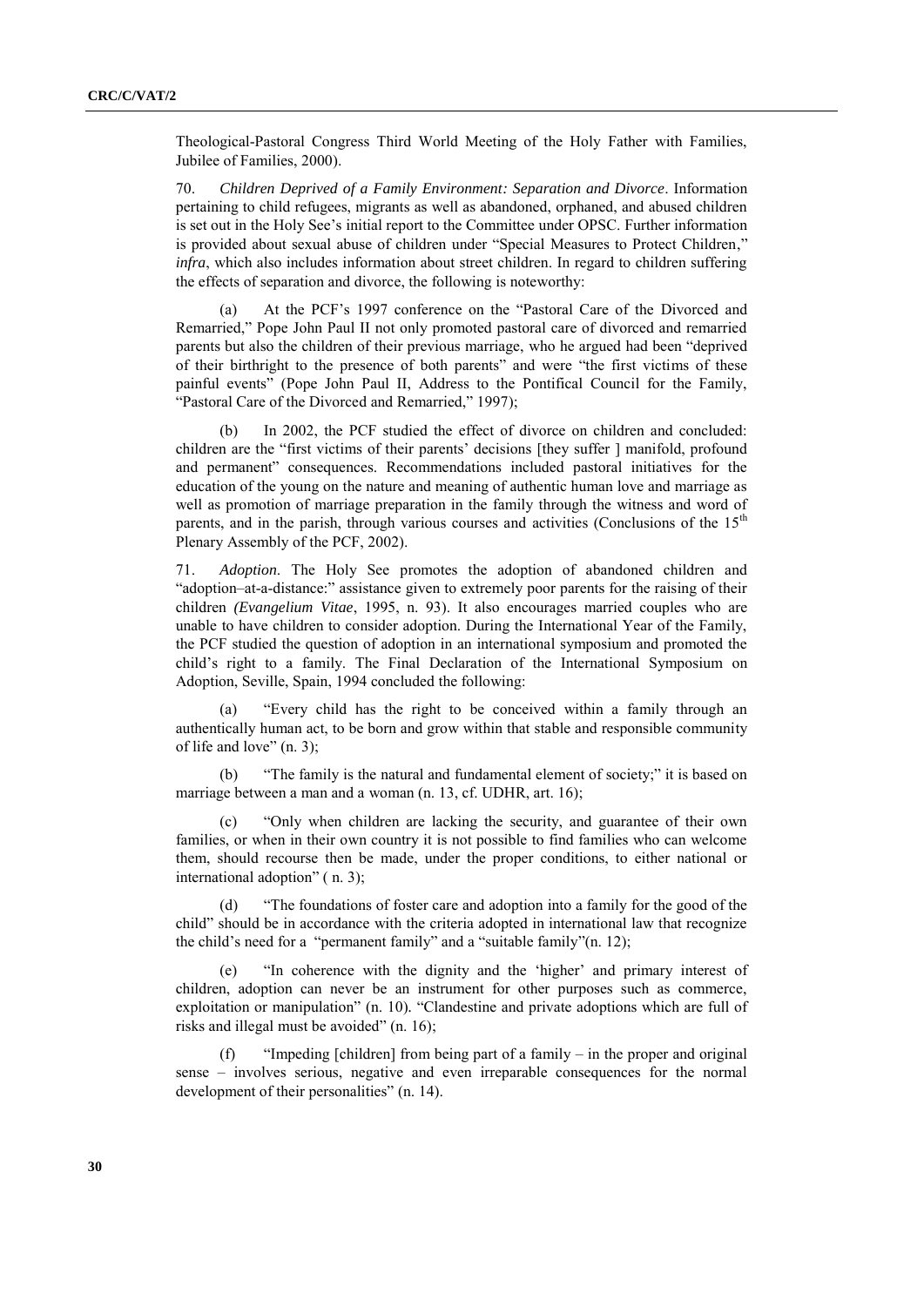Theological-Pastoral Congress Third World Meeting of the Holy Father with Families, Jubilee of Families, 2000).

70. *Children Deprived of a Family Environment: Separation and Divorce*. Information pertaining to child refugees, migrants as well as abandoned, orphaned, and abused children is set out in the Holy See's initial report to the Committee under OPSC. Further information is provided about sexual abuse of children under "Special Measures to Protect Children," *infra*, which also includes information about street children. In regard to children suffering the effects of separation and divorce, the following is noteworthy:

(a) At the PCF's 1997 conference on the "Pastoral Care of the Divorced and Remarried," Pope John Paul II not only promoted pastoral care of divorced and remarried parents but also the children of their previous marriage, who he argued had been "deprived of their birthright to the presence of both parents" and were "the first victims of these painful events" (Pope John Paul II, Address to the Pontifical Council for the Family, "Pastoral Care of the Divorced and Remarried," 1997);

(b) In 2002, the PCF studied the effect of divorce on children and concluded: children are the "first victims of their parents' decisions [they suffer ] manifold, profound and permanent" consequences. Recommendations included pastoral initiatives for the education of the young on the nature and meaning of authentic human love and marriage as well as promotion of marriage preparation in the family through the witness and word of parents, and in the parish, through various courses and activities (Conclusions of the 15th Plenary Assembly of the PCF, 2002).

71. *Adoption*. The Holy See promotes the adoption of abandoned children and "adoption–at-a-distance:" assistance given to extremely poor parents for the raising of their children *(Evangelium Vitae*, 1995, n. 93). It also encourages married couples who are unable to have children to consider adoption. During the International Year of the Family, the PCF studied the question of adoption in an international symposium and promoted the child's right to a family. The Final Declaration of the International Symposium on Adoption, Seville, Spain, 1994 concluded the following:

(a) "Every child has the right to be conceived within a family through an authentically human act, to be born and grow within that stable and responsible community of life and love" (n. 3);

(b) "The family is the natural and fundamental element of society;" it is based on marriage between a man and a woman (n. 13, cf. UDHR, art. 16);

(c) "Only when children are lacking the security, and guarantee of their own families, or when in their own country it is not possible to find families who can welcome them, should recourse then be made, under the proper conditions, to either national or international adoption" ( n. 3);

(d) "The foundations of foster care and adoption into a family for the good of the child" should be in accordance with the criteria adopted in international law that recognize the child's need for a "permanent family" and a "suitable family"(n. 12);

(e) "In coherence with the dignity and the 'higher' and primary interest of children, adoption can never be an instrument for other purposes such as commerce, exploitation or manipulation" (n. 10). "Clandestine and private adoptions which are full of risks and illegal must be avoided" (n. 16);

(f) "Impeding [children] from being part of a family – in the proper and original sense – involves serious, negative and even irreparable consequences for the normal development of their personalities" (n. 14).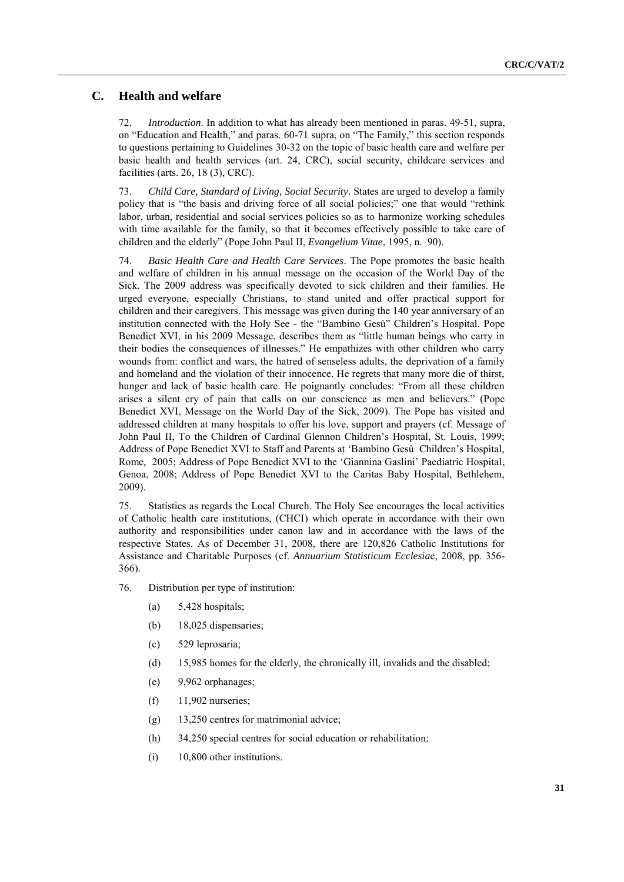## C. Health and welfare

72. *Introduction*. In addition to what has already been mentioned in paras. 49-51, supra, on "Education and Health," and paras. 60-71 supra, on "The Family," this section responds to questions pertaining to Guidelines 30-32 on the topic of basic health care and welfare per basic health and health services (art. 24, CRC), social security, childcare services and facilities (arts. 26, 18 (3), CRC).

73. *Child Care, Standard of Living, Social Security*. States are urged to develop a family policy that is "the basis and driving force of all social policies;" one that would "rethink labor, urban, residential and social services policies so as to harmonize working schedules with time available for the family, so that it becomes effectively possible to take care of children and the elderly" (Pope John Paul II, *Evangelium Vitae*, 1995, n. 90).

74. *Basic Health Care and Health Care Services*. The Pope promotes the basic health and welfare of children in his annual message on the occasion of the World Day of the Sick. The 2009 address was specifically devoted to sick children and their families. He urged everyone, especially Christians, to stand united and offer practical support for children and their caregivers. This message was given during the 140 year anniversary of an institution connected with the Holy See - the "Bambino Gesù" Children's Hospital. Pope Benedict XVI, in his 2009 Message, describes them as "little human beings who carry in their bodies the consequences of illnesses." He empathizes with other children who carry wounds from: conflict and wars, the hatred of senseless adults, the deprivation of a family and homeland and the violation of their innocence. He regrets that many more die of thirst, hunger and lack of basic health care. He poignantly concludes: "From all these children arises a silent cry of pain that calls on our conscience as men and believers." (Pope Benedict XVI, Message on the World Day of the Sick, 2009). The Pope has visited and addressed children at many hospitals to offer his love, support and prayers (cf. Message of John Paul II, To the Children of Cardinal Glennon Children's Hospital, St. Louis, 1999; Address of Pope Benedict XVI to Staff and Parents at 'Bambino Gesù Children's Hospital, Rome, 2005; Address of Pope Benedict XVI to the 'Giannina Gaslini' Paediatric Hospital, Genoa, 2008; Address of Pope Benedict XVI to the Caritas Baby Hospital, Bethlehem, 2009).

75. Statistics as regards the Local Church. The Holy See encourages the local activities of Catholic health care institutions, (CHCI) which operate in accordance with their own authority and responsibilities under canon law and in accordance with the laws of the respective States. As of December 31, 2008, there are 120,826 Catholic Institutions for Assistance and Charitable Purposes (cf. *Annuarium Statisticum Ecclesiae*, 2008, pp. 356-366).

76. Distribution per type of institution:

(a) 5,428 hospitals;

(b) 18,025 dispensaries;

(c) 529 leprosaria;

(d) 15,985 homes for the elderly, the chronically ill, invalids and the disabled;

(e) 9,962 orphanages;

(f) 11,902 nurseries;

(g) 13,250 centres for matrimonial advice;

(h) 34,250 special centres for social education or rehabilitation;

(i) 10,800 other institutions.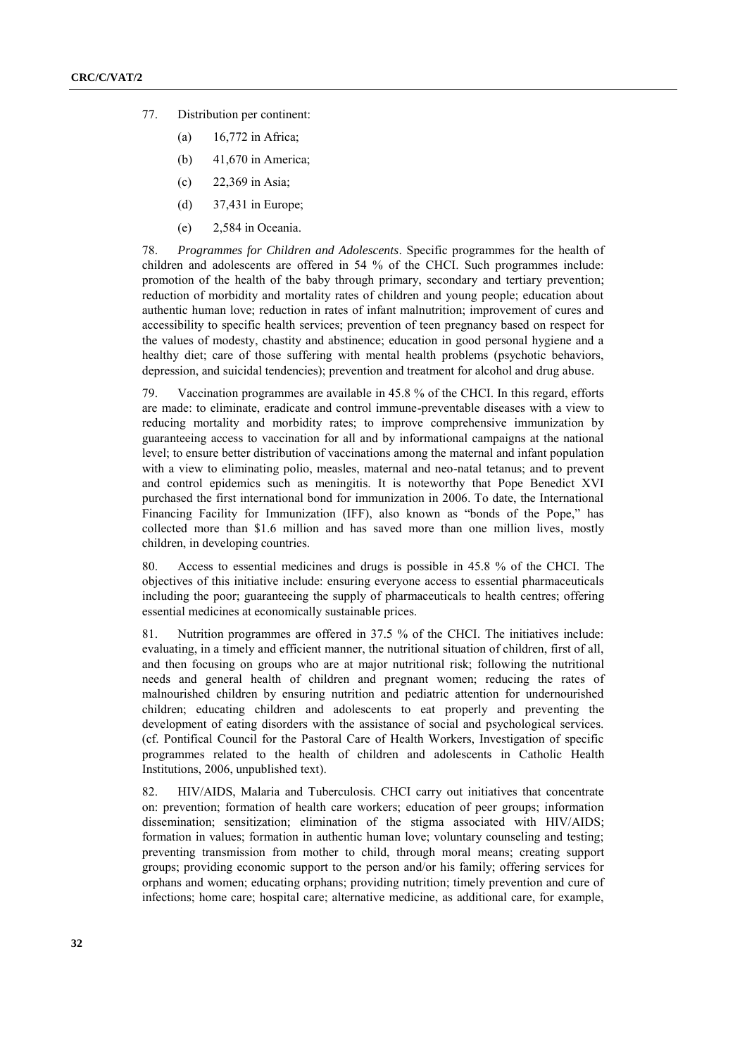77. Distribution per continent:

(a) 16,772 in Africa;

(b) 41,670 in America;

(c) 22,369 in Asia;

(d) 37,431 in Europe;

(e) 2,584 in Oceania.

78. *Programmes for Children and Adolescents*. Specific programmes for the health of children and adolescents are offered in 54 % of the CHCI. Such programmes include: promotion of the health of the baby through primary, secondary and tertiary prevention; reduction of morbidity and mortality rates of children and young people; education about authentic human love; reduction in rates of infant malnutrition; improvement of cures and accessibility to specific health services; prevention of teen pregnancy based on respect for the values of modesty, chastity and abstinence; education in good personal hygiene and a healthy diet; care of those suffering with mental health problems (psychotic behaviors, depression, and suicidal tendencies); prevention and treatment for alcohol and drug abuse.

79. Vaccination programmes are available in 45.8 % of the CHCI. In this regard, efforts are made: to eliminate, eradicate and control immune-preventable diseases with a view to reducing mortality and morbidity rates; to improve comprehensive immunization by guaranteeing access to vaccination for all and by informational campaigns at the national level; to ensure better distribution of vaccinations among the maternal and infant population with a view to eliminating polio, measles, maternal and neo-natal tetanus; and to prevent and control epidemics such as meningitis. It is noteworthy that Pope Benedict XVI purchased the first international bond for immunization in 2006. To date, the International Financing Facility for Immunization (IFF), also known as "bonds of the Pope," has collected more than $1.6 million and has saved more than one million lives, mostly children, in developing countries.

80. Access to essential medicines and drugs is possible in 45.8 % of the CHCI. The objectives of this initiative include: ensuring everyone access to essential pharmaceuticals including the poor; guaranteeing the supply of pharmaceuticals to health centres; offering essential medicines at economically sustainable prices.

81. Nutrition programmes are offered in 37.5 % of the CHCI. The initiatives include: evaluating, in a timely and efficient manner, the nutritional situation of children, first of all, and then focusing on groups who are at major nutritional risk; following the nutritional needs and general health of children and pregnant women; reducing the rates of malnourished children by ensuring nutrition and pediatric attention for undernourished children; educating children and adolescents to eat properly and preventing the development of eating disorders with the assistance of social and psychological services. (cf. Pontifical Council for the Pastoral Care of Health Workers, Investigation of specific programmes related to the health of children and adolescents in Catholic Health Institutions, 2006, unpublished text).

82. HIV/AIDS, Malaria and Tuberculosis. CHCI carry out initiatives that concentrate on: prevention; formation of health care workers; education of peer groups; information dissemination; sensitization; elimination of the stigma associated with HIV/AIDS; formation in values; formation in authentic human love; voluntary counseling and testing; preventing transmission from mother to child, through moral means; creating support groups; providing economic support to the person and/or his family; offering services for orphans and women; educating orphans; providing nutrition; timely prevention and cure of infections; home care; hospital care; alternative medicine, as additional care, for example,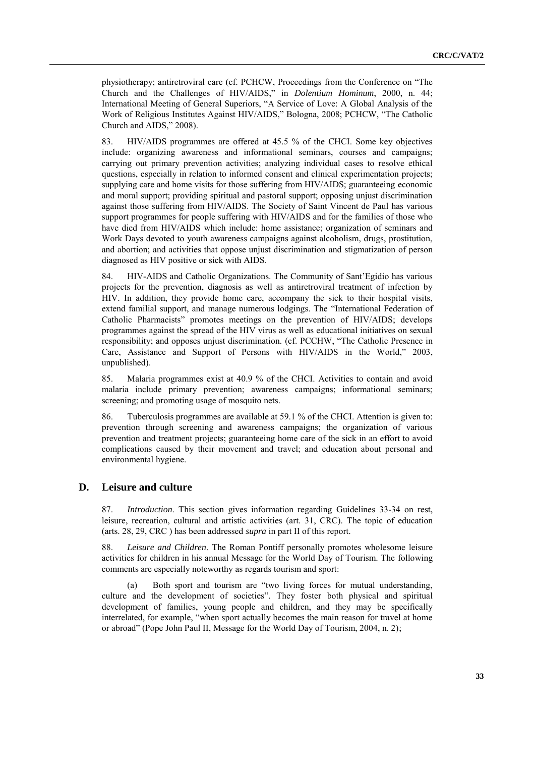physiotherapy; antiretroviral care (cf. PCHCW, Proceedings from the Conference on "The Church and the Challenges of HIV/AIDS," in *Dolentium Hominum*, 2000, n. 44; International Meeting of General Superiors, "A Service of Love: A Global Analysis of the Work of Religious Institutes Against HIV/AIDS," Bologna, 2008; PCHCW, "The Catholic Church and AIDS," 2008).

83. HIV/AIDS programmes are offered at 45.5 % of the CHCI. Some key objectives include: organizing awareness and informational seminars, courses and campaigns; carrying out primary prevention activities; analyzing individual cases to resolve ethical questions, especially in relation to informed consent and clinical experimentation projects; supplying care and home visits for those suffering from HIV/AIDS; guaranteeing economic and moral support; providing spiritual and pastoral support; opposing unjust discrimination against those suffering from HIV/AIDS. The Society of Saint Vincent de Paul has various support programmes for people suffering with HIV/AIDS and for the families of those who have died from HIV/AIDS which include: home assistance; organization of seminars and Work Days devoted to youth awareness campaigns against alcoholism, drugs, prostitution, and abortion; and activities that oppose unjust discrimination and stigmatization of person diagnosed as HIV positive or sick with AIDS.

84. HIV-AIDS and Catholic Organizations. The Community of Sant'Egidio has various projects for the prevention, diagnosis as well as antiretroviral treatment of infection by HIV. In addition, they provide home care, accompany the sick to their hospital visits, extend familial support, and manage numerous lodgings. The "International Federation of Catholic Pharmacists" promotes meetings on the prevention of HIV/AIDS; develops programmes against the spread of the HIV virus as well as educational initiatives on sexual responsibility; and opposes unjust discrimination. (cf. PCCHW, "The Catholic Presence in Care, Assistance and Support of Persons with HIV/AIDS in the World," 2003, unpublished).

85. Malaria programmes exist at 40.9 % of the CHCI. Activities to contain and avoid malaria include primary prevention; awareness campaigns; informational seminars; screening; and promoting usage of mosquito nets.

86. Tuberculosis programmes are available at 59.1 % of the CHCI. Attention is given to: prevention through screening and awareness campaigns; the organization of various prevention and treatment projects; guaranteeing home care of the sick in an effort to avoid complications caused by their movement and travel; and education about personal and environmental hygiene.

## D. Leisure and culture

87. *Introduction*. This section gives information regarding Guidelines 33-34 on rest, leisure, recreation, cultural and artistic activities (art. 31, CRC). The topic of education (arts. 28, 29, CRC ) has been addressed *supra* in part II of this report.

88. *Leisure and Children*. The Roman Pontiff personally promotes wholesome leisure activities for children in his annual Message for the World Day of Tourism. The following comments are especially noteworthy as regards tourism and sport:

(a) Both sport and tourism are "two living forces for mutual understanding, culture and the development of societies". They foster both physical and spiritual development of families, young people and children, and they may be specifically interrelated, for example, "when sport actually becomes the main reason for travel at home or abroad" (Pope John Paul II, Message for the World Day of Tourism, 2004, n. 2);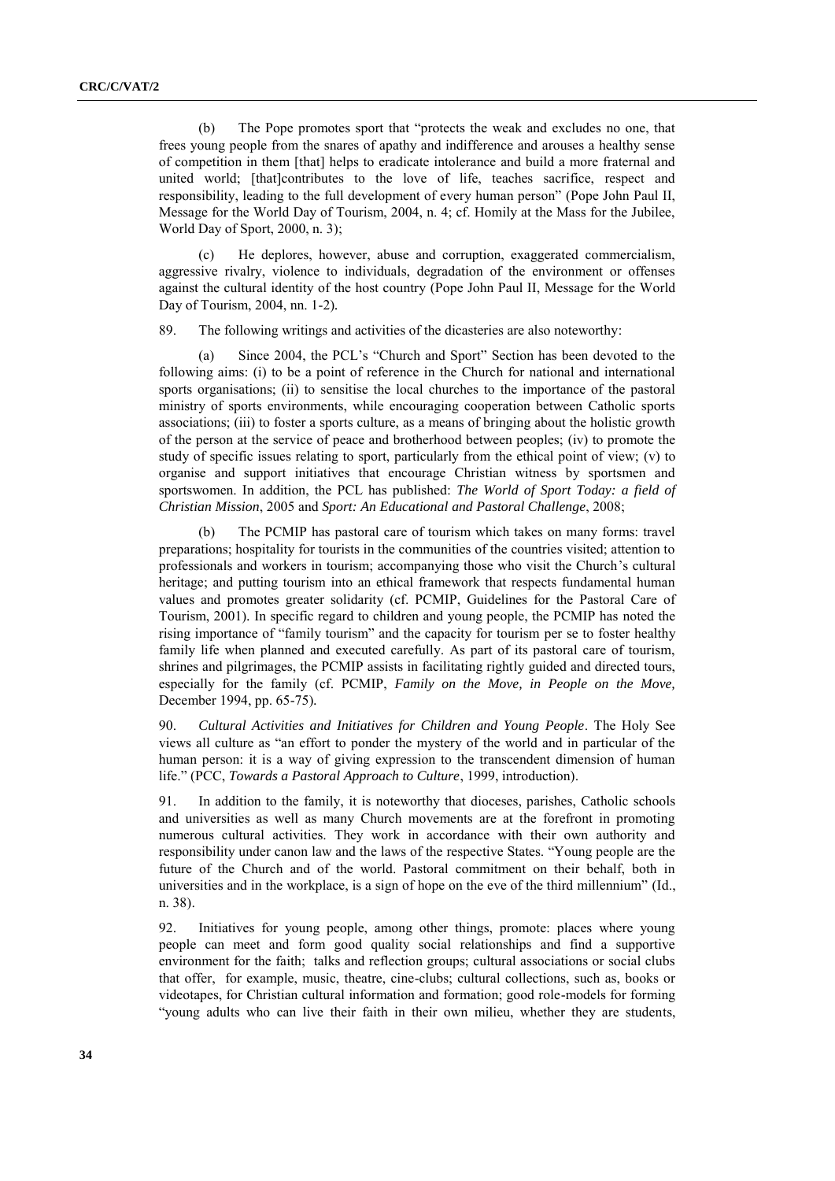(b) The Pope promotes sport that "protects the weak and excludes no one, that frees young people from the snares of apathy and indifference and arouses a healthy sense of competition in them [that] helps to eradicate intolerance and build a more fraternal and united world; [that]contributes to the love of life, teaches sacrifice, respect and responsibility, leading to the full development of every human person" (Pope John Paul II, Message for the World Day of Tourism, 2004, n. 4; cf. Homily at the Mass for the Jubilee, World Day of Sport, 2000, n. 3);

(c) He deplores, however, abuse and corruption, exaggerated commercialism, aggressive rivalry, violence to individuals, degradation of the environment or offenses against the cultural identity of the host country (Pope John Paul II, Message for the World Day of Tourism, 2004, nn. 1-2).

89. The following writings and activities of the dicasteries are also noteworthy:

(a) Since 2004, the PCL's "Church and Sport" Section has been devoted to the following aims: (i) to be a point of reference in the Church for national and international sports organisations; (ii) to sensitise the local churches to the importance of the pastoral ministry of sports environments, while encouraging cooperation between Catholic sports associations; (iii) to foster a sports culture, as a means of bringing about the holistic growth of the person at the service of peace and brotherhood between peoples; (iv) to promote the study of specific issues relating to sport, particularly from the ethical point of view; (v) to organise and support initiatives that encourage Christian witness by sportsmen and sportswomen. In addition, the PCL has published: *The World of Sport Today: a field of Christian Mission*, 2005 and *Sport: An Educational and Pastoral Challenge*, 2008;

(b) The PCMIP has pastoral care of tourism which takes on many forms: travel preparations; hospitality for tourists in the communities of the countries visited; attention to professionals and workers in tourism; accompanying those who visit the Church's cultural heritage; and putting tourism into an ethical framework that respects fundamental human values and promotes greater solidarity (cf. PCMIP, Guidelines for the Pastoral Care of Tourism, 2001). In specific regard to children and young people, the PCMIP has noted the rising importance of "family tourism" and the capacity for tourism per se to foster healthy family life when planned and executed carefully. As part of its pastoral care of tourism, shrines and pilgrimages, the PCMIP assists in facilitating rightly guided and directed tours, especially for the family (cf. PCMIP, *Family on the Move, in People on the Move,* December 1994, pp. 65-75).

90. *Cultural Activities and Initiatives for Children and Young People*. The Holy See views all culture as "an effort to ponder the mystery of the world and in particular of the human person: it is a way of giving expression to the transcendent dimension of human life." (PCC, *Towards a Pastoral Approach to Culture*, 1999, introduction).

91. In addition to the family, it is noteworthy that dioceses, parishes, Catholic schools and universities as well as many Church movements are at the forefront in promoting numerous cultural activities. They work in accordance with their own authority and responsibility under canon law and the laws of the respective States. "Young people are the future of the Church and of the world. Pastoral commitment on their behalf, both in universities and in the workplace, is a sign of hope on the eve of the third millennium" (Id., n. 38).

92. Initiatives for young people, among other things, promote: places where young people can meet and form good quality social relationships and find a supportive environment for the faith; talks and reflection groups; cultural associations or social clubs that offer, for example, music, theatre, cine-clubs; cultural collections, such as, books or videotapes, for Christian cultural information and formation; good role-models for forming "young adults who can live their faith in their own milieu, whether they are students,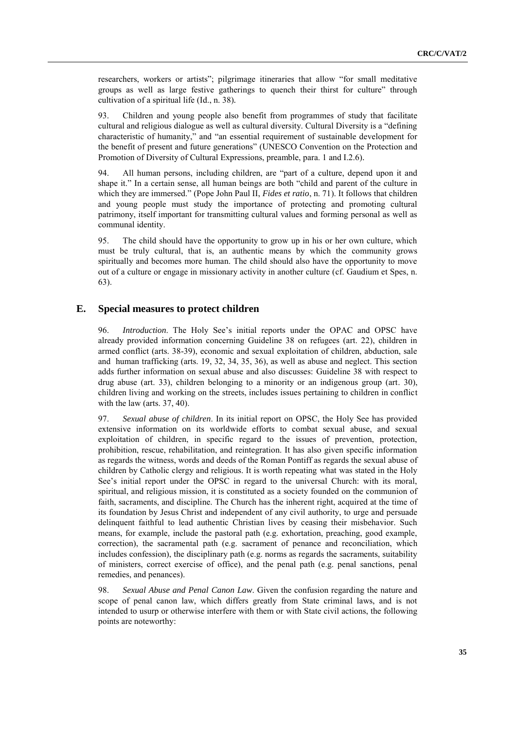researchers, workers or artists"; pilgrimage itineraries that allow "for small meditative groups as well as large festive gatherings to quench their thirst for culture" through cultivation of a spiritual life (Id., n. 38).

93. Children and young people also benefit from programmes of study that facilitate cultural and religious dialogue as well as cultural diversity. Cultural Diversity is a "defining characteristic of humanity," and "an essential requirement of sustainable development for the benefit of present and future generations" (UNESCO Convention on the Protection and Promotion of Diversity of Cultural Expressions, preamble, para. 1 and I.2.6).

94. All human persons, including children, are "part of a culture, depend upon it and shape it." In a certain sense, all human beings are both "child and parent of the culture in which they are immersed." (Pope John Paul II, *Fides et ratio*, n. 71). It follows that children and young people must study the importance of protecting and promoting cultural patrimony, itself important for transmitting cultural values and forming personal as well as communal identity.

95. The child should have the opportunity to grow up in his or her own culture, which must be truly cultural, that is, an authentic means by which the community grows spiritually and becomes more human. The child should also have the opportunity to move out of a culture or engage in missionary activity in another culture (cf. Gaudium et Spes, n. 63).

## E. Special measures to protect children

96. *Introduction*. The Holy See's initial reports under the OPAC and OPSC have already provided information concerning Guideline 38 on refugees (art. 22), children in armed conflict (arts. 38-39), economic and sexual exploitation of children, abduction, sale and human trafficking (arts. 19, 32, 34, 35, 36), as well as abuse and neglect. This section adds further information on sexual abuse and also discusses: Guideline 38 with respect to drug abuse (art. 33), children belonging to a minority or an indigenous group (art. 30), children living and working on the streets, includes issues pertaining to children in conflict with the law (arts. 37, 40).

97. *Sexual abuse of children*. In its initial report on OPSC, the Holy See has provided extensive information on its worldwide efforts to combat sexual abuse, and sexual exploitation of children, in specific regard to the issues of prevention, protection, prohibition, rescue, rehabilitation, and reintegration. It has also given specific information as regards the witness, words and deeds of the Roman Pontiff as regards the sexual abuse of children by Catholic clergy and religious. It is worth repeating what was stated in the Holy See's initial report under the OPSC in regard to the universal Church: with its moral, spiritual, and religious mission, it is constituted as a society founded on the communion of faith, sacraments, and discipline. The Church has the inherent right, acquired at the time of its foundation by Jesus Christ and independent of any civil authority, to urge and persuade delinquent faithful to lead authentic Christian lives by ceasing their misbehavior. Such means, for example, include the pastoral path (e.g. exhortation, preaching, good example, correction), the sacramental path (e.g. sacrament of penance and reconciliation, which includes confession), the disciplinary path (e.g. norms as regards the sacraments, suitability of ministers, correct exercise of office), and the penal path (e.g. penal sanctions, penal remedies, and penances).

98. *Sexual Abuse and Penal Canon Law*. Given the confusion regarding the nature and scope of penal canon law, which differs greatly from State criminal laws, and is not intended to usurp or otherwise interfere with them or with State civil actions, the following points are noteworthy: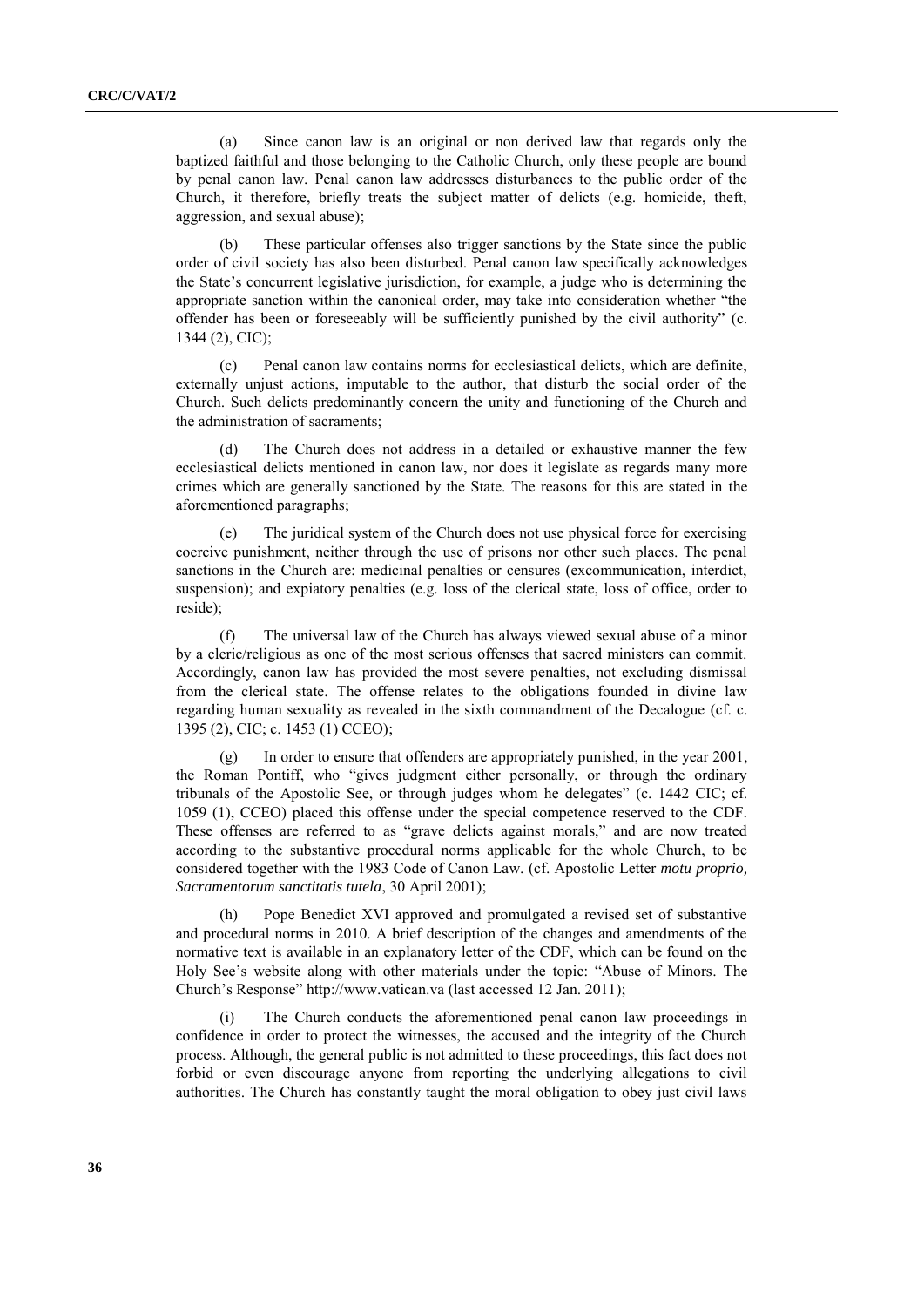(a) Since canon law is an original or non derived law that regards only the baptized faithful and those belonging to the Catholic Church, only these people are bound by penal canon law. Penal canon law addresses disturbances to the public order of the Church, it therefore, briefly treats the subject matter of delicts (e.g. homicide, theft, aggression, and sexual abuse);

(b) These particular offenses also trigger sanctions by the State since the public order of civil society has also been disturbed. Penal canon law specifically acknowledges the State's concurrent legislative jurisdiction, for example, a judge who is determining the appropriate sanction within the canonical order, may take into consideration whether "the offender has been or foreseeably will be sufficiently punished by the civil authority" (c. 1344 (2), CIC);

(c) Penal canon law contains norms for ecclesiastical delicts, which are definite, externally unjust actions, imputable to the author, that disturb the social order of the Church. Such delicts predominantly concern the unity and functioning of the Church and the administration of sacraments;

(d) The Church does not address in a detailed or exhaustive manner the few ecclesiastical delicts mentioned in canon law, nor does it legislate as regards many more crimes which are generally sanctioned by the State. The reasons for this are stated in the aforementioned paragraphs;

(e) The juridical system of the Church does not use physical force for exercising coercive punishment, neither through the use of prisons nor other such places. The penal sanctions in the Church are: medicinal penalties or censures (excommunication, interdict, suspension); and expiatory penalties (e.g. loss of the clerical state, loss of office, order to reside);

(f) The universal law of the Church has always viewed sexual abuse of a minor by a cleric/religious as one of the most serious offenses that sacred ministers can commit. Accordingly, canon law has provided the most severe penalties, not excluding dismissal from the clerical state. The offense relates to the obligations founded in divine law regarding human sexuality as revealed in the sixth commandment of the Decalogue (cf. c. 1395 (2), CIC; c. 1453 (1) CCEO);

(g) In order to ensure that offenders are appropriately punished, in the year 2001, the Roman Pontiff, who "gives judgment either personally, or through the ordinary tribunals of the Apostolic See, or through judges whom he delegates" (c. 1442 CIC; cf. 1059 (1), CCEO) placed this offense under the special competence reserved to the CDF. These offenses are referred to as "grave delicts against morals," and are now treated according to the substantive procedural norms applicable for the whole Church, to be considered together with the 1983 Code of Canon Law. (cf. Apostolic Letter *motu proprio, Sacramentorum sanctitatis tutela*, 30 April 2001);

(h) Pope Benedict XVI approved and promulgated a revised set of substantive and procedural norms in 2010. A brief description of the changes and amendments of the normative text is available in an explanatory letter of the CDF, which can be found on the Holy See's website along with other materials under the topic: "Abuse of Minors. The Church's Response" http://www.vatican.va (last accessed 12 Jan. 2011);

(i) The Church conducts the aforementioned penal canon law proceedings in confidence in order to protect the witnesses, the accused and the integrity of the Church process. Although, the general public is not admitted to these proceedings, this fact does not forbid or even discourage anyone from reporting the underlying allegations to civil authorities. The Church has constantly taught the moral obligation to obey just civil laws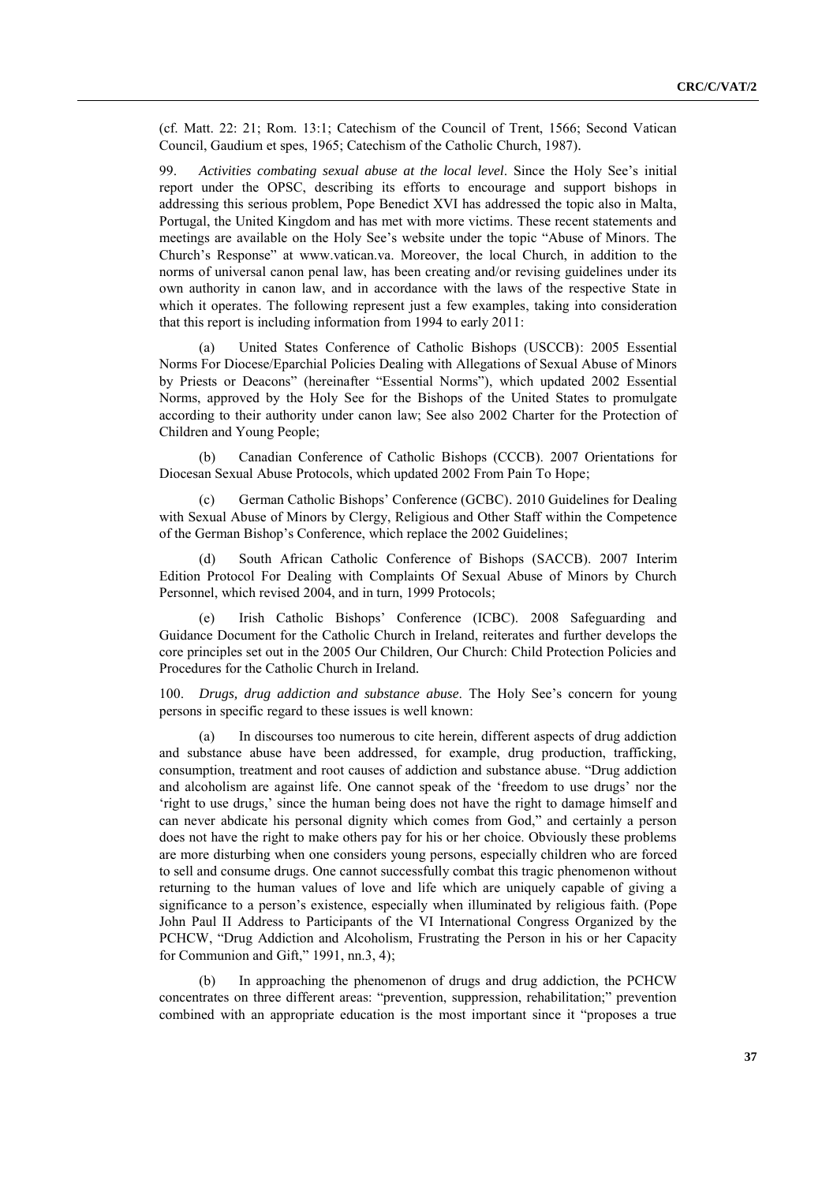(cf. Matt. 22: 21; Rom. 13:1; Catechism of the Council of Trent, 1566; Second Vatican Council, Gaudium et spes, 1965; Catechism of the Catholic Church, 1987).

99. *Activities combating sexual abuse at the local level*. Since the Holy See's initial report under the OPSC, describing its efforts to encourage and support bishops in addressing this serious problem, Pope Benedict XVI has addressed the topic also in Malta, Portugal, the United Kingdom and has met with more victims. These recent statements and meetings are available on the Holy See's website under the topic "Abuse of Minors. The Church's Response" at www.vatican.va. Moreover, the local Church, in addition to the norms of universal canon penal law, has been creating and/or revising guidelines under its own authority in canon law, and in accordance with the laws of the respective State in which it operates. The following represent just a few examples, taking into consideration that this report is including information from 1994 to early 2011:

(a) United States Conference of Catholic Bishops (USCCB): 2005 Essential Norms For Diocese/Eparchial Policies Dealing with Allegations of Sexual Abuse of Minors by Priests or Deacons" (hereinafter "Essential Norms"), which updated 2002 Essential Norms, approved by the Holy See for the Bishops of the United States to promulgate according to their authority under canon law; See also 2002 Charter for the Protection of Children and Young People;

(b) Canadian Conference of Catholic Bishops (CCCB). 2007 Orientations for Diocesan Sexual Abuse Protocols, which updated 2002 From Pain To Hope;

(c) German Catholic Bishops' Conference (GCBC). 2010 Guidelines for Dealing with Sexual Abuse of Minors by Clergy, Religious and Other Staff within the Competence of the German Bishop's Conference, which replace the 2002 Guidelines;

(d) South African Catholic Conference of Bishops (SACCB). 2007 Interim Edition Protocol For Dealing with Complaints Of Sexual Abuse of Minors by Church Personnel, which revised 2004, and in turn, 1999 Protocols;

(e) Irish Catholic Bishops' Conference (ICBC). 2008 Safeguarding and Guidance Document for the Catholic Church in Ireland, reiterates and further develops the core principles set out in the 2005 Our Children, Our Church: Child Protection Policies and Procedures for the Catholic Church in Ireland.

100. *Drugs, drug addiction and substance abuse*. The Holy See's concern for young persons in specific regard to these issues is well known:

(a) In discourses too numerous to cite herein, different aspects of drug addiction and substance abuse have been addressed, for example, drug production, trafficking, consumption, treatment and root causes of addiction and substance abuse. "Drug addiction and alcoholism are against life. One cannot speak of the 'freedom to use drugs' nor the 'right to use drugs,' since the human being does not have the right to damage himself and can never abdicate his personal dignity which comes from God," and certainly a person does not have the right to make others pay for his or her choice. Obviously these problems are more disturbing when one considers young persons, especially children who are forced to sell and consume drugs. One cannot successfully combat this tragic phenomenon without returning to the human values of love and life which are uniquely capable of giving a significance to a person's existence, especially when illuminated by religious faith. (Pope John Paul II Address to Participants of the VI International Congress Organized by the PCHCW, "Drug Addiction and Alcoholism, Frustrating the Person in his or her Capacity for Communion and Gift," 1991, nn.3, 4);

(b) In approaching the phenomenon of drugs and drug addiction, the PCHCW concentrates on three different areas: "prevention, suppression, rehabilitation;" prevention combined with an appropriate education is the most important since it "proposes a true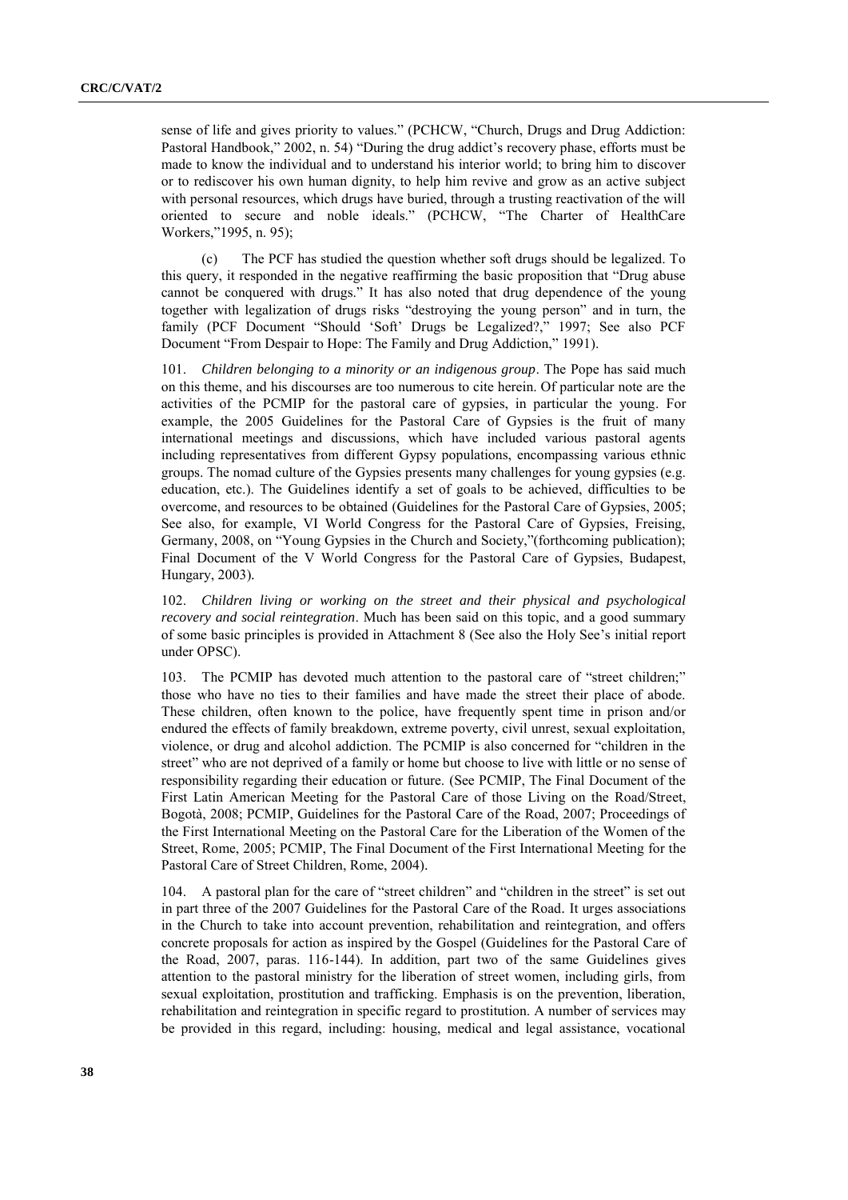sense of life and gives priority to values." (PCHCW, "Church, Drugs and Drug Addiction: Pastoral Handbook," 2002, n. 54) "During the drug addict's recovery phase, efforts must be made to know the individual and to understand his interior world; to bring him to discover or to rediscover his own human dignity, to help him revive and grow as an active subject with personal resources, which drugs have buried, through a trusting reactivation of the will oriented to secure and noble ideals." (PCHCW, "The Charter of HealthCare Workers,"1995, n. 95);

(c) The PCF has studied the question whether soft drugs should be legalized. To this query, it responded in the negative reaffirming the basic proposition that "Drug abuse cannot be conquered with drugs." It has also noted that drug dependence of the young together with legalization of drugs risks "destroying the young person" and in turn, the family (PCF Document "Should 'Soft' Drugs be Legalized?," 1997; See also PCF Document "From Despair to Hope: The Family and Drug Addiction," 1991).

101. *Children belonging to a minority or an indigenous group*. The Pope has said much on this theme, and his discourses are too numerous to cite herein. Of particular note are the activities of the PCMIP for the pastoral care of gypsies, in particular the young. For example, the 2005 Guidelines for the Pastoral Care of Gypsies is the fruit of many international meetings and discussions, which have included various pastoral agents including representatives from different Gypsy populations, encompassing various ethnic groups. The nomad culture of the Gypsies presents many challenges for young gypsies (e.g. education, etc.). The Guidelines identify a set of goals to be achieved, difficulties to be overcome, and resources to be obtained (Guidelines for the Pastoral Care of Gypsies, 2005; See also, for example, VI World Congress for the Pastoral Care of Gypsies, Freising, Germany, 2008, on "Young Gypsies in the Church and Society,"(forthcoming publication); Final Document of the V World Congress for the Pastoral Care of Gypsies, Budapest, Hungary, 2003).

102. *Children living or working on the street and their physical and psychological recovery and social reintegration*. Much has been said on this topic, and a good summary of some basic principles is provided in Attachment 8 (See also the Holy See's initial report under OPSC).

103. The PCMIP has devoted much attention to the pastoral care of "street children;" those who have no ties to their families and have made the street their place of abode. These children, often known to the police, have frequently spent time in prison and/or endured the effects of family breakdown, extreme poverty, civil unrest, sexual exploitation, violence, or drug and alcohol addiction. The PCMIP is also concerned for "children in the street" who are not deprived of a family or home but choose to live with little or no sense of responsibility regarding their education or future. (See PCMIP, The Final Document of the First Latin American Meeting for the Pastoral Care of those Living on the Road/Street, Bogotà, 2008; PCMIP, Guidelines for the Pastoral Care of the Road, 2007; Proceedings of the First International Meeting on the Pastoral Care for the Liberation of the Women of the Street, Rome, 2005; PCMIP, The Final Document of the First International Meeting for the Pastoral Care of Street Children, Rome, 2004).

104. A pastoral plan for the care of "street children" and "children in the street" is set out in part three of the 2007 Guidelines for the Pastoral Care of the Road. It urges associations in the Church to take into account prevention, rehabilitation and reintegration, and offers concrete proposals for action as inspired by the Gospel (Guidelines for the Pastoral Care of the Road, 2007, paras. 116-144). In addition, part two of the same Guidelines gives attention to the pastoral ministry for the liberation of street women, including girls, from sexual exploitation, prostitution and trafficking. Emphasis is on the prevention, liberation, rehabilitation and reintegration in specific regard to prostitution. A number of services may be provided in this regard, including: housing, medical and legal assistance, vocational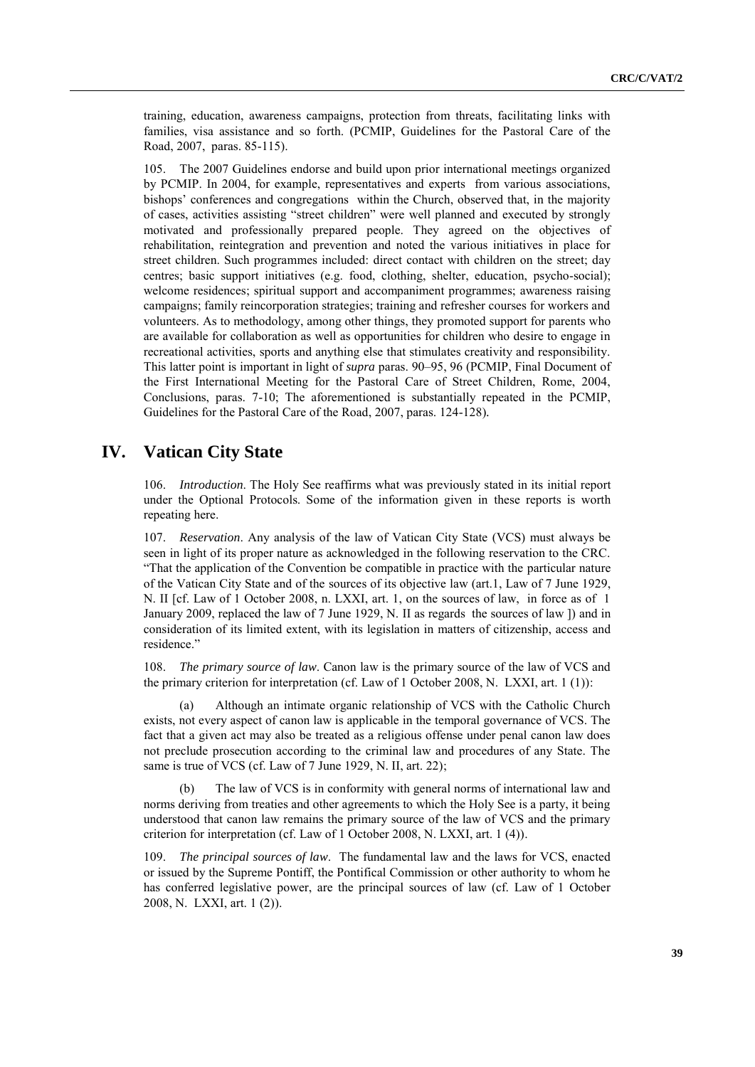training, education, awareness campaigns, protection from threats, facilitating links with families, visa assistance and so forth. (PCMIP, Guidelines for the Pastoral Care of the Road, 2007, paras. 85-115).

105. The 2007 Guidelines endorse and build upon prior international meetings organized by PCMIP. In 2004, for example, representatives and experts from various associations, bishops' conferences and congregations within the Church, observed that, in the majority of cases, activities assisting "street children" were well planned and executed by strongly motivated and professionally prepared people. They agreed on the objectives of rehabilitation, reintegration and prevention and noted the various initiatives in place for street children. Such programmes included: direct contact with children on the street; day centres; basic support initiatives (e.g. food, clothing, shelter, education, psycho-social); welcome residences; spiritual support and accompaniment programmes; awareness raising campaigns; family reincorporation strategies; training and refresher courses for workers and volunteers. As to methodology, among other things, they promoted support for parents who are available for collaboration as well as opportunities for children who desire to engage in recreational activities, sports and anything else that stimulates creativity and responsibility. This latter point is important in light of *supra* paras. 90–95, 96 (PCMIP, Final Document of the First International Meeting for the Pastoral Care of Street Children, Rome, 2004, Conclusions, paras. 7-10; The aforementioned is substantially repeated in the PCMIP, Guidelines for the Pastoral Care of the Road, 2007, paras. 124-128).

# IV. Vatican City State

106. *Introduction*. The Holy See reaffirms what was previously stated in its initial report under the Optional Protocols. Some of the information given in these reports is worth repeating here.

107. *Reservation*. Any analysis of the law of Vatican City State (VCS) must always be seen in light of its proper nature as acknowledged in the following reservation to the CRC. "That the application of the Convention be compatible in practice with the particular nature of the Vatican City State and of the sources of its objective law (art.1, Law of 7 June 1929, N. II [cf. Law of 1 October 2008, n. LXXI, art. 1, on the sources of law, in force as of 1 January 2009, replaced the law of 7 June 1929, N. II as regards the sources of law ]) and in consideration of its limited extent, with its legislation in matters of citizenship, access and residence."

108. *The primary source of law*. Canon law is the primary source of the law of VCS and the primary criterion for interpretation (cf. Law of 1 October 2008, N. LXXI, art. 1 (1)):

(a) Although an intimate organic relationship of VCS with the Catholic Church exists, not every aspect of canon law is applicable in the temporal governance of VCS. The fact that a given act may also be treated as a religious offense under penal canon law does not preclude prosecution according to the criminal law and procedures of any State. The same is true of VCS (cf. Law of 7 June 1929, N. II, art. 22);

(b) The law of VCS is in conformity with general norms of international law and norms deriving from treaties and other agreements to which the Holy See is a party, it being understood that canon law remains the primary source of the law of VCS and the primary criterion for interpretation (cf. Law of 1 October 2008, N. LXXI, art. 1 (4)).

109. *The principal sources of law*. The fundamental law and the laws for VCS, enacted or issued by the Supreme Pontiff, the Pontifical Commission or other authority to whom he has conferred legislative power, are the principal sources of law (cf. Law of 1 October 2008, N. LXXI, art. 1 (2)).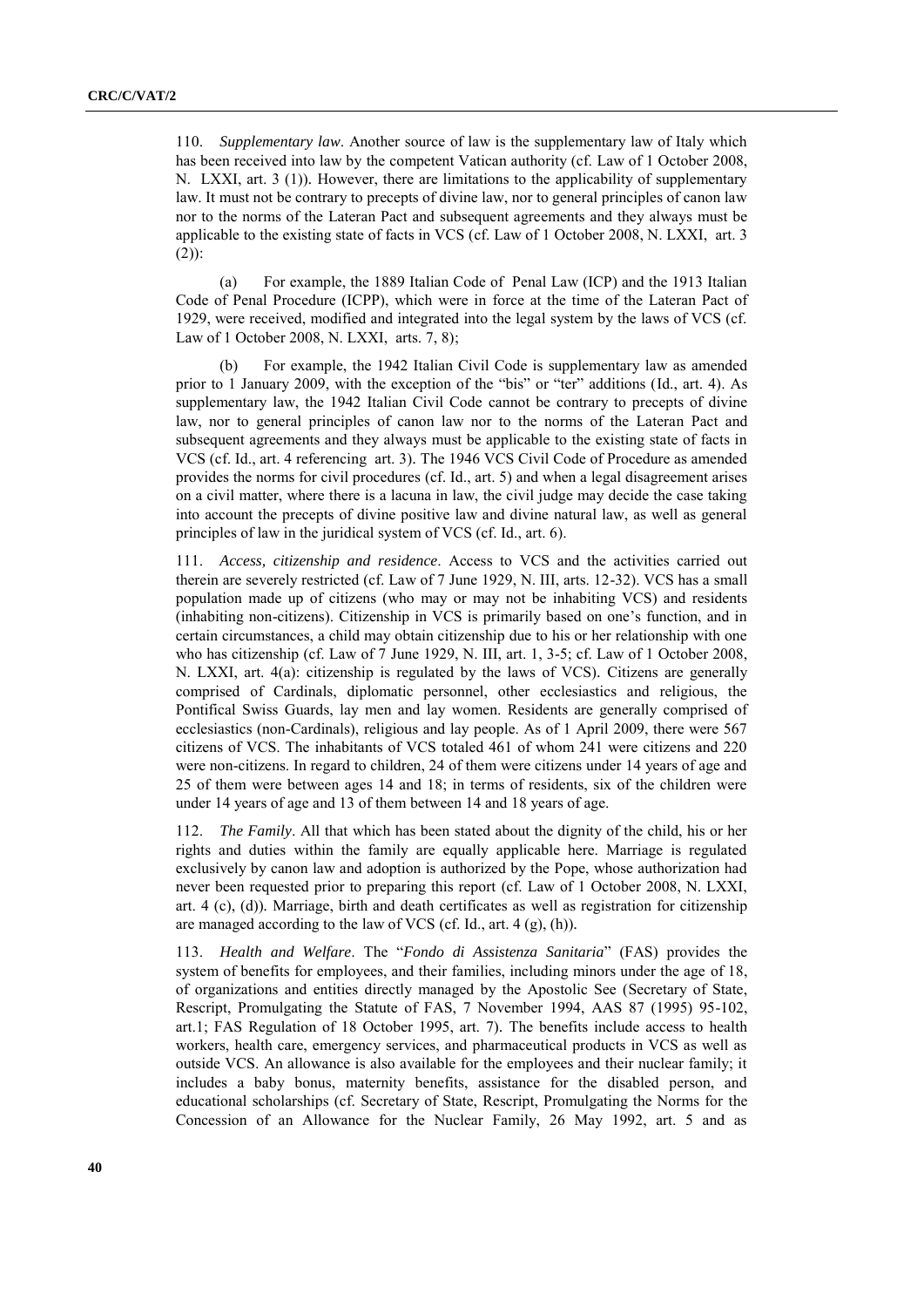110. *Supplementary law*. Another source of law is the supplementary law of Italy which has been received into law by the competent Vatican authority (cf. Law of 1 October 2008, N. LXXI, art. 3 (1)). However, there are limitations to the applicability of supplementary law. It must not be contrary to precepts of divine law, nor to general principles of canon law nor to the norms of the Lateran Pact and subsequent agreements and they always must be applicable to the existing state of facts in VCS (cf. Law of 1 October 2008, N. LXXI, art. 3 (2)):

(a) For example, the 1889 Italian Code of Penal Law (ICP) and the 1913 Italian Code of Penal Procedure (ICPP), which were in force at the time of the Lateran Pact of 1929, were received, modified and integrated into the legal system by the laws of VCS (cf. Law of 1 October 2008, N. LXXI, arts. 7, 8);

(b) For example, the 1942 Italian Civil Code is supplementary law as amended prior to 1 January 2009, with the exception of the "bis" or "ter" additions (Id., art. 4). As supplementary law, the 1942 Italian Civil Code cannot be contrary to precepts of divine law, nor to general principles of canon law nor to the norms of the Lateran Pact and subsequent agreements and they always must be applicable to the existing state of facts in VCS (cf. Id., art. 4 referencing art. 3). The 1946 VCS Civil Code of Procedure as amended provides the norms for civil procedures (cf. Id., art. 5) and when a legal disagreement arises on a civil matter, where there is a lacuna in law, the civil judge may decide the case taking into account the precepts of divine positive law and divine natural law, as well as general principles of law in the juridical system of VCS (cf. Id., art. 6).

111. *Access, citizenship and residence*. Access to VCS and the activities carried out therein are severely restricted (cf. Law of 7 June 1929, N. III, arts. 12-32). VCS has a small population made up of citizens (who may or may not be inhabiting VCS) and residents (inhabiting non-citizens). Citizenship in VCS is primarily based on one's function, and in certain circumstances, a child may obtain citizenship due to his or her relationship with one who has citizenship (cf. Law of 7 June 1929, N. III, art. 1, 3-5; cf. Law of 1 October 2008, N. LXXI, art. 4(a): citizenship is regulated by the laws of VCS). Citizens are generally comprised of Cardinals, diplomatic personnel, other ecclesiastics and religious, the Pontifical Swiss Guards, lay men and lay women. Residents are generally comprised of ecclesiastics (non-Cardinals), religious and lay people. As of 1 April 2009, there were 567 citizens of VCS. The inhabitants of VCS totaled 461 of whom 241 were citizens and 220 were non-citizens. In regard to children, 24 of them were citizens under 14 years of age and 25 of them were between ages 14 and 18; in terms of residents, six of the children were under 14 years of age and 13 of them between 14 and 18 years of age.

112. *The Family*. All that which has been stated about the dignity of the child, his or her rights and duties within the family are equally applicable here. Marriage is regulated exclusively by canon law and adoption is authorized by the Pope, whose authorization had never been requested prior to preparing this report (cf. Law of 1 October 2008, N. LXXI, art. 4 (c), (d)). Marriage, birth and death certificates as well as registration for citizenship are managed according to the law of VCS (cf. Id., art. 4 (g), (h)).

113. *Health and Welfare*. The "*Fondo di Assistenza Sanitaria*" (FAS) provides the system of benefits for employees, and their families, including minors under the age of 18, of organizations and entities directly managed by the Apostolic See (Secretary of State, Rescript, Promulgating the Statute of FAS, 7 November 1994, AAS 87 (1995) 95-102, art.1; FAS Regulation of 18 October 1995, art. 7). The benefits include access to health workers, health care, emergency services, and pharmaceutical products in VCS as well as outside VCS. An allowance is also available for the employees and their nuclear family; it includes a baby bonus, maternity benefits, assistance for the disabled person, and educational scholarships (cf. Secretary of State, Rescript, Promulgating the Norms for the Concession of an Allowance for the Nuclear Family, 26 May 1992, art. 5 and as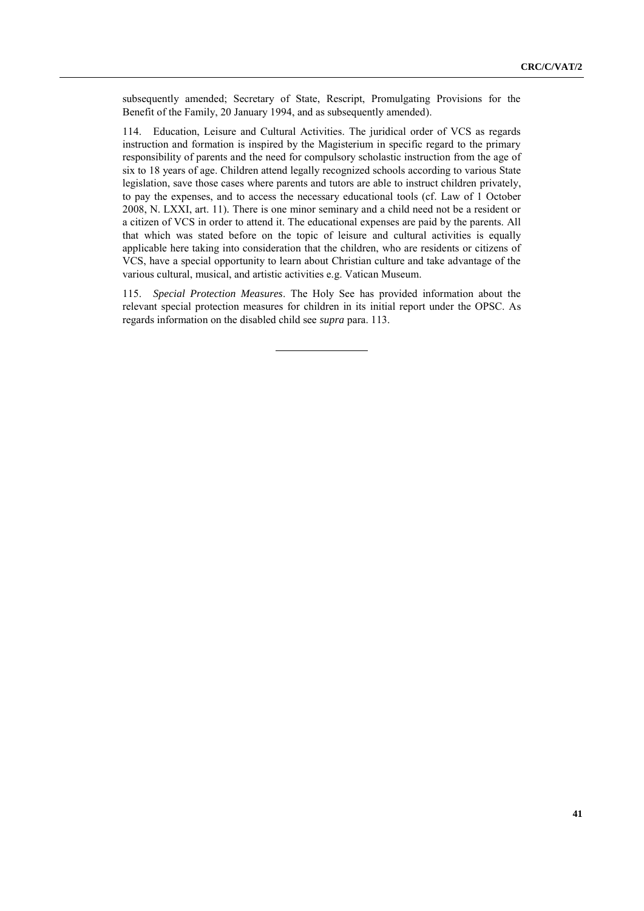subsequently amended; Secretary of State, Rescript, Promulgating Provisions for the Benefit of the Family, 20 January 1994, and as subsequently amended).

114. Education, Leisure and Cultural Activities. The juridical order of VCS as regards instruction and formation is inspired by the Magisterium in specific regard to the primary responsibility of parents and the need for compulsory scholastic instruction from the age of six to 18 years of age. Children attend legally recognized schools according to various State legislation, save those cases where parents and tutors are able to instruct children privately, to pay the expenses, and to access the necessary educational tools (cf. Law of 1 October 2008, N. LXXI, art. 11). There is one minor seminary and a child need not be a resident or a citizen of VCS in order to attend it. The educational expenses are paid by the parents. All that which was stated before on the topic of leisure and cultural activities is equally applicable here taking into consideration that the children, who are residents or citizens of VCS, have a special opportunity to learn about Christian culture and take advantage of the various cultural, musical, and artistic activities e.g. Vatican Museum.

115. *Special Protection Measures*. The Holy See has provided information about the relevant special protection measures for children in its initial report under the OPSC. As regards information on the disabled child see *supra* para. 113.